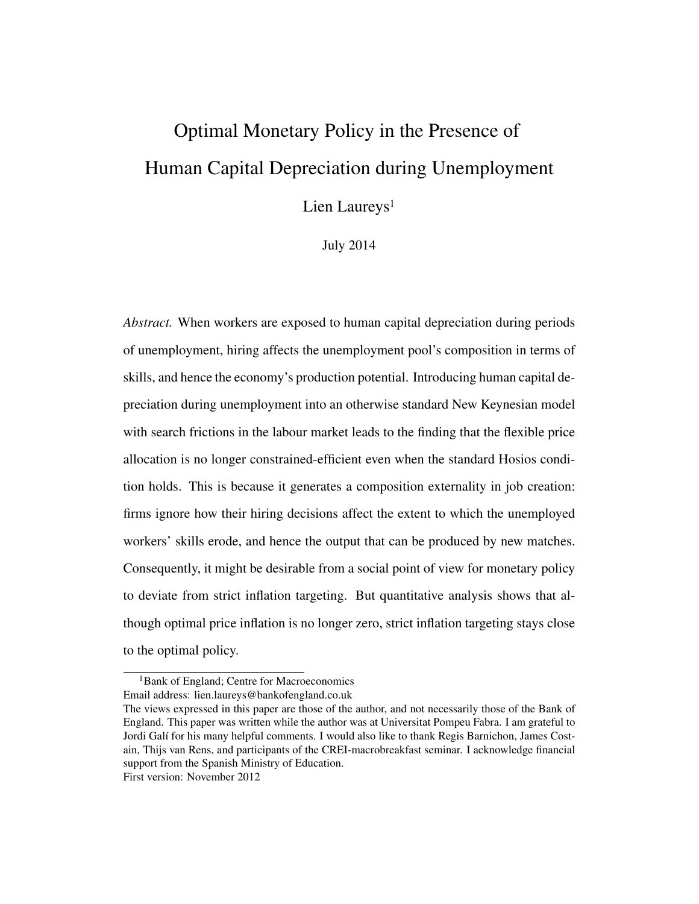# Optimal Monetary Policy in the Presence of Human Capital Depreciation during Unemployment

Lien Laureys[1]

July 2014

*Abstract.* When workers are exposed to human capital depreciation during periods of unemployment, hiring affects the unemployment pool's composition in terms of skills, and hence the economy's production potential. Introducing human capital depreciation during unemployment into an otherwise standard New Keynesian model with search frictions in the labour market leads to the finding that the flexible price allocation is no longer constrained-efficient even when the standard Hosios condition holds. This is because it generates a composition externality in job creation: firms ignore how their hiring decisions affect the extent to which the unemployed workers' skills erode, and hence the output that can be produced by new matches. Consequently, it might be desirable from a social point of view for monetary policy to deviate from strict inflation targeting. But quantitative analysis shows that although optimal price inflation is no longer zero, strict inflation targeting stays close to the optimal policy.

---

[1] Bank of England; Centre for Macroeconomics

Email address: lien.laureys@bankofengland.co.uk

The views expressed in this paper are those of the author, and not necessarily those of the Bank of England. This paper was written while the author was at Universitat Pompeu Fabra. I am grateful to Jordi Galí for his many helpful comments. I would also like to thank Regis Barnichon, James Costain, Thijs van Rens, and participants of the CREI-macrobreakfast seminar. I acknowledge financial support from the Spanish Ministry of Education.

First version: November 2012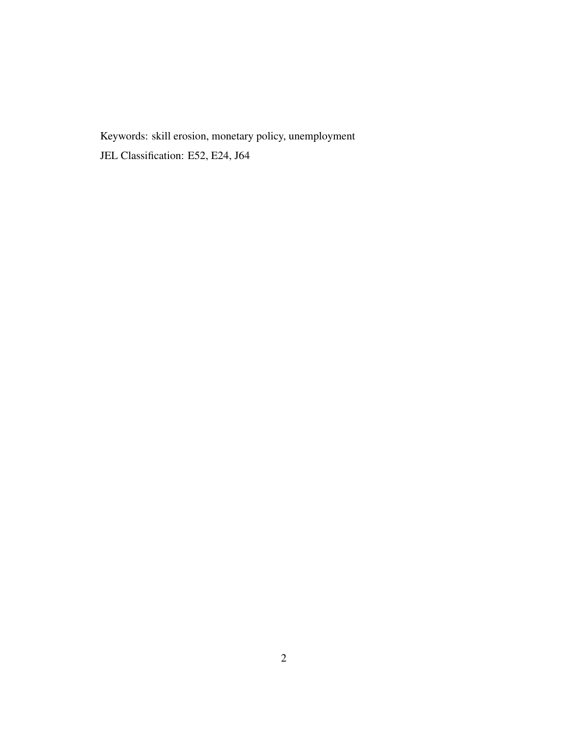Keywords: skill erosion, monetary policy, unemployment

JEL Classification: E52, E24, J64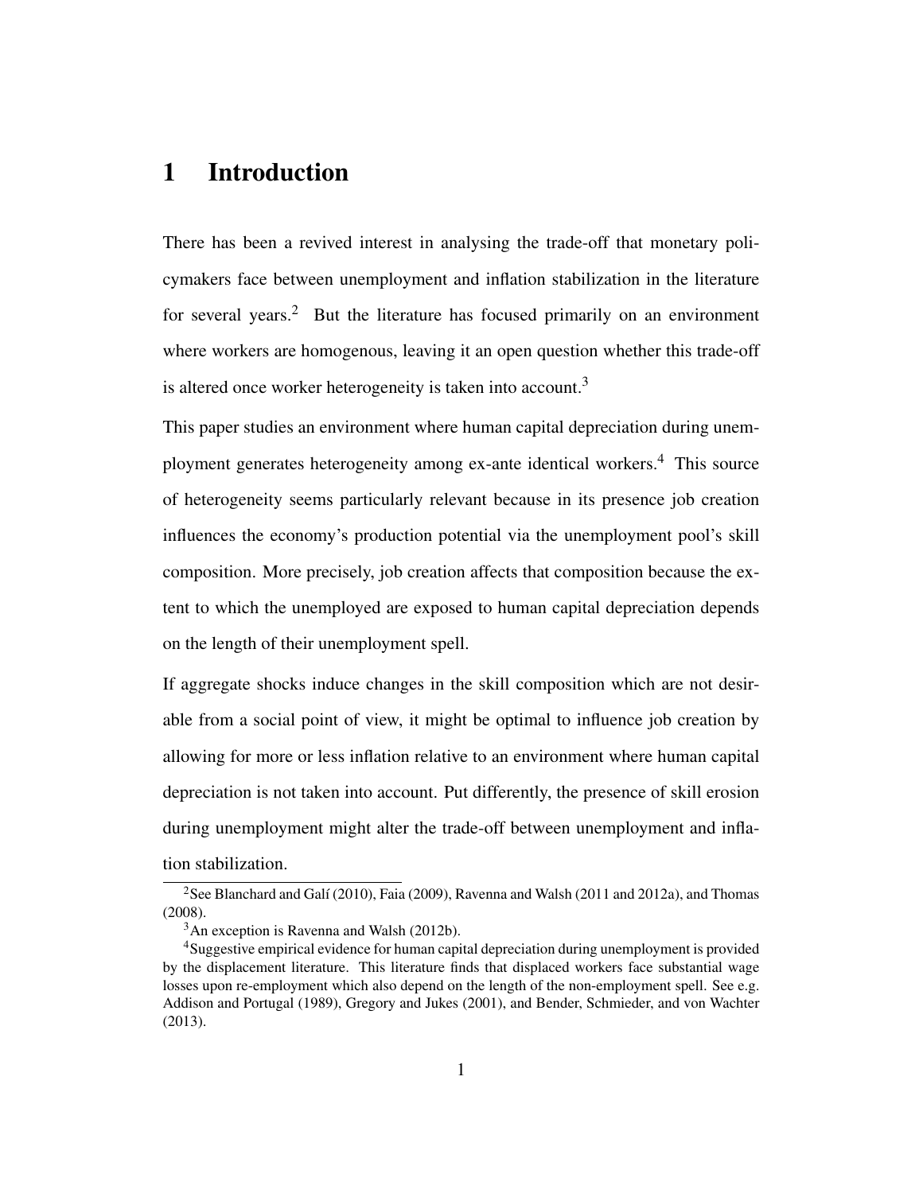# 1 Introduction

There has been a revived interest in analysing the trade-off that monetary policymakers face between unemployment and inflation stabilization in the literature for several years.[2] But the literature has focused primarily on an environment where workers are homogenous, leaving it an open question whether this trade-off is altered once worker heterogeneity is taken into account.[3]

This paper studies an environment where human capital depreciation during unemployment generates heterogeneity among ex-ante identical workers.[4] This source of heterogeneity seems particularly relevant because in its presence job creation influences the economy's production potential via the unemployment pool's skill composition. More precisely, job creation affects that composition because the extent to which the unemployed are exposed to human capital depreciation depends on the length of their unemployment spell.

If aggregate shocks induce changes in the skill composition which are not desirable from a social point of view, it might be optimal to influence job creation by allowing for more or less inflation relative to an environment where human capital depreciation is not taken into account. Put differently, the presence of skill erosion during unemployment might alter the trade-off between unemployment and inflation stabilization.

[2] See Blanchard and Galí (2010), Faia (2009), Ravenna and Walsh (2011 and 2012a), and Thomas (2008).

[3] An exception is Ravenna and Walsh (2012b).

[4] Suggestive empirical evidence for human capital depreciation during unemployment is provided by the displacement literature. This literature finds that displaced workers face substantial wage losses upon re-employment which also depend on the length of the non-employment spell. See e.g. Addison and Portugal (1989), Gregory and Jukes (2001), and Bender, Schmieder, and von Wachter (2013).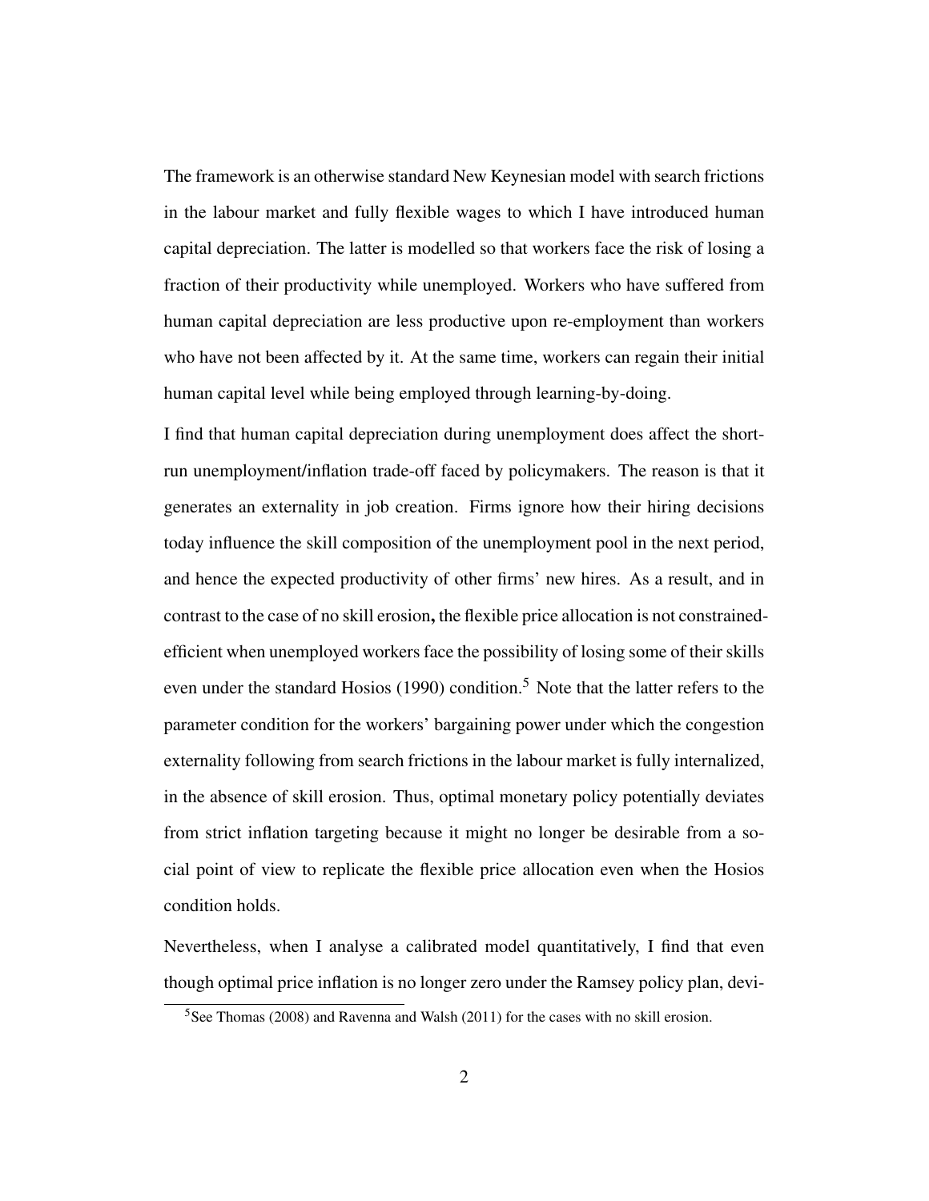The framework is an otherwise standard New Keynesian model with search frictions in the labour market and fully flexible wages to which I have introduced human capital depreciation. The latter is modelled so that workers face the risk of losing a fraction of their productivity while unemployed. Workers who have suffered from human capital depreciation are less productive upon re-employment than workers who have not been affected by it. At the same time, workers can regain their initial human capital level while being employed through learning-by-doing.

I find that human capital depreciation during unemployment does affect the short-run unemployment/inflation trade-off faced by policymakers. The reason is that it generates an externality in job creation. Firms ignore how their hiring decisions today influence the skill composition of the unemployment pool in the next period, and hence the expected productivity of other firms' new hires. As a result, and in contrast to the case of no skill erosion, the flexible price allocation is not constrained-efficient when unemployed workers face the possibility of losing some of their skills even under the standard Hosios (1990) condition.[5] Note that the latter refers to the parameter condition for the workers' bargaining power under which the congestion externality following from search frictions in the labour market is fully internalized, in the absence of skill erosion. Thus, optimal monetary policy potentially deviates from strict inflation targeting because it might no longer be desirable from a social point of view to replicate the flexible price allocation even when the Hosios condition holds.

Nevertheless, when I analyse a calibrated model quantitatively, I find that even though optimal price inflation is no longer zero under the Ramsey policy plan, devi-

[5] See Thomas (2008) and Ravenna and Walsh (2011) for the cases with no skill erosion.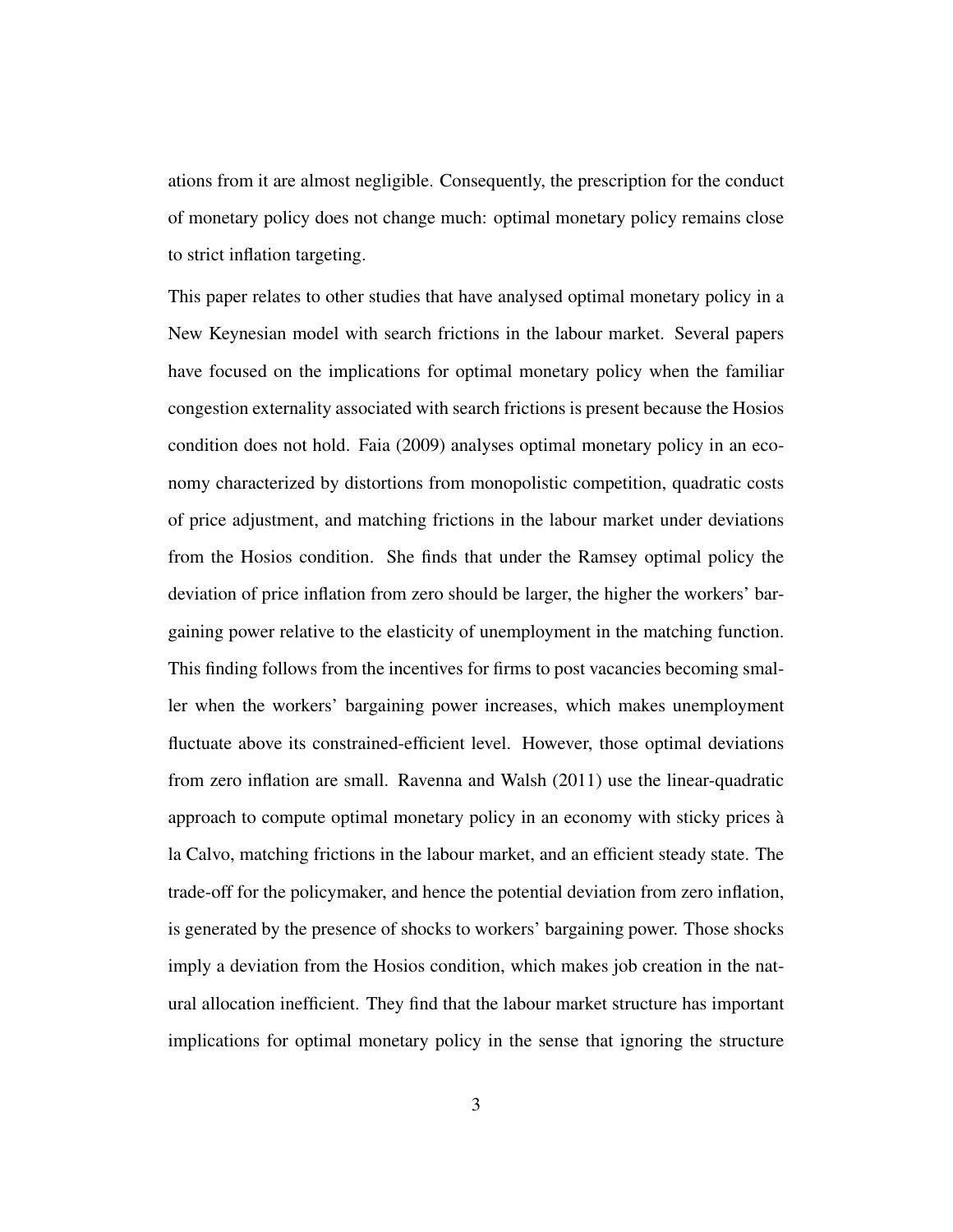ations from it are almost negligible. Consequently, the prescription for the conduct of monetary policy does not change much: optimal monetary policy remains close to strict inflation targeting.

This paper relates to other studies that have analysed optimal monetary policy in a New Keynesian model with search frictions in the labour market. Several papers have focused on the implications for optimal monetary policy when the familiar congestion externality associated with search frictions is present because the Hosios condition does not hold. Faia (2009) analyses optimal monetary policy in an economy characterized by distortions from monopolistic competition, quadratic costs of price adjustment, and matching frictions in the labour market under deviations from the Hosios condition. She finds that under the Ramsey optimal policy the deviation of price inflation from zero should be larger, the higher the workers' bargaining power relative to the elasticity of unemployment in the matching function. This finding follows from the incentives for firms to post vacancies becoming smaller when the workers' bargaining power increases, which makes unemployment fluctuate above its constrained-efficient level. However, those optimal deviations from zero inflation are small. Ravenna and Walsh (2011) use the linear-quadratic approach to compute optimal monetary policy in an economy with sticky prices à la Calvo, matching frictions in the labour market, and an efficient steady state. The trade-off for the policymaker, and hence the potential deviation from zero inflation, is generated by the presence of shocks to workers' bargaining power. Those shocks imply a deviation from the Hosios condition, which makes job creation in the natural allocation inefficient. They find that the labour market structure has important implications for optimal monetary policy in the sense that ignoring the structure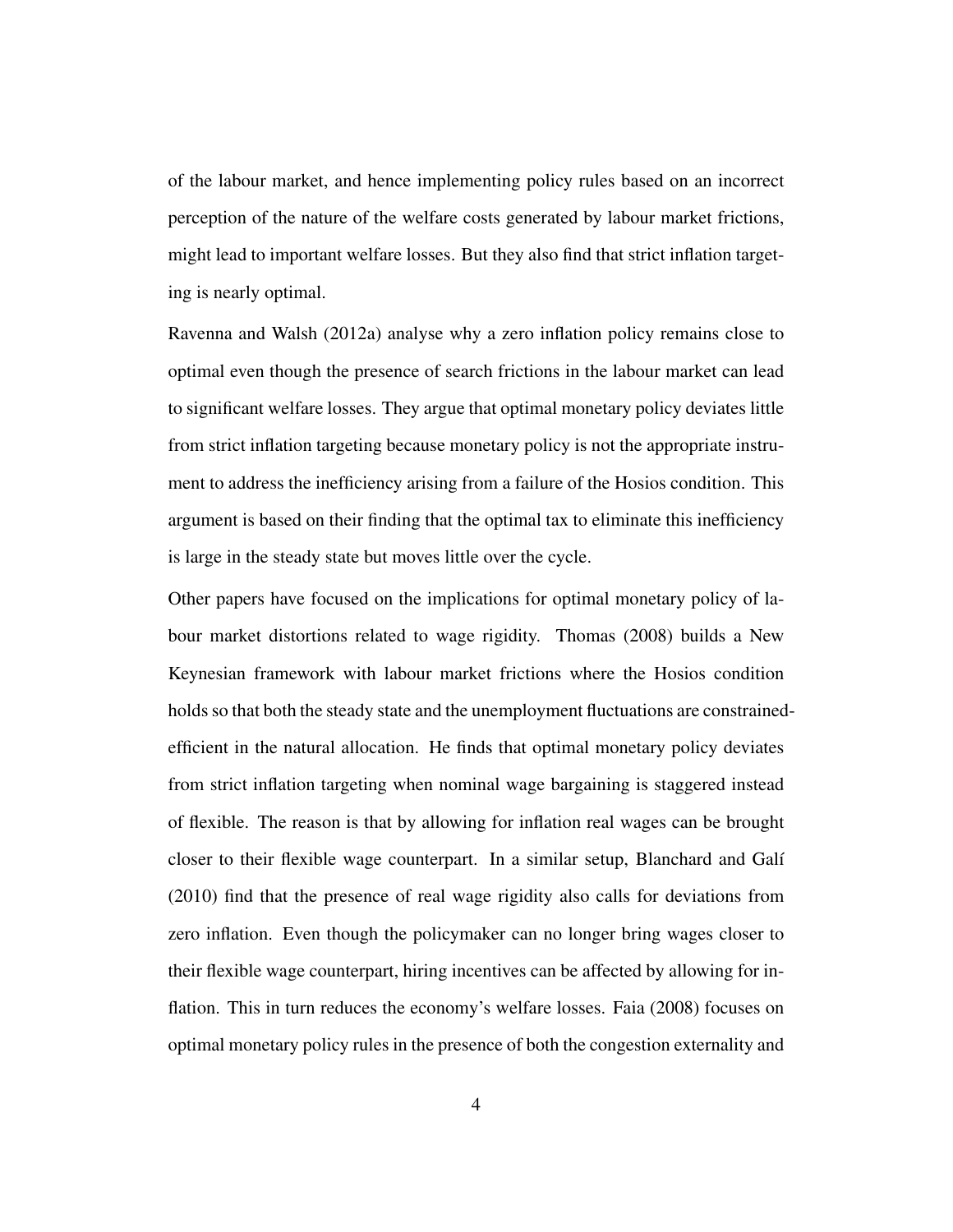of the labour market, and hence implementing policy rules based on an incorrect perception of the nature of the welfare costs generated by labour market frictions, might lead to important welfare losses. But they also find that strict inflation targeting is nearly optimal.

Ravenna and Walsh (2012a) analyse why a zero inflation policy remains close to optimal even though the presence of search frictions in the labour market can lead to significant welfare losses. They argue that optimal monetary policy deviates little from strict inflation targeting because monetary policy is not the appropriate instrument to address the inefficiency arising from a failure of the Hosios condition. This argument is based on their finding that the optimal tax to eliminate this inefficiency is large in the steady state but moves little over the cycle.

Other papers have focused on the implications for optimal monetary policy of labour market distortions related to wage rigidity. Thomas (2008) builds a New Keynesian framework with labour market frictions where the Hosios condition holds so that both the steady state and the unemployment fluctuations are constrained-efficient in the natural allocation. He finds that optimal monetary policy deviates from strict inflation targeting when nominal wage bargaining is staggered instead of flexible. The reason is that by allowing for inflation real wages can be brought closer to their flexible wage counterpart. In a similar setup, Blanchard and Galí (2010) find that the presence of real wage rigidity also calls for deviations from zero inflation. Even though the policymaker can no longer bring wages closer to their flexible wage counterpart, hiring incentives can be affected by allowing for inflation. This in turn reduces the economy's welfare losses. Faia (2008) focuses on optimal monetary policy rules in the presence of both the congestion externality and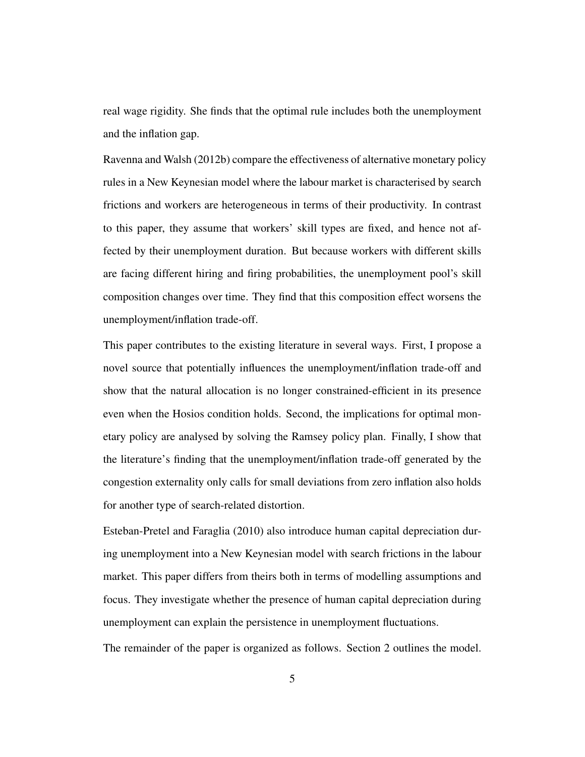real wage rigidity. She finds that the optimal rule includes both the unemployment and the inflation gap.

Ravenna and Walsh (2012b) compare the effectiveness of alternative monetary policy rules in a New Keynesian model where the labour market is characterised by search frictions and workers are heterogeneous in terms of their productivity. In contrast to this paper, they assume that workers' skill types are fixed, and hence not affected by their unemployment duration. But because workers with different skills are facing different hiring and firing probabilities, the unemployment pool's skill composition changes over time. They find that this composition effect worsens the unemployment/inflation trade-off.

This paper contributes to the existing literature in several ways. First, I propose a novel source that potentially influences the unemployment/inflation trade-off and show that the natural allocation is no longer constrained-efficient in its presence even when the Hosios condition holds. Second, the implications for optimal monetary policy are analysed by solving the Ramsey policy plan. Finally, I show that the literature's finding that the unemployment/inflation trade-off generated by the congestion externality only calls for small deviations from zero inflation also holds for another type of search-related distortion.

Esteban-Pretel and Faraglia (2010) also introduce human capital depreciation during unemployment into a New Keynesian model with search frictions in the labour market. This paper differs from theirs both in terms of modelling assumptions and focus. They investigate whether the presence of human capital depreciation during unemployment can explain the persistence in unemployment fluctuations.

The remainder of the paper is organized as follows. Section 2 outlines the model.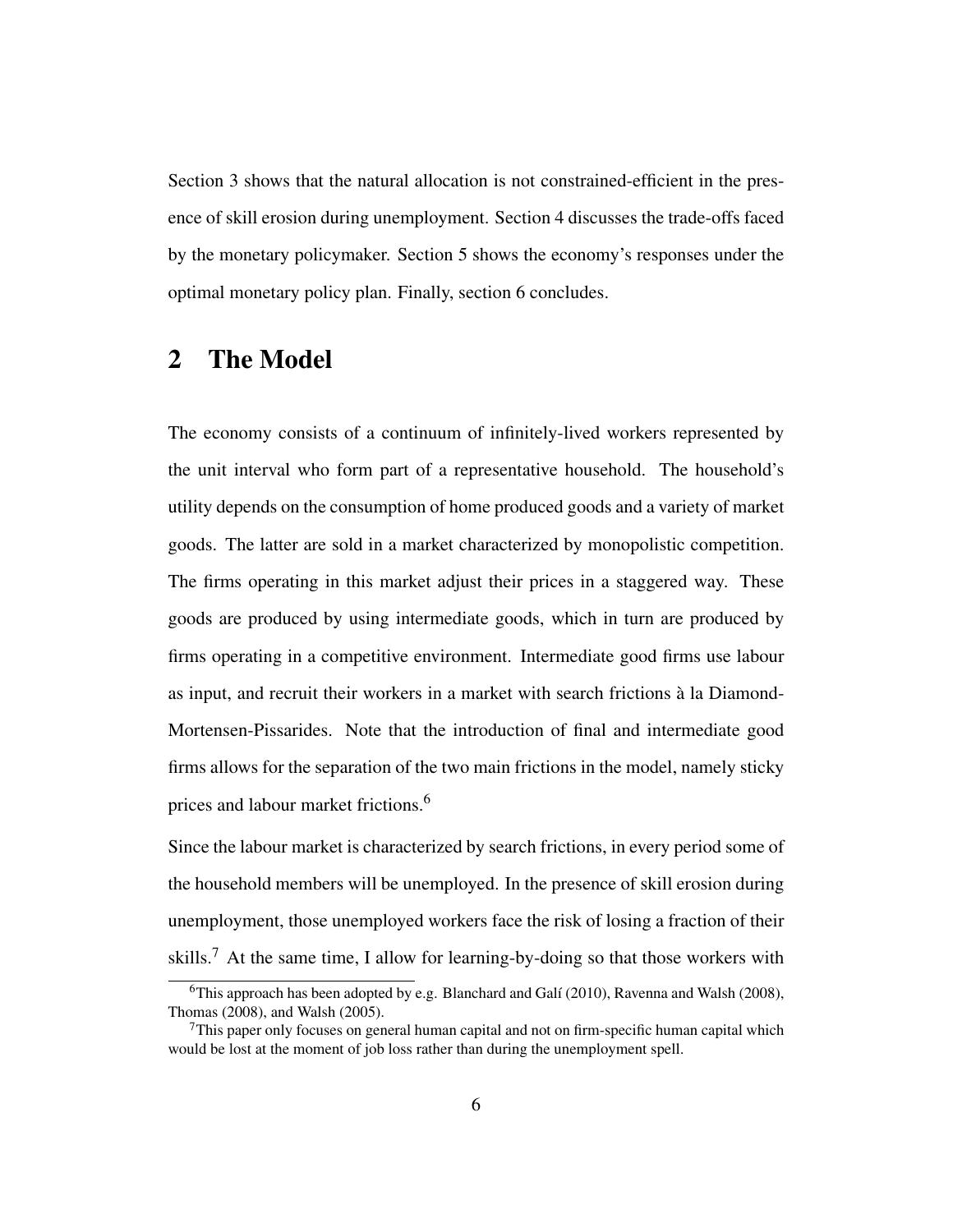Section 3 shows that the natural allocation is not constrained-efficient in the presence of skill erosion during unemployment. Section 4 discusses the trade-offs faced by the monetary policymaker. Section 5 shows the economy's responses under the optimal monetary policy plan. Finally, section 6 concludes.

## 2 The Model

The economy consists of a continuum of infinitely-lived workers represented by the unit interval who form part of a representative household. The household's utility depends on the consumption of home produced goods and a variety of market goods. The latter are sold in a market characterized by monopolistic competition. The firms operating in this market adjust their prices in a staggered way. These goods are produced by using intermediate goods, which in turn are produced by firms operating in a competitive environment. Intermediate good firms use labour as input, and recruit their workers in a market with search frictions à la Diamond-Mortensen-Pissarides. Note that the introduction of final and intermediate good firms allows for the separation of the two main frictions in the model, namely sticky prices and labour market frictions.[6]

Since the labour market is characterized by search frictions, in every period some of the household members will be unemployed. In the presence of skill erosion during unemployment, those unemployed workers face the risk of losing a fraction of their skills.[7] At the same time, I allow for learning-by-doing so that those workers with

[6] This approach has been adopted by e.g. Blanchard and Galí (2010), Ravenna and Walsh (2008), Thomas (2008), and Walsh (2005).

[7] This paper only focuses on general human capital and not on firm-specific human capital which would be lost at the moment of job loss rather than during the unemployment spell.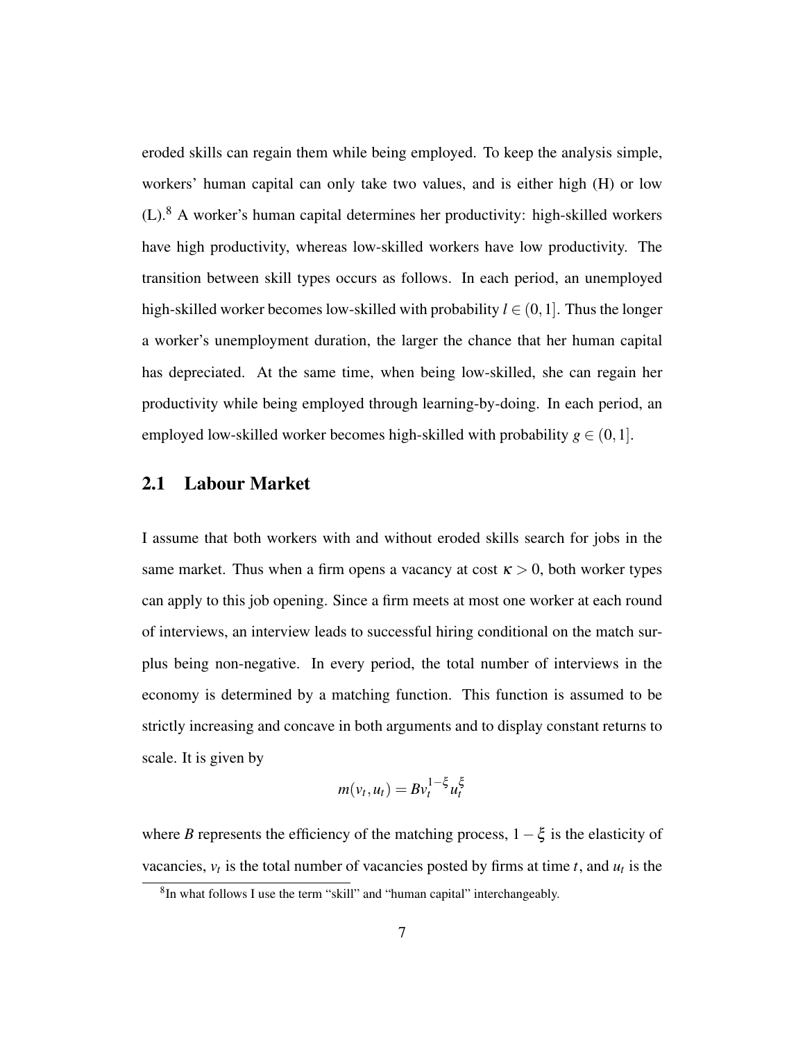eroded skills can regain them while being employed. To keep the analysis simple, workers' human capital can only take two values, and is either high (H) or low (L).[8] A worker's human capital determines her productivity: high-skilled workers have high productivity, whereas low-skilled workers have low productivity. The transition between skill types occurs as follows. In each period, an unemployed high-skilled worker becomes low-skilled with probability $l \in (0,1]$. Thus the longer a worker's unemployment duration, the larger the chance that her human capital has depreciated. At the same time, when being low-skilled, she can regain her productivity while being employed through learning-by-doing. In each period, an employed low-skilled worker becomes high-skilled with probability $g \in (0,1]$.

## 2.1 Labour Market

I assume that both workers with and without eroded skills search for jobs in the same market. Thus when a firm opens a vacancy at cost $\kappa > 0$, both worker types can apply to this job opening. Since a firm meets at most one worker at each round of interviews, an interview leads to successful hiring conditional on the match surplus being non-negative. In every period, the total number of interviews in the economy is determined by a matching function. This function is assumed to be strictly increasing and concave in both arguments and to display constant returns to scale. It is given by

$$m(v_t, u_t) = B v_t^{1-\xi} u_t^{\xi}$$

where $B$ represents the efficiency of the matching process, $1-\xi$ is the elasticity of vacancies, $v_t$ is the total number of vacancies posted by firms at time $t$, and $u_t$ is the

[8] In what follows I use the term "skill" and "human capital" interchangeably.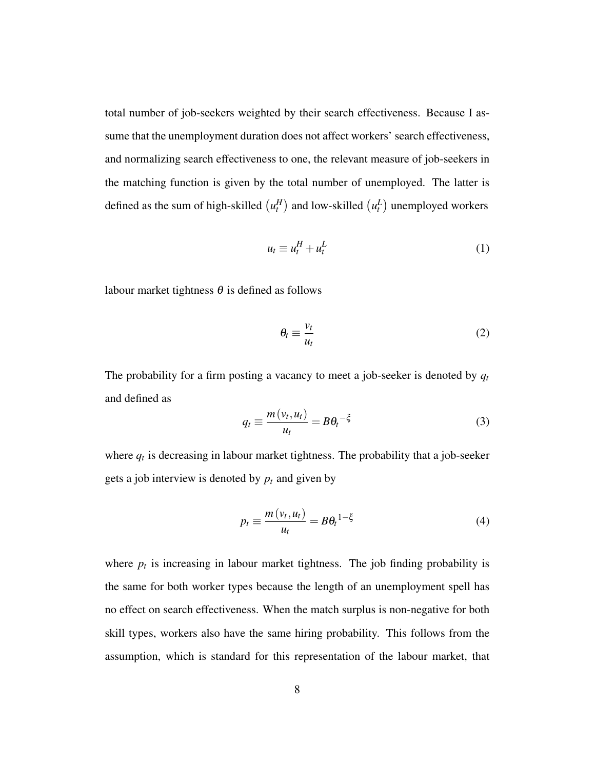total number of job-seekers weighted by their search effectiveness. Because I assume that the unemployment duration does not affect workers' search effectiveness, and normalizing search effectiveness to one, the relevant measure of job-seekers in the matching function is given by the total number of unemployed. The latter is defined as the sum of high-skilled $\left(u_t^H\right)$ and low-skilled $\left(u_t^L\right)$ unemployed workers

$$u_t \equiv u_t^H + u_t^L \tag{1}$$

labour market tightness $\theta$ is defined as follows

$$\theta_t \equiv \frac{v_t}{u_t} \tag{2}$$

The probability for a firm posting a vacancy to meet a job-seeker is denoted by $q_t$ and defined as

$$q_t \equiv \frac{m(v_t, u_t)}{u_t} = B\theta_t^{-\xi} \tag{3}$$

where $q_t$ is decreasing in labour market tightness. The probability that a job-seeker gets a job interview is denoted by $p_t$ and given by

$$p_t \equiv \frac{m(v_t, u_t)}{u_t} = B\theta_t^{1-\xi} \tag{4}$$

where $p_t$ is increasing in labour market tightness. The job finding probability is the same for both worker types because the length of an unemployment spell has no effect on search effectiveness. When the match surplus is non-negative for both skill types, workers also have the same hiring probability. This follows from the assumption, which is standard for this representation of the labour market, that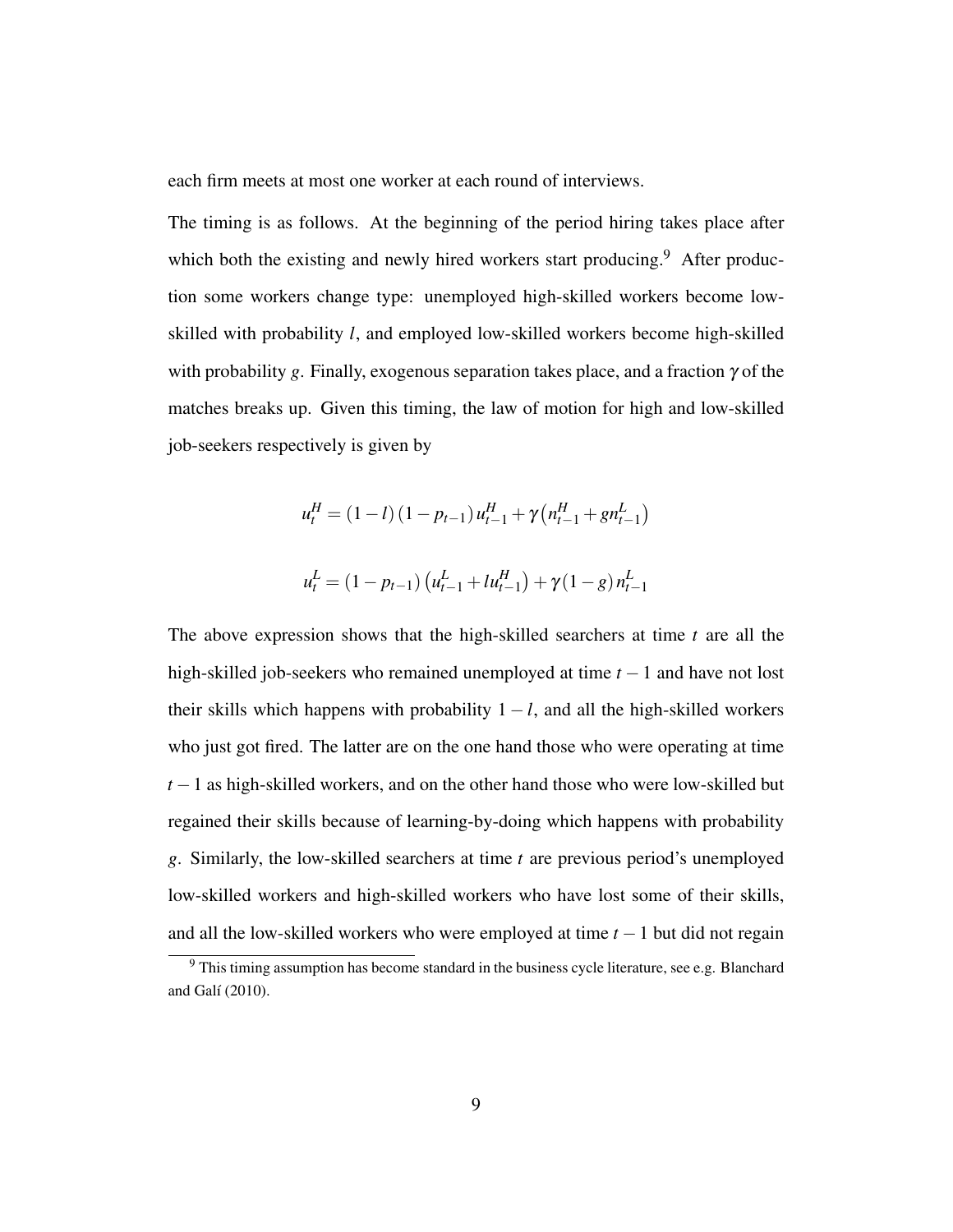each firm meets at most one worker at each round of interviews.

The timing is as follows. At the beginning of the period hiring takes place after which both the existing and newly hired workers start producing.[9] After production some workers change type: unemployed high-skilled workers become low-skilled with probability $l$, and employed low-skilled workers become high-skilled with probability $g$. Finally, exogenous separation takes place, and a fraction $\gamma$ of the matches breaks up. Given this timing, the law of motion for high and low-skilled job-seekers respectively is given by

$$u_t^H = (1-l)(1-p_{t-1})\,u_{t-1}^H + \gamma\left(n_{t-1}^H + g n_{t-1}^L\right)$$

$$u_t^L = (1-p_{t-1})\left(u_{t-1}^L + l u_{t-1}^H\right) + \gamma(1-g)\,n_{t-1}^L$$

The above expression shows that the high-skilled searchers at time $t$ are all the high-skilled job-seekers who remained unemployed at time $t-1$ and have not lost their skills which happens with probability $1-l$, and all the high-skilled workers who just got fired. The latter are on the one hand those who were operating at time $t-1$ as high-skilled workers, and on the other hand those who were low-skilled but regained their skills because of learning-by-doing which happens with probability $g$. Similarly, the low-skilled searchers at time $t$ are previous period's unemployed low-skilled workers and high-skilled workers who have lost some of their skills, and all the low-skilled workers who were employed at time $t-1$ but did not regain

[9] This timing assumption has become standard in the business cycle literature, see e.g. Blanchard and Galí (2010).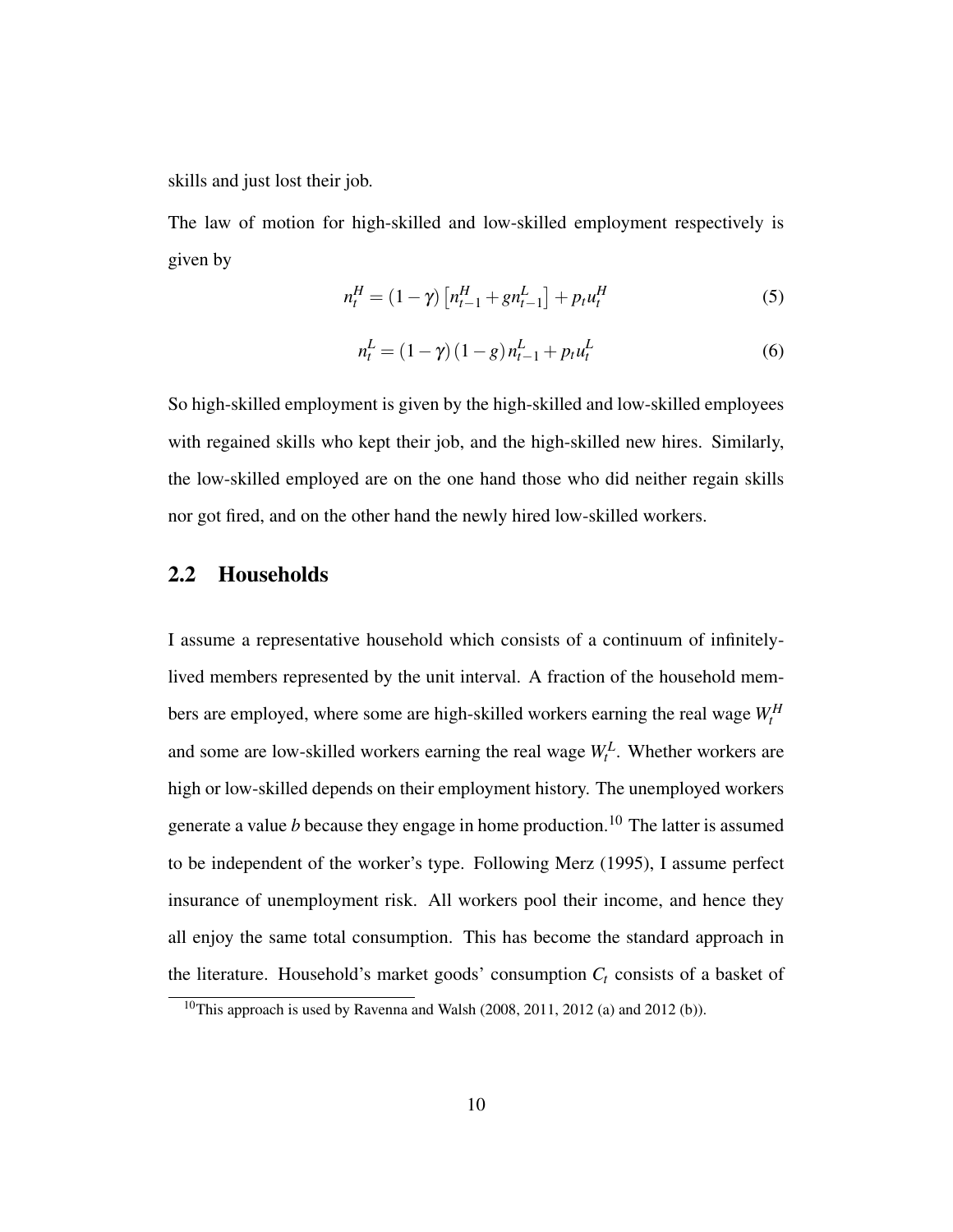skills and just lost their job.

The law of motion for high-skilled and low-skilled employment respectively is given by

$$n_t^H = (1-\gamma)\left[n_{t-1}^H + g n_{t-1}^L\right] + p_t u_t^H \tag{5}$$

$$n_t^L = (1-\gamma)(1-g)\, n_{t-1}^L + p_t u_t^L \tag{6}$$

So high-skilled employment is given by the high-skilled and low-skilled employees with regained skills who kept their job, and the high-skilled new hires. Similarly, the low-skilled employed are on the one hand those who did neither regain skills nor got fired, and on the other hand the newly hired low-skilled workers.

## 2.2 Households

I assume a representative household which consists of a continuum of infinitely-lived members represented by the unit interval. A fraction of the household members are employed, where some are high-skilled workers earning the real wage $W_t^H$ and some are low-skilled workers earning the real wage $W_t^L$. Whether workers are high or low-skilled depends on their employment history. The unemployed workers generate a value $b$ because they engage in home production.[10] The latter is assumed to be independent of the worker's type. Following Merz (1995), I assume perfect insurance of unemployment risk. All workers pool their income, and hence they all enjoy the same total consumption. This has become the standard approach in the literature. Household's market goods' consumption $C_t$ consists of a basket of

[10] This approach is used by Ravenna and Walsh (2008, 2011, 2012 (a) and 2012 (b)).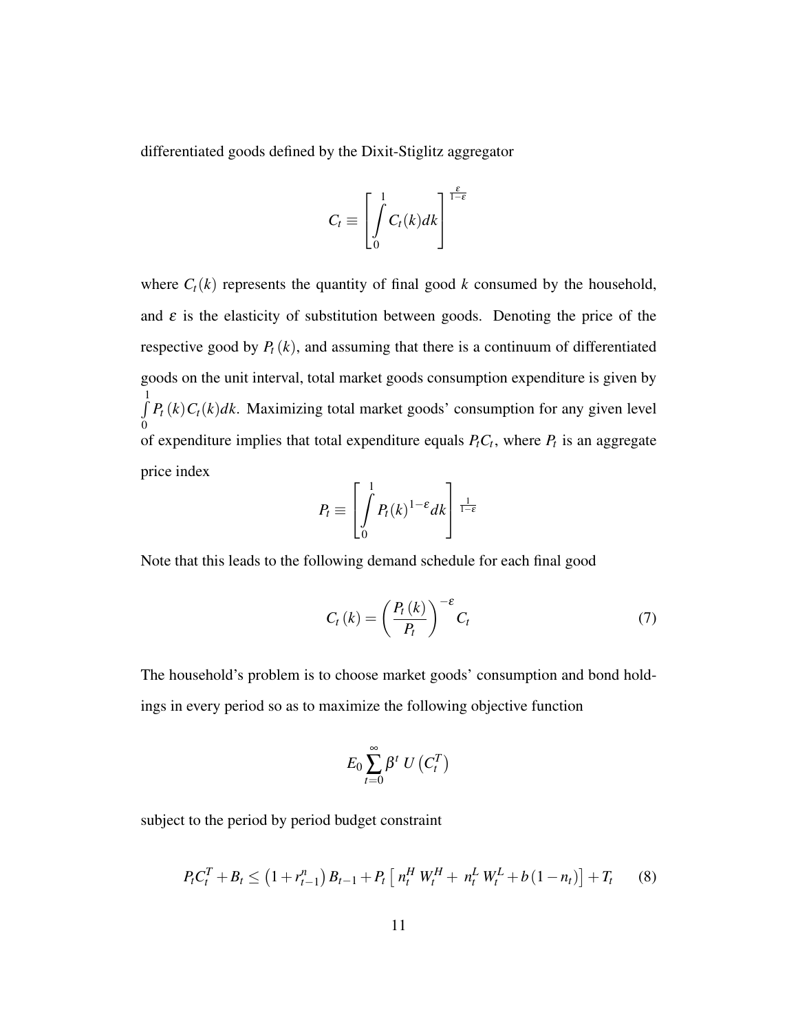differentiated goods defined by the Dixit-Stiglitz aggregator

$$C_t \equiv \left[ \int_0^1 C_t(k) dk \right]^{\frac{\varepsilon}{1-\varepsilon}}$$

where $C_t(k)$ represents the quantity of final good $k$ consumed by the household, and $\varepsilon$ is the elasticity of substitution between goods. Denoting the price of the respective good by $P_t(k)$, and assuming that there is a continuum of differentiated goods on the unit interval, total market goods consumption expenditure is given by $\int_0^1 P_t(k) C_t(k) dk$. Maximizing total market goods' consumption for any given level of expenditure implies that total expenditure equals $P_t C_t$, where $P_t$ is an aggregate price index

$$P_t \equiv \left[ \int_0^1 P_t(k)^{1-\varepsilon} dk \right]^{\frac{1}{1-\varepsilon}}$$

Note that this leads to the following demand schedule for each final good

$$C_t(k) = \left( \frac{P_t(k)}{P_t} \right)^{-\varepsilon} C_t \tag{7}$$

The household's problem is to choose market goods' consumption and bond holdings in every period so as to maximize the following objective function

$$E_0 \sum_{t=0}^{\infty} \beta^t \, U\left(C_t^T\right)$$

subject to the period by period budget constraint

$$P_t C_t^T + B_t \leq \left(1 + r_{t-1}^n\right) B_{t-1} + P_t \left[ \, n_t^H \, W_t^H + \, n_t^L \, W_t^L + b\left(1 - n_t\right) \right] + T_t \tag{8}$$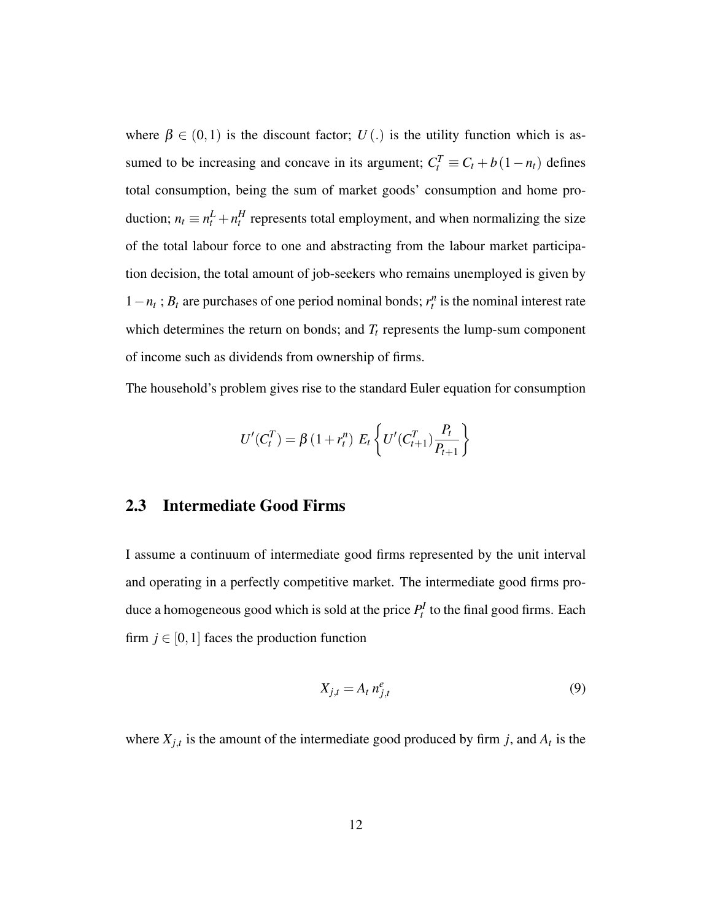where $\beta \in (0,1)$ is the discount factor; $U(.)$ is the utility function which is assumed to be increasing and concave in its argument; $C_t^T \equiv C_t + b(1-n_t)$ defines total consumption, being the sum of market goods' consumption and home production; $n_t \equiv n_t^L + n_t^H$ represents total employment, and when normalizing the size of the total labour force to one and abstracting from the labour market participation decision, the total amount of job-seekers who remains unemployed is given by $1-n_t$ ; $B_t$ are purchases of one period nominal bonds; $r_t^n$ is the nominal interest rate which determines the return on bonds; and $T_t$ represents the lump-sum component of income such as dividends from ownership of firms.

The household's problem gives rise to the standard Euler equation for consumption

$$U'(C_t^T) = \beta\,(1+r_t^n)\; E_t\left\{U'(C_{t+1}^T)\frac{P_t}{P_{t+1}}\right\}$$

## 2.3 Intermediate Good Firms

I assume a continuum of intermediate good firms represented by the unit interval and operating in a perfectly competitive market. The intermediate good firms produce a homogeneous good which is sold at the price $P_t^I$ to the final good firms. Each firm $j \in [0,1]$ faces the production function

$$X_{j,t} = A_t\, n_{j,t}^e \tag{9}$$

where $X_{j,t}$ is the amount of the intermediate good produced by firm $j$, and $A_t$ is the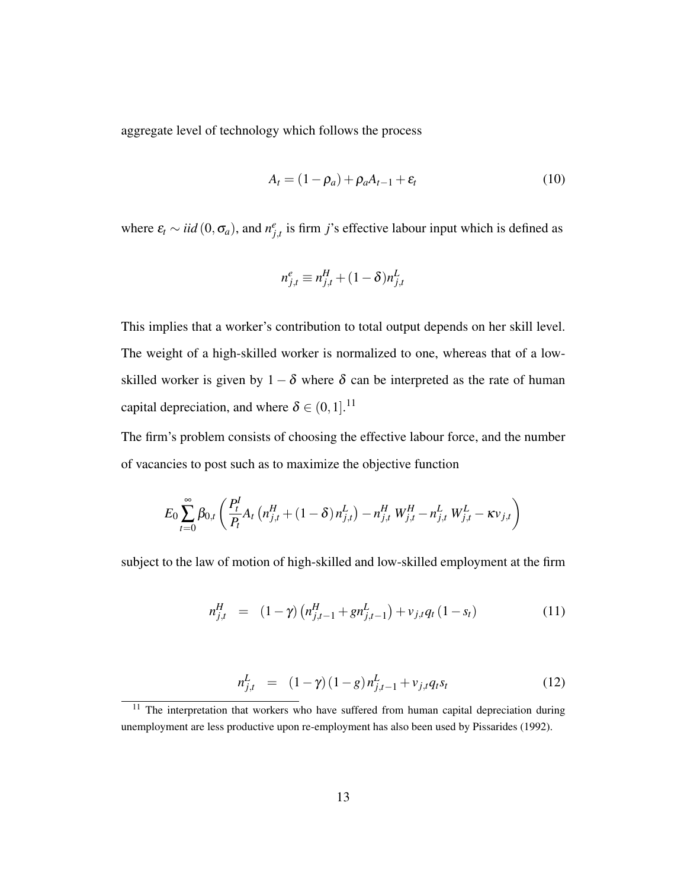aggregate level of technology which follows the process

$$A_t = (1-\rho_a) + \rho_a A_{t-1} + \varepsilon_t \tag{10}$$

where $\varepsilon_t \sim iid\,(0, \sigma_a)$, and $n^e_{j,t}$ is firm $j$'s effective labour input which is defined as

$$n^e_{j,t} \equiv n^H_{j,t} + (1-\delta)n^L_{j,t}$$

This implies that a worker's contribution to total output depends on her skill level. The weight of a high-skilled worker is normalized to one, whereas that of a low-skilled worker is given by $1-\delta$ where $\delta$ can be interpreted as the rate of human capital depreciation, and where $\delta \in (0,1]$.[11]

The firm's problem consists of choosing the effective labour force, and the number of vacancies to post such as to maximize the objective function

$$E_0 \sum_{t=0}^{\infty} \beta_{0,t} \left( \frac{P^I_t}{P_t} A_t \left( n^H_{j,t} + (1-\delta)\, n^L_{j,t} \right) - n^H_{j,t}\, W^H_{j,t} - n^L_{j,t}\, W^L_{j,t} - \kappa v_{j,t} \right)$$

subject to the law of motion of high-skilled and low-skilled employment at the firm

$$n^H_{j,t} = (1-\gamma)\left(n^H_{j,t-1} + g n^L_{j,t-1}\right) + v_{j,t} q_t \left(1 - s_t\right) \tag{11}$$

$$n^L_{j,t} = (1-\gamma)(1-g)\, n^L_{j,t-1} + v_{j,t} q_t s_t \tag{12}$$

[11] The interpretation that workers who have suffered from human capital depreciation during unemployment are less productive upon re-employment has also been used by Pissarides (1992).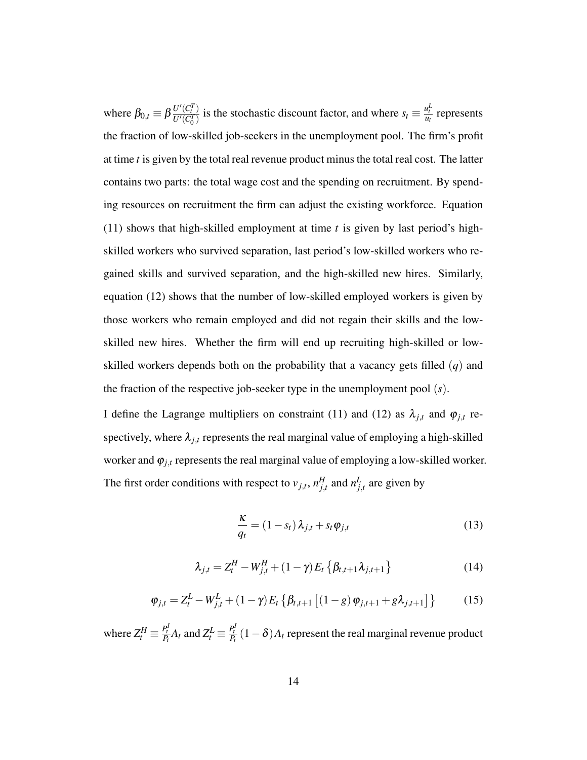where $\beta_{0,t} \equiv \beta \frac{U'(C_t^T)}{U'(C_0^T)}$ is the stochastic discount factor, and where $s_t \equiv \frac{u_t^L}{u_t}$ represents the fraction of low-skilled job-seekers in the unemployment pool. The firm's profit at time $t$ is given by the total real revenue product minus the total real cost. The latter contains two parts: the total wage cost and the spending on recruitment. By spending resources on recruitment the firm can adjust the existing workforce. Equation (11) shows that high-skilled employment at time $t$ is given by last period's high-skilled workers who survived separation, last period's low-skilled workers who regained skills and survived separation, and the high-skilled new hires. Similarly, equation (12) shows that the number of low-skilled employed workers is given by those workers who remain employed and did not regain their skills and the low-skilled new hires. Whether the firm will end up recruiting high-skilled or low-skilled workers depends both on the probability that a vacancy gets filled ($q$) and the fraction of the respective job-seeker type in the unemployment pool ($s$).

I define the Lagrange multipliers on constraint (11) and (12) as $\lambda_{j,t}$ and $\varphi_{j,t}$ respectively, where $\lambda_{j,t}$ represents the real marginal value of employing a high-skilled worker and $\varphi_{j,t}$ represents the real marginal value of employing a low-skilled worker. The first order conditions with respect to $v_{j,t}$, $n_{j,t}^H$ and $n_{j,t}^L$ are given by

$$\frac{\kappa}{q_t} = (1 - s_t)\lambda_{j,t} + s_t \varphi_{j,t} \tag{13}$$

$$\lambda_{j,t} = Z_t^H - W_{j,t}^H + (1 - \gamma) E_t \left\{ \beta_{t,t+1} \lambda_{j,t+1} \right\} \tag{14}$$

$$\varphi_{j,t} = Z_t^L - W_{j,t}^L + (1 - \gamma) E_t \left\{ \beta_{t,t+1} \left[ (1 - g) \varphi_{j,t+1} + g \lambda_{j,t+1} \right] \right\} \tag{15}$$

where $Z_t^H \equiv \frac{P_t^I}{P_t} A_t$ and $Z_t^L \equiv \frac{P_t^I}{P_t} (1 - \delta) A_t$ represent the real marginal revenue product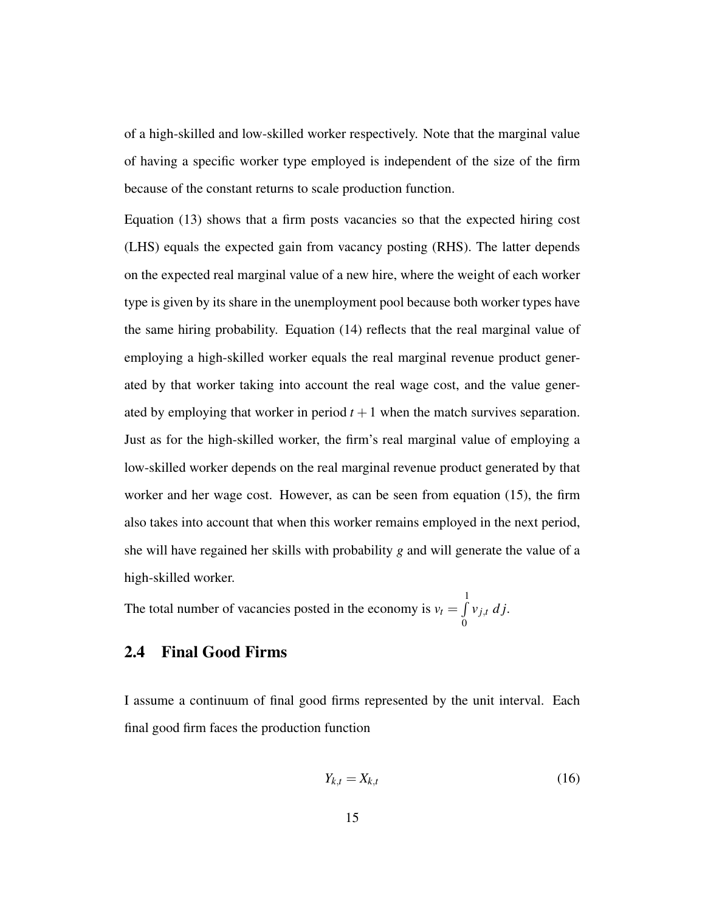of a high-skilled and low-skilled worker respectively. Note that the marginal value of having a specific worker type employed is independent of the size of the firm because of the constant returns to scale production function.

Equation (13) shows that a firm posts vacancies so that the expected hiring cost (LHS) equals the expected gain from vacancy posting (RHS). The latter depends on the expected real marginal value of a new hire, where the weight of each worker type is given by its share in the unemployment pool because both worker types have the same hiring probability. Equation (14) reflects that the real marginal value of employing a high-skilled worker equals the real marginal revenue product generated by that worker taking into account the real wage cost, and the value generated by employing that worker in period $t+1$ when the match survives separation. Just as for the high-skilled worker, the firm's real marginal value of employing a low-skilled worker depends on the real marginal revenue product generated by that worker and her wage cost. However, as can be seen from equation (15), the firm also takes into account that when this worker remains employed in the next period, she will have regained her skills with probability $g$ and will generate the value of a high-skilled worker.

The total number of vacancies posted in the economy is $v_t = \int_0^1 v_{j,t}\, dj$.

## 2.4 Final Good Firms

I assume a continuum of final good firms represented by the unit interval. Each final good firm faces the production function

$$Y_{k,t} = X_{k,t} \tag{16}$$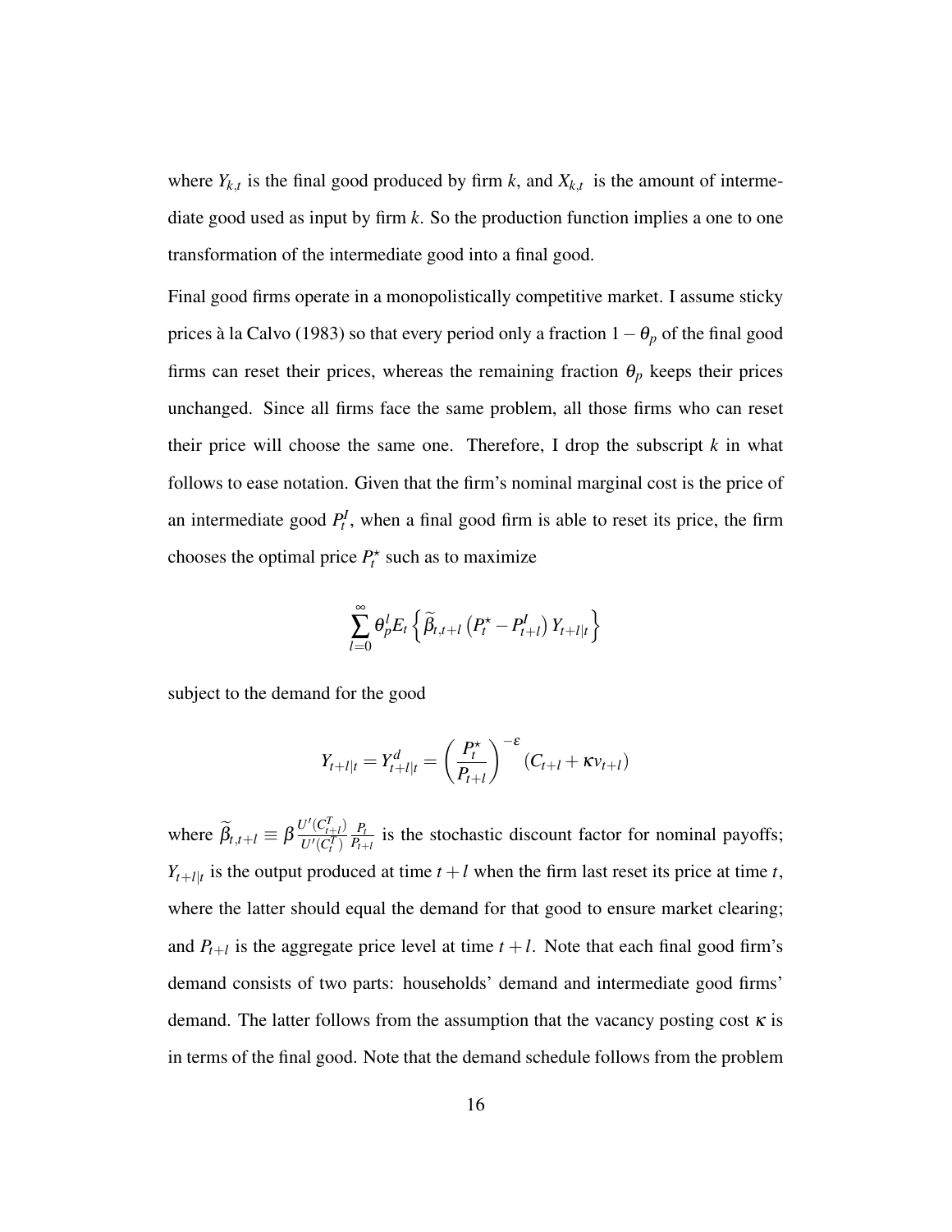where $Y_{k,t}$ is the final good produced by firm $k$, and $X_{k,t}$ is the amount of intermediate good used as input by firm $k$. So the production function implies a one to one transformation of the intermediate good into a final good.

Final good firms operate in a monopolistically competitive market. I assume sticky prices à la Calvo (1983) so that every period only a fraction $1-\theta_p$ of the final good firms can reset their prices, whereas the remaining fraction $\theta_p$ keeps their prices unchanged. Since all firms face the same problem, all those firms who can reset their price will choose the same one. Therefore, I drop the subscript $k$ in what follows to ease notation. Given that the firm's nominal marginal cost is the price of an intermediate good $P_t^I$, when a final good firm is able to reset its price, the firm chooses the optimal price $P_t^\star$ such as to maximize

$$\sum_{l=0}^{\infty} \theta_p^l E_t \left\{ \widetilde{\beta}_{t,t+l} \left( P_t^\star - P_{t+l}^I \right) Y_{t+l|t} \right\}$$

subject to the demand for the good

$$Y_{t+l|t} = Y_{t+l|t}^d = \left( \frac{P_t^\star}{P_{t+l}} \right)^{-\varepsilon} \left( C_{t+l} + \kappa v_{t+l} \right)$$

where $\widetilde{\beta}_{t,t+l} \equiv \beta \frac{U'(C_{t+l}^T)}{U'(C_t^T)} \frac{P_t}{P_{t+l}}$ is the stochastic discount factor for nominal payoffs; $Y_{t+l|t}$ is the output produced at time $t+l$ when the firm last reset its price at time $t$, where the latter should equal the demand for that good to ensure market clearing; and $P_{t+l}$ is the aggregate price level at time $t+l$. Note that each final good firm's demand consists of two parts: households' demand and intermediate good firms' demand. The latter follows from the assumption that the vacancy posting cost $\kappa$ is in terms of the final good. Note that the demand schedule follows from the problem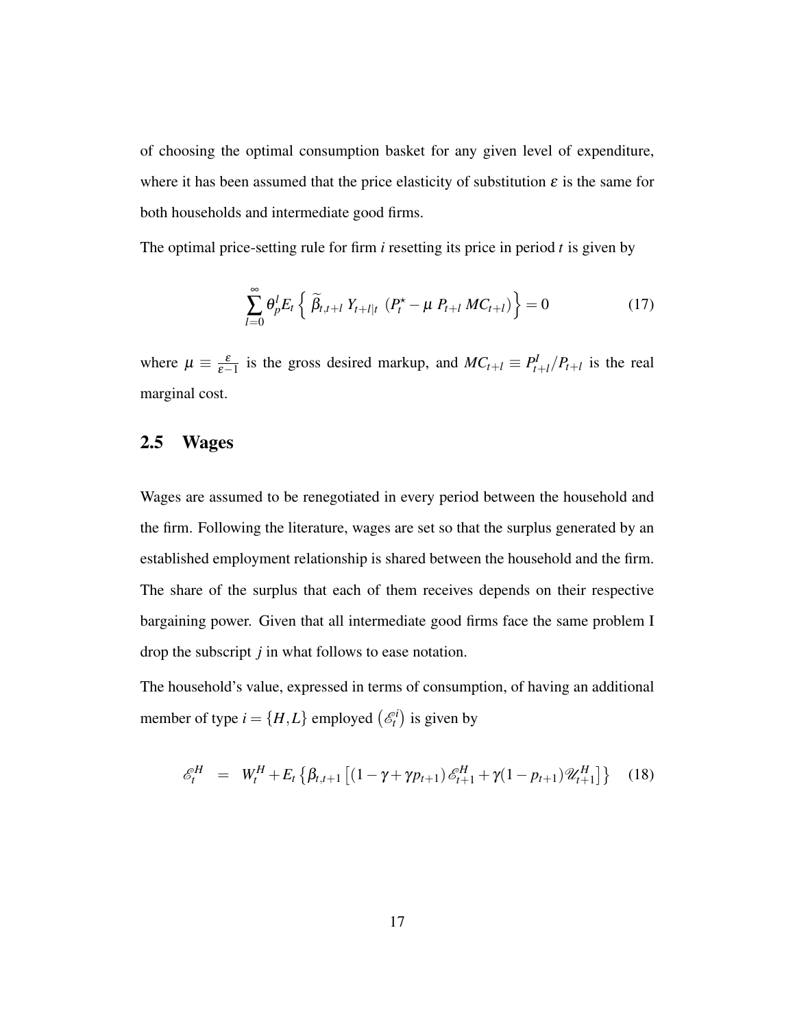of choosing the optimal consumption basket for any given level of expenditure, where it has been assumed that the price elasticity of substitution $\varepsilon$ is the same for both households and intermediate good firms.

The optimal price-setting rule for firm $i$ resetting its price in period $t$ is given by

$$\sum_{l=0}^{\infty} \theta_p^l E_t \left\{ \widetilde{\beta}_{t,t+l} \, Y_{t+l|t} \, \left( P_t^{\star} - \mu \, P_{t+l} \, MC_{t+l} \right) \right\} = 0 \tag{17}$$

where $\mu \equiv \frac{\varepsilon}{\varepsilon - 1}$ is the gross desired markup, and $MC_{t+l} \equiv P_{t+l}^I / P_{t+l}$ is the real marginal cost.

## 2.5 Wages

Wages are assumed to be renegotiated in every period between the household and the firm. Following the literature, wages are set so that the surplus generated by an established employment relationship is shared between the household and the firm. The share of the surplus that each of them receives depends on their respective bargaining power. Given that all intermediate good firms face the same problem I drop the subscript $j$ in what follows to ease notation.

The household's value, expressed in terms of consumption, of having an additional member of type $i = \{H, L\}$ employed $\left(\mathscr{E}_t^i\right)$ is given by

$$\mathscr{E}_t^H = W_t^H + E_t \left\{ \beta_{t,t+1} \left[ (1 - \gamma + \gamma p_{t+1}) \mathscr{E}_{t+1}^H + \gamma (1 - p_{t+1}) \mathscr{U}_{t+1}^H \right] \right\} \tag{18}$$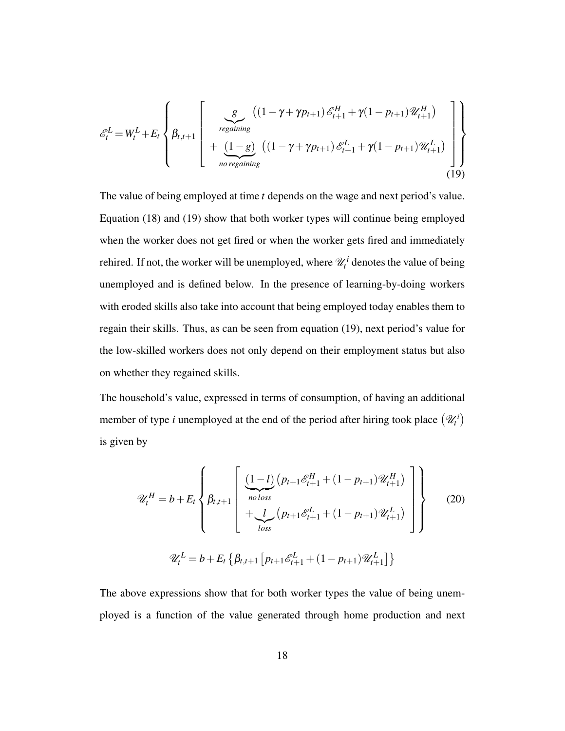$$
\mathscr{E}_t^L = W_t^L + E_t \left\{ \beta_{t,t+1} \left[ \begin{array}{l} \underbrace{g}_{regaining} \left( (1-\gamma+\gamma p_{t+1}) \mathscr{E}_{t+1}^H + \gamma(1-p_{t+1}) \mathscr{U}_{t+1}^H \right) \\ + \underbrace{(1-g)}_{no\, regaining} \left( (1-\gamma+\gamma p_{t+1}) \mathscr{E}_{t+1}^L + \gamma(1-p_{t+1}) \mathscr{U}_{t+1}^L \right) \end{array} \right] \right\} \tag{19}
$$

The value of being employed at time $t$ depends on the wage and next period's value. Equation (18) and (19) show that both worker types will continue being employed when the worker does not get fired or when the worker gets fired and immediately rehired. If not, the worker will be unemployed, where $\mathscr{U}_t^i$ denotes the value of being unemployed and is defined below. In the presence of learning-by-doing workers with eroded skills also take into account that being employed today enables them to regain their skills. Thus, as can be seen from equation (19), next period's value for the low-skilled workers does not only depend on their employment status but also on whether they regained skills.

The household's value, expressed in terms of consumption, of having an additional member of type $i$ unemployed at the end of the period after hiring took place $\left(\mathscr{U}_t^i\right)$ is given by

$$
\mathscr{U}_t^H = b + E_t \left\{ \beta_{t,t+1} \left[ \begin{array}{l} \underbrace{(1-l)}_{no\, loss} \left( p_{t+1} \mathscr{E}_{t+1}^H + (1-p_{t+1}) \mathscr{U}_{t+1}^H \right) \\ + \underbrace{l}_{loss} \left( p_{t+1} \mathscr{E}_{t+1}^L + (1-p_{t+1}) \mathscr{U}_{t+1}^L \right) \end{array} \right] \right\} \tag{20}
$$

$$
\mathscr{U}_t^L = b + E_t \left\{ \beta_{t,t+1} \left[ p_{t+1} \mathscr{E}_{t+1}^L + (1-p_{t+1}) \mathscr{U}_{t+1}^L \right] \right\}
$$

The above expressions show that for both worker types the value of being unemployed is a function of the value generated through home production and next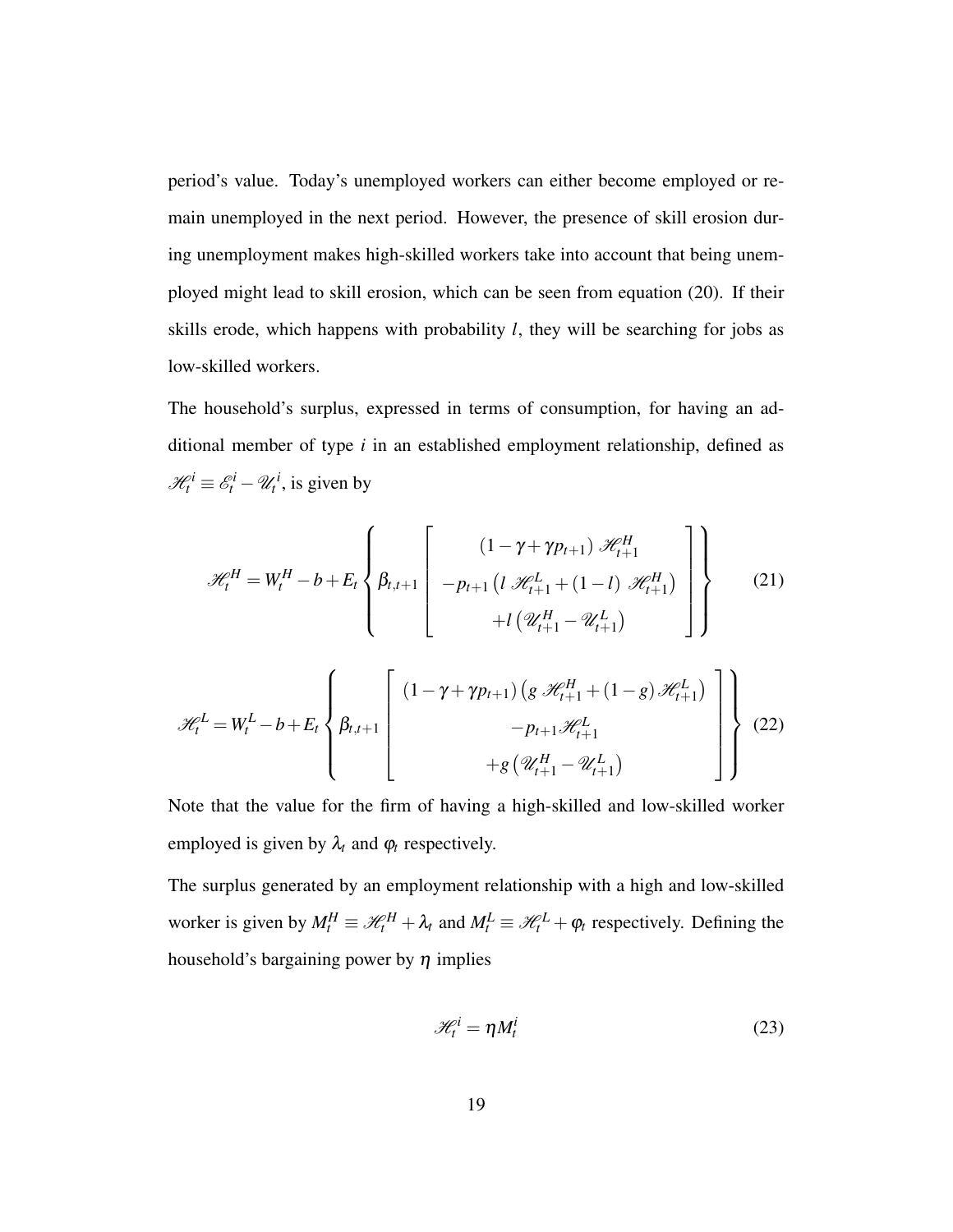period's value. Today's unemployed workers can either become employed or remain unemployed in the next period. However, the presence of skill erosion during unemployment makes high-skilled workers take into account that being unemployed might lead to skill erosion, which can be seen from equation (20). If their skills erode, which happens with probability $l$, they will be searching for jobs as low-skilled workers.

The household's surplus, expressed in terms of consumption, for having an additional member of type $i$ in an established employment relationship, defined as $\mathscr{H}_t^i \equiv \mathscr{E}_t^i - \mathscr{U}_t^i$, is given by

$$\mathscr{H}_t^H = W_t^H - b + E_t \left\{ \beta_{t,t+1} \left[ \begin{array}{c} (1-\gamma+\gamma p_{t+1}) \mathscr{H}_{t+1}^H \\ -p_{t+1} \left( l \mathscr{H}_{t+1}^L + (1-l) \mathscr{H}_{t+1}^H \right) \\ +l \left( \mathscr{U}_{t+1}^H - \mathscr{U}_{t+1}^L \right) \end{array} \right] \right\} \tag{21}$$

$$\mathscr{H}_t^L = W_t^L - b + E_t \left\{ \beta_{t,t+1} \left[ \begin{array}{c} (1-\gamma+\gamma p_{t+1}) \left( g \mathscr{H}_{t+1}^H + (1-g) \mathscr{H}_{t+1}^L \right) \\ -p_{t+1} \mathscr{H}_{t+1}^L \\ +g \left( \mathscr{U}_{t+1}^H - \mathscr{U}_{t+1}^L \right) \end{array} \right] \right\} \tag{22}$$

Note that the value for the firm of having a high-skilled and low-skilled worker employed is given by $\lambda_t$ and $\varphi_t$ respectively.

The surplus generated by an employment relationship with a high and low-skilled worker is given by $M_t^H \equiv \mathscr{H}_t^H + \lambda_t$ and $M_t^L \equiv \mathscr{H}_t^L + \varphi_t$ respectively. Defining the household's bargaining power by $\eta$ implies

$$\mathscr{H}_t^i = \eta M_t^i \tag{23}$$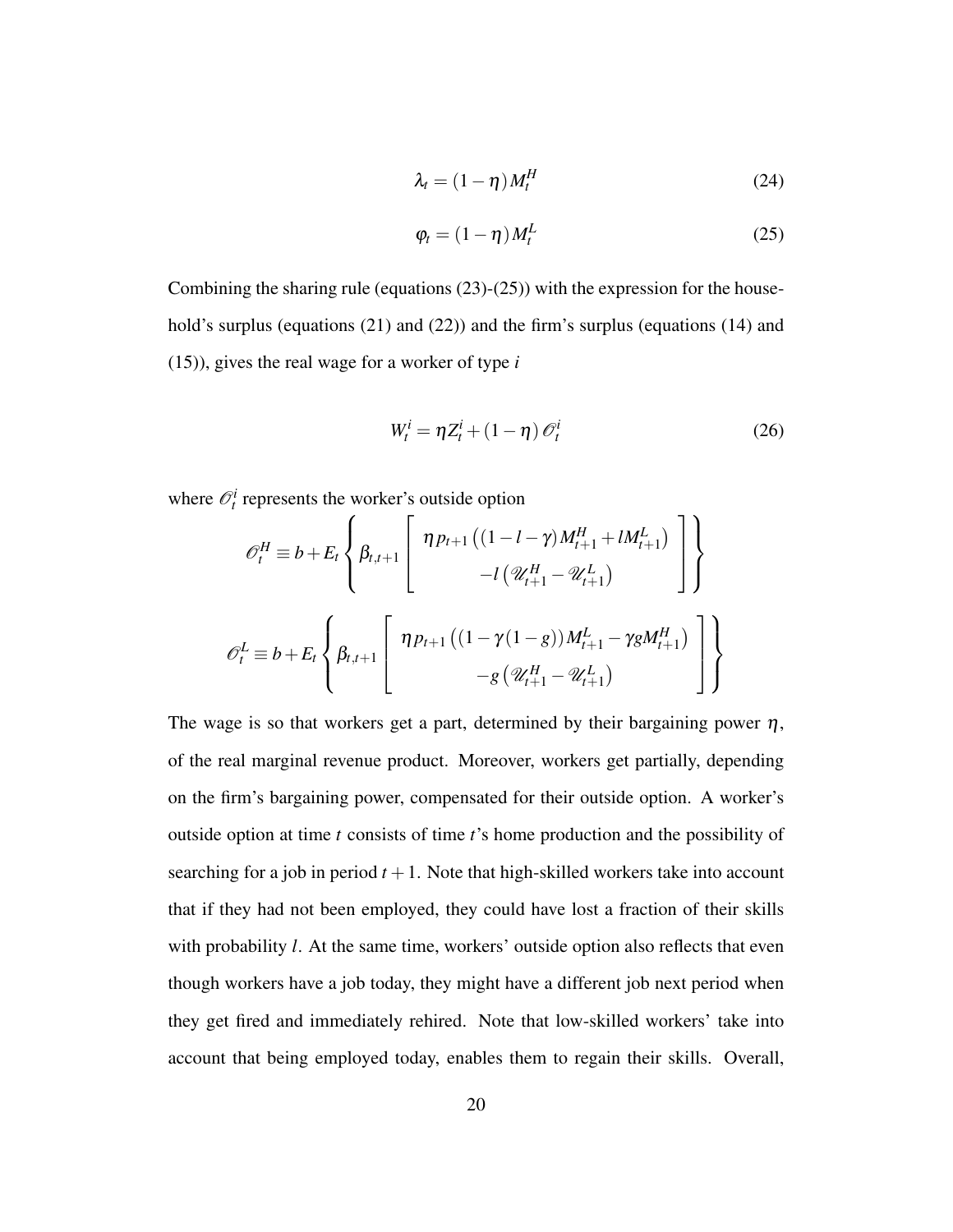$$\lambda_t = (1-\eta) M_t^H \tag{24}$$

$$\varphi_t = (1-\eta) M_t^L \tag{25}$$

Combining the sharing rule (equations (23)-(25)) with the expression for the household's surplus (equations (21) and (22)) and the firm's surplus (equations (14) and (15)), gives the real wage for a worker of type $i$

$$W_t^i = \eta Z_t^i + (1-\eta)\mathscr{O}_t^i \tag{26}$$

where $\mathscr{O}_t^i$ represents the worker's outside option

$$\mathscr{O}_t^H \equiv b + E_t \left\{ \beta_{t,t+1} \left[ \begin{array}{c} \eta p_{t+1}\left((1-l-\gamma) M_{t+1}^H + l M_{t+1}^L\right) \\ -l\left(\mathscr{U}_{t+1}^H - \mathscr{U}_{t+1}^L\right) \end{array} \right] \right\}$$

$$\mathscr{O}_t^L \equiv b + E_t \left\{ \beta_{t,t+1} \left[ \begin{array}{c} \eta p_{t+1}\left((1-\gamma(1-g)) M_{t+1}^L - \gamma g M_{t+1}^H\right) \\ -g\left(\mathscr{U}_{t+1}^H - \mathscr{U}_{t+1}^L\right) \end{array} \right] \right\}$$

The wage is so that workers get a part, determined by their bargaining power $\eta$, of the real marginal revenue product. Moreover, workers get partially, depending on the firm's bargaining power, compensated for their outside option. A worker's outside option at time $t$ consists of time $t$'s home production and the possibility of searching for a job in period $t+1$. Note that high-skilled workers take into account that if they had not been employed, they could have lost a fraction of their skills with probability $l$. At the same time, workers' outside option also reflects that even though workers have a job today, they might have a different job next period when they get fired and immediately rehired. Note that low-skilled workers' take into account that being employed today, enables them to regain their skills. Overall,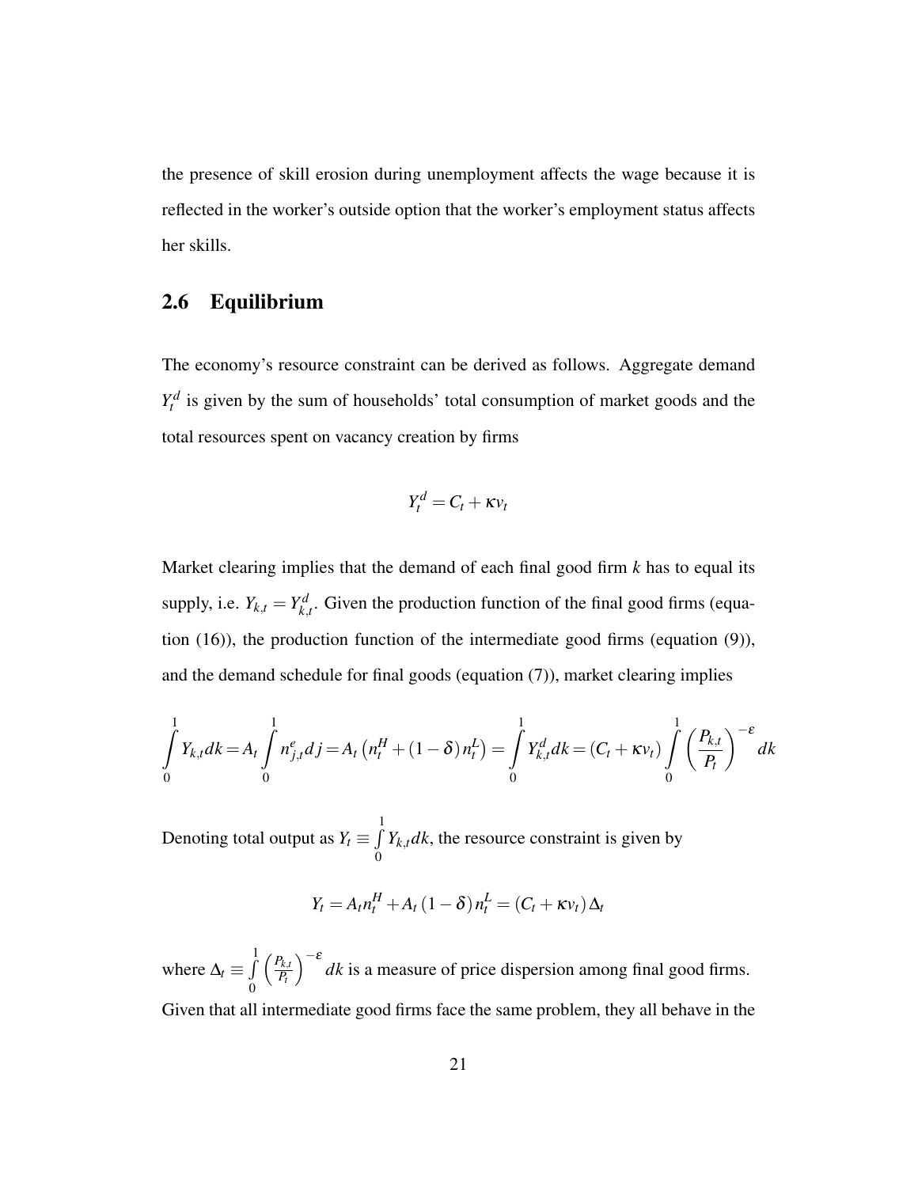the presence of skill erosion during unemployment affects the wage because it is reflected in the worker's outside option that the worker's employment status affects her skills.

## 2.6 Equilibrium

The economy's resource constraint can be derived as follows. Aggregate demand $Y_t^d$ is given by the sum of households' total consumption of market goods and the total resources spent on vacancy creation by firms

$$Y_t^d = C_t + \kappa v_t$$

Market clearing implies that the demand of each final good firm $k$ has to equal its supply, i.e. $Y_{k,t} = Y_{k,t}^d$. Given the production function of the final good firms (equation (16)), the production function of the intermediate good firms (equation (9)), and the demand schedule for final goods (equation (7)), market clearing implies

$$\int_0^1 Y_{k,t} dk = A_t \int_0^1 n_{j,t}^e dj = A_t \left( n_t^H + (1-\delta) n_t^L \right) = \int_0^1 Y_{k,t}^d dk = (C_t + \kappa v_t) \int_0^1 \left( \frac{P_{k,t}}{P_t} \right)^{-\varepsilon} dk$$

Denoting total output as $Y_t \equiv \int_0^1 Y_{k,t} dk$, the resource constraint is given by

$$Y_t = A_t n_t^H + A_t (1-\delta) n_t^L = (C_t + \kappa v_t) \Delta_t$$

where $\Delta_t \equiv \int_0^1 \left( \frac{P_{k,t}}{P_t} \right)^{-\varepsilon} dk$ is a measure of price dispersion among final good firms. Given that all intermediate good firms face the same problem, they all behave in the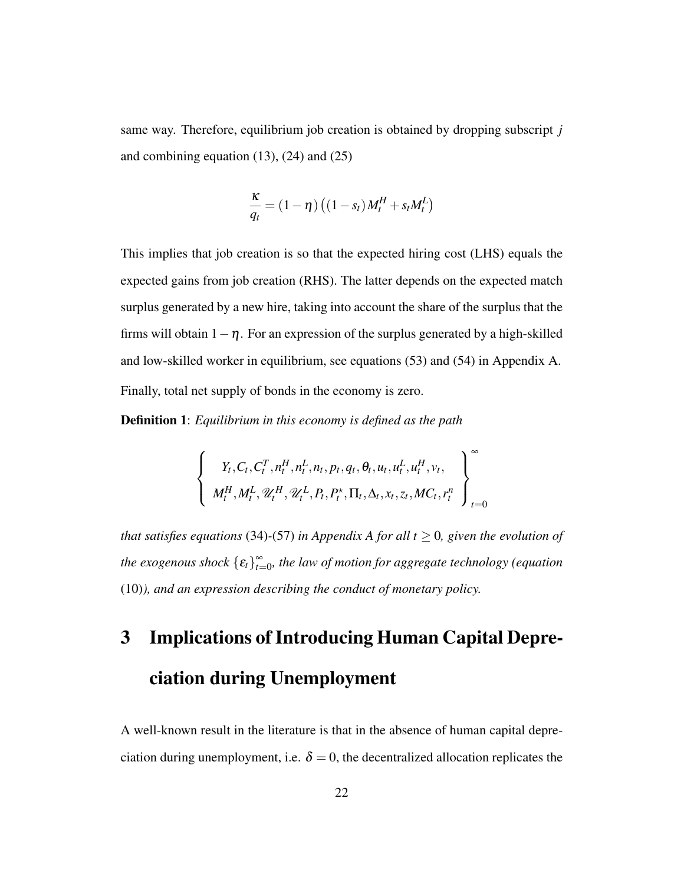same way. Therefore, equilibrium job creation is obtained by dropping subscript $j$ and combining equation (13), (24) and (25)

$$\frac{\kappa}{q_t} = (1-\eta)\left((1-s_t)M_t^H + s_t M_t^L\right)$$

This implies that job creation is so that the expected hiring cost (LHS) equals the expected gains from job creation (RHS). The latter depends on the expected match surplus generated by a new hire, taking into account the share of the surplus that the firms will obtain $1-\eta$. For an expression of the surplus generated by a high-skilled and low-skilled worker in equilibrium, see equations (53) and (54) in Appendix A. Finally, total net supply of bonds in the economy is zero.

**Definition 1**: *Equilibrium in this economy is defined as the path*

$$\left\{ \begin{array}{c} Y_t, C_t, C_t^T, n_t^H, n_t^L, n_t, p_t, q_t, \theta_t, u_t, u_t^L, u_t^H, v_t, \\ M_t^H, M_t^L, \mathscr{U}_t^H, \mathscr{U}_t^L, P_t, P_t^\star, \Pi_t, \Delta_t, x_t, z_t, MC_t, r_t^n \end{array} \right\}_{t=0}^{\infty}$$

*that satisfies equations* (34)-(57) *in Appendix A for all $t \geq 0$, given the evolution of the exogenous shock $\{\varepsilon_t\}_{t=0}^{\infty}$, the law of motion for aggregate technology (equation* (10)*), and an expression describing the conduct of monetary policy.*

# 3 Implications of Introducing Human Capital Depreciation during Unemployment

A well-known result in the literature is that in the absence of human capital depreciation during unemployment, i.e. $\delta = 0$, the decentralized allocation replicates the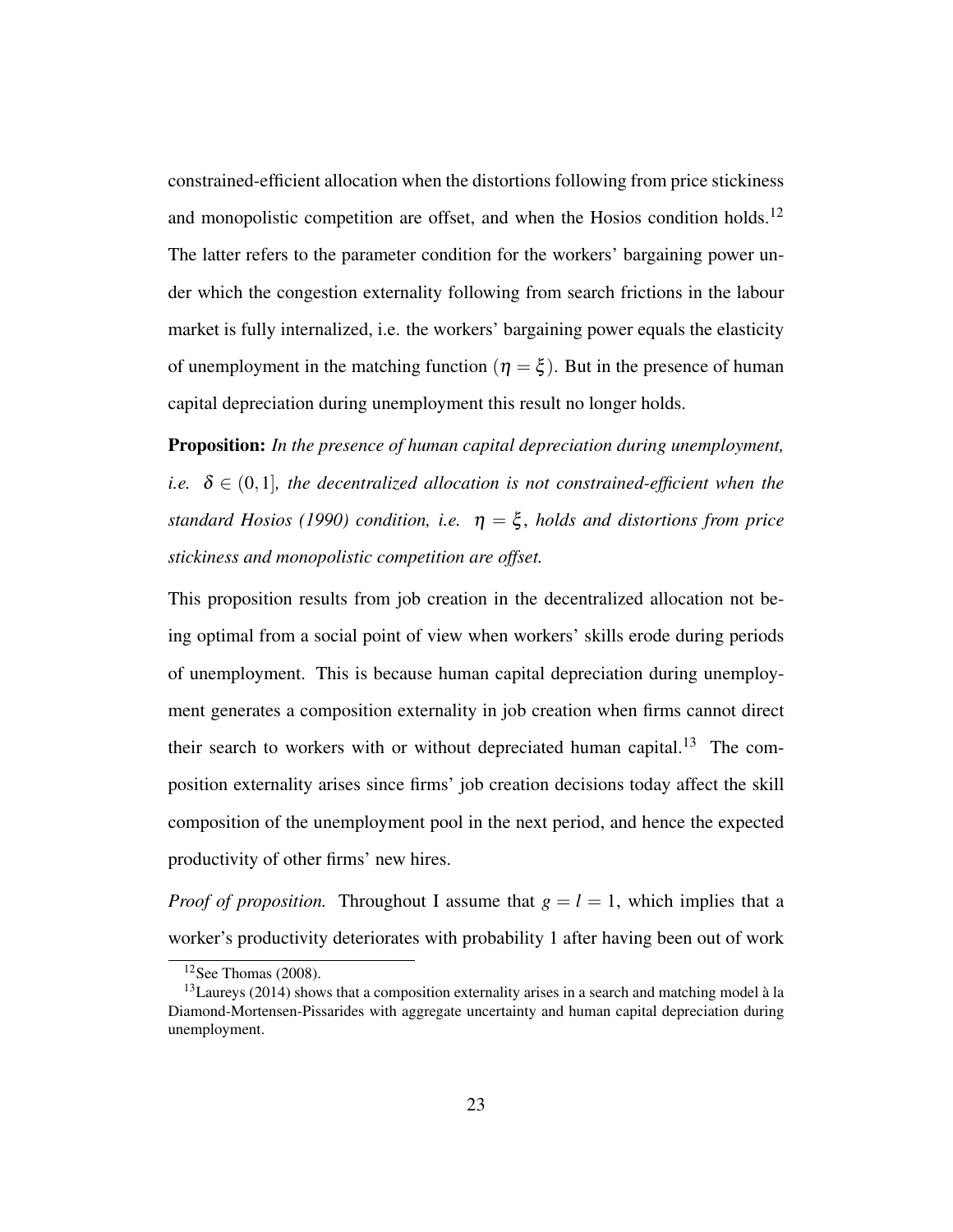constrained-efficient allocation when the distortions following from price stickiness and monopolistic competition are offset, and when the Hosios condition holds.[12] The latter refers to the parameter condition for the workers' bargaining power under which the congestion externality following from search frictions in the labour market is fully internalized, i.e. the workers' bargaining power equals the elasticity of unemployment in the matching function ($\eta = \xi$). But in the presence of human capital depreciation during unemployment this result no longer holds.

**Proposition:** *In the presence of human capital depreciation during unemployment, i.e. $\delta \in (0,1]$, the decentralized allocation is not constrained-efficient when the standard Hosios (1990) condition, i.e. $\eta = \xi$, holds and distortions from price stickiness and monopolistic competition are offset.*

This proposition results from job creation in the decentralized allocation not being optimal from a social point of view when workers' skills erode during periods of unemployment. This is because human capital depreciation during unemployment generates a composition externality in job creation when firms cannot direct their search to workers with or without depreciated human capital.[13] The composition externality arises since firms' job creation decisions today affect the skill composition of the unemployment pool in the next period, and hence the expected productivity of other firms' new hires.

*Proof of proposition.* Throughout I assume that $g = l = 1$, which implies that a worker's productivity deteriorates with probability 1 after having been out of work

[12] See Thomas (2008).

[13] Laureys (2014) shows that a composition externality arises in a search and matching model à la Diamond-Mortensen-Pissarides with aggregate uncertainty and human capital depreciation during unemployment.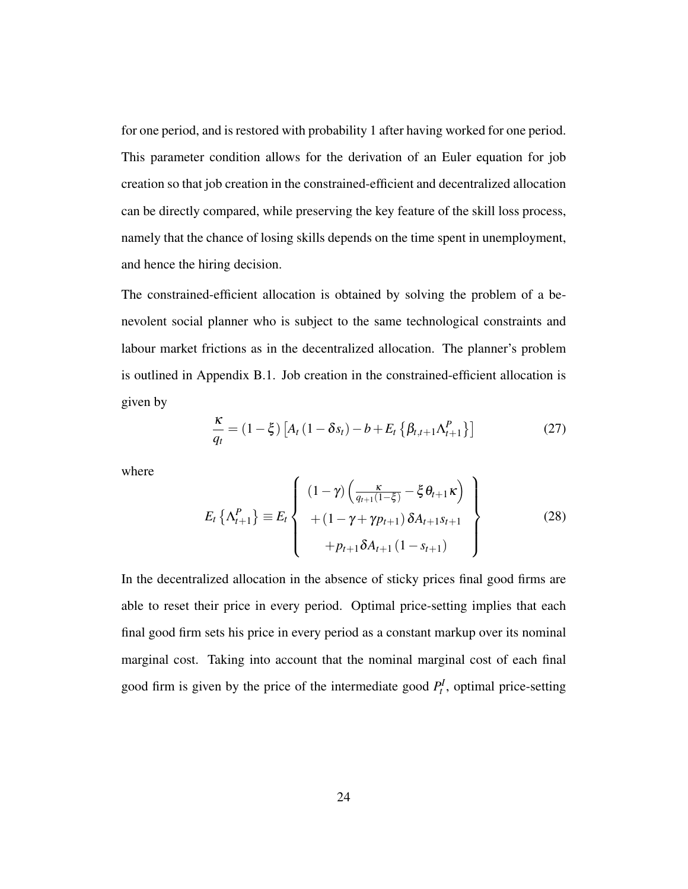for one period, and is restored with probability 1 after having worked for one period. This parameter condition allows for the derivation of an Euler equation for job creation so that job creation in the constrained-efficient and decentralized allocation can be directly compared, while preserving the key feature of the skill loss process, namely that the chance of losing skills depends on the time spent in unemployment, and hence the hiring decision.

The constrained-efficient allocation is obtained by solving the problem of a benevolent social planner who is subject to the same technological constraints and labour market frictions as in the decentralized allocation. The planner's problem is outlined in Appendix B.1. Job creation in the constrained-efficient allocation is given by

$$\frac{\kappa}{q_t} = (1-\xi)\left[A_t(1-\delta s_t) - b + E_t\left\{\beta_{t,t+1}\Lambda^P_{t+1}\right\}\right] \tag{27}$$

where

$$E_t\left\{\Lambda^P_{t+1}\right\} \equiv E_t\left\{\begin{array}{c} (1-\gamma)\left(\frac{\kappa}{q_{t+1}(1-\xi)} - \xi\theta_{t+1}\kappa\right) \\ +(1-\gamma+\gamma p_{t+1})\delta A_{t+1}s_{t+1} \\ +p_{t+1}\delta A_{t+1}(1-s_{t+1}) \end{array}\right\} \tag{28}$$

In the decentralized allocation in the absence of sticky prices final good firms are able to reset their price in every period. Optimal price-setting implies that each final good firm sets his price in every period as a constant markup over its nominal marginal cost. Taking into account that the nominal marginal cost of each final good firm is given by the price of the intermediate good $P^I_t$, optimal price-setting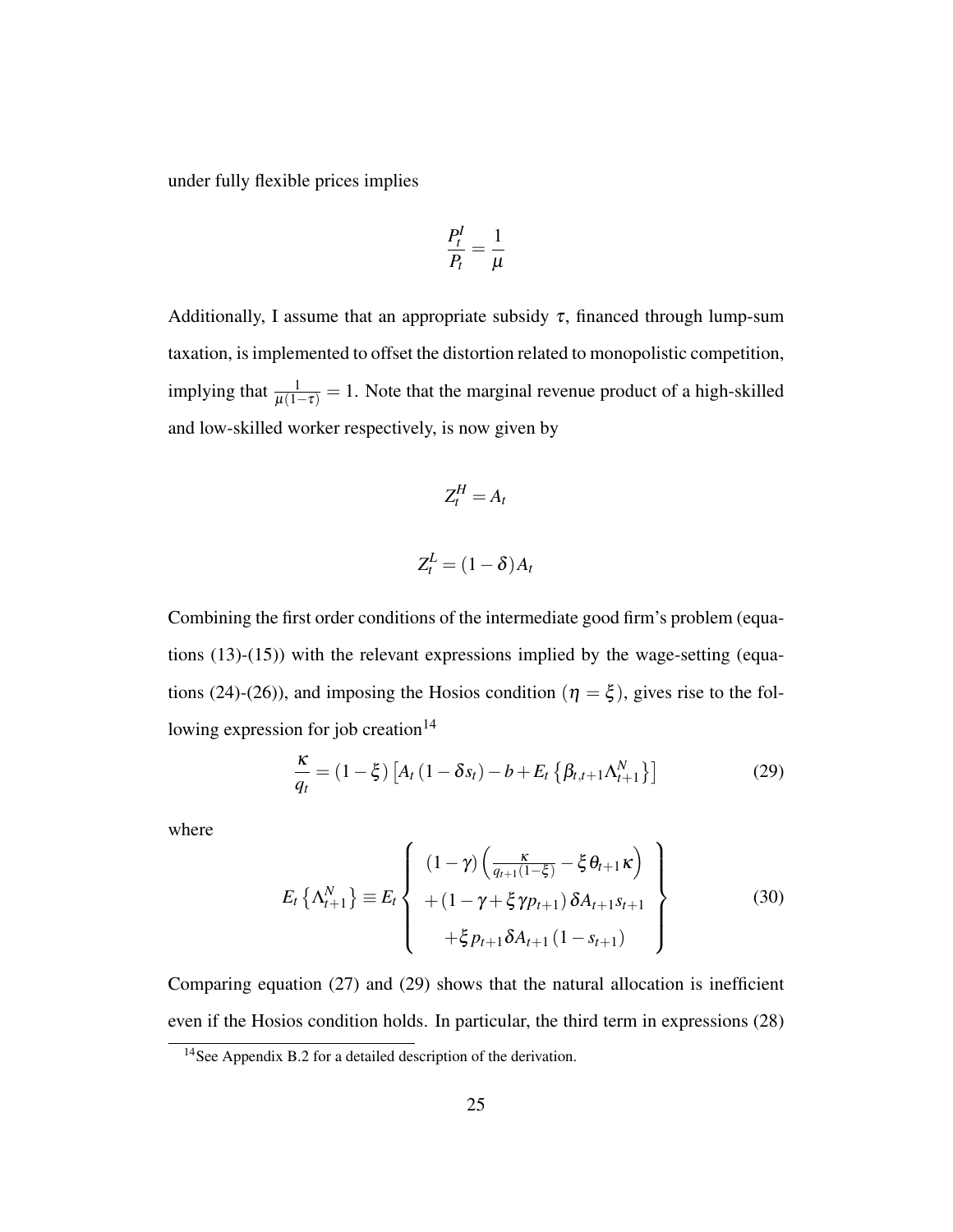under fully flexible prices implies

$$\frac{P_t^I}{P_t} = \frac{1}{\mu}$$

Additionally, I assume that an appropriate subsidy $\tau$, financed through lump-sum taxation, is implemented to offset the distortion related to monopolistic competition, implying that $\frac{1}{\mu(1-\tau)} = 1$. Note that the marginal revenue product of a high-skilled and low-skilled worker respectively, is now given by

$$Z_t^H = A_t$$

$$Z_t^L = (1-\delta)A_t$$

Combining the first order conditions of the intermediate good firm's problem (equations (13)-(15)) with the relevant expressions implied by the wage-setting (equations (24)-(26)), and imposing the Hosios condition ($\eta = \xi$), gives rise to the following expression for job creation[14]

$$\frac{\kappa}{q_t} = (1-\xi)\left[A_t\left(1-\delta s_t\right) - b + E_t\left\{\beta_{t,t+1}\Lambda_{t+1}^N\right\}\right] \tag{29}$$

where

$$E_t\left\{\Lambda_{t+1}^N\right\} \equiv E_t\left\{\begin{array}{c} (1-\gamma)\left(\frac{\kappa}{q_{t+1}(1-\xi)} - \xi\theta_{t+1}\kappa\right) \\ +\left(1-\gamma+\xi\gamma p_{t+1}\right)\delta A_{t+1}s_{t+1} \\ +\xi p_{t+1}\delta A_{t+1}\left(1-s_{t+1}\right) \end{array}\right\} \tag{30}$$

Comparing equation (27) and (29) shows that the natural allocation is inefficient even if the Hosios condition holds. In particular, the third term in expressions (28)

[14] See Appendix B.2 for a detailed description of the derivation.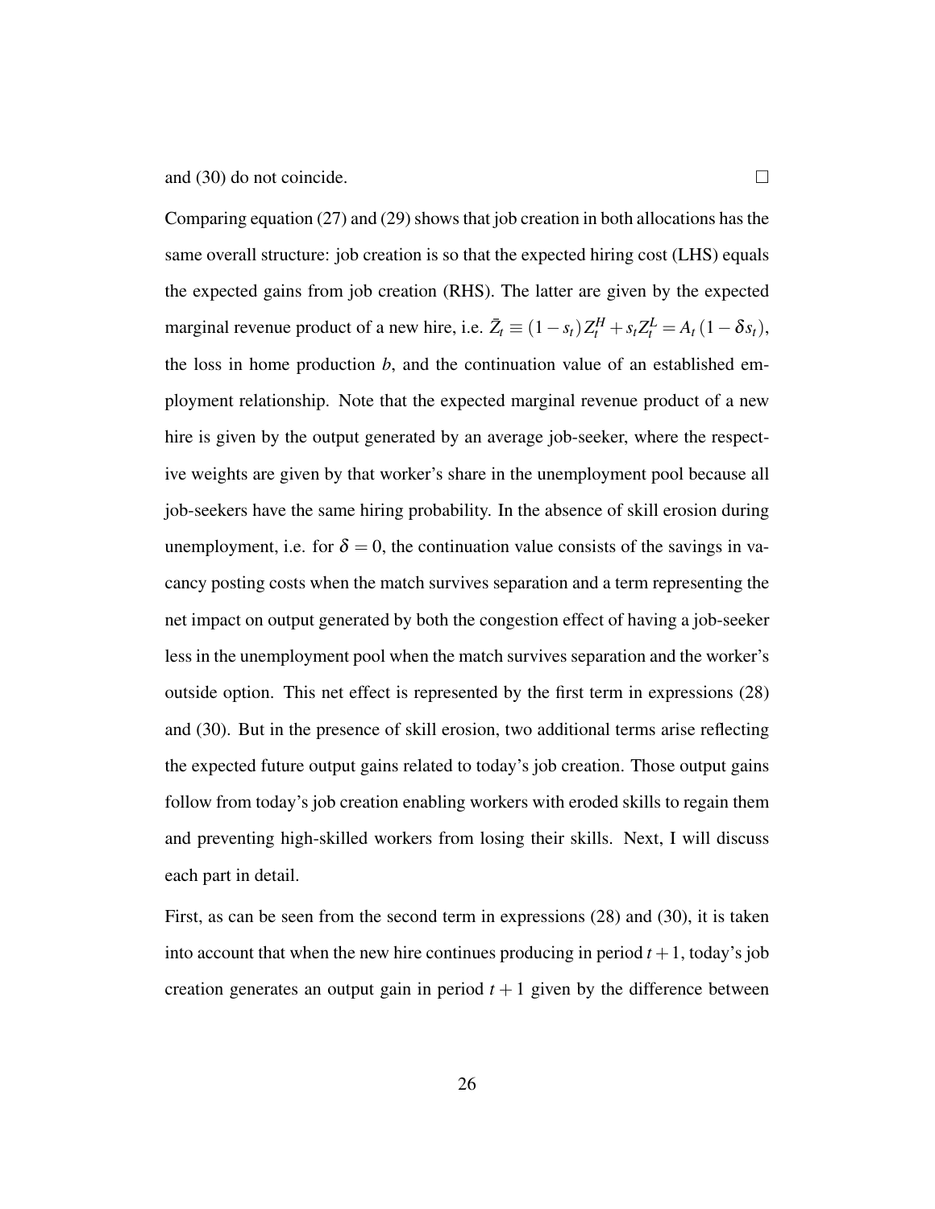and (30) do not coincide. □

Comparing equation (27) and (29) shows that job creation in both allocations has the same overall structure: job creation is so that the expected hiring cost (LHS) equals the expected gains from job creation (RHS). The latter are given by the expected marginal revenue product of a new hire, i.e. $\bar{Z}_t \equiv (1-s_t) Z_t^H + s_t Z_t^L = A_t (1-\delta s_t)$, the loss in home production $b$, and the continuation value of an established employment relationship. Note that the expected marginal revenue product of a new hire is given by the output generated by an average job-seeker, where the respective weights are given by that worker's share in the unemployment pool because all job-seekers have the same hiring probability. In the absence of skill erosion during unemployment, i.e. for $\delta = 0$, the continuation value consists of the savings in vacancy posting costs when the match survives separation and a term representing the net impact on output generated by both the congestion effect of having a job-seeker less in the unemployment pool when the match survives separation and the worker's outside option. This net effect is represented by the first term in expressions (28) and (30). But in the presence of skill erosion, two additional terms arise reflecting the expected future output gains related to today's job creation. Those output gains follow from today's job creation enabling workers with eroded skills to regain them and preventing high-skilled workers from losing their skills. Next, I will discuss each part in detail.

First, as can be seen from the second term in expressions (28) and (30), it is taken into account that when the new hire continues producing in period $t+1$, today's job creation generates an output gain in period $t+1$ given by the difference between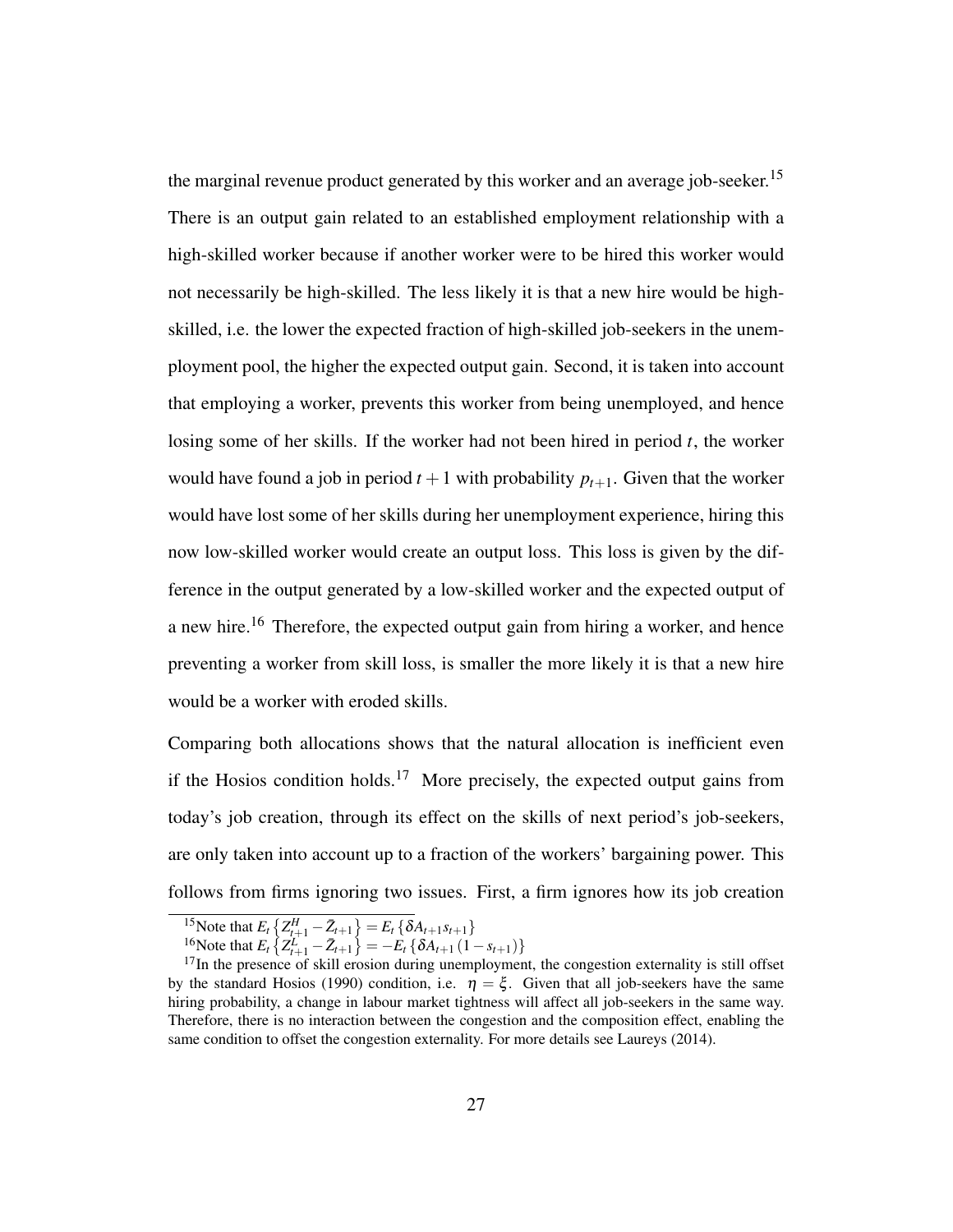the marginal revenue product generated by this worker and an average job-seeker.[15] There is an output gain related to an established employment relationship with a high-skilled worker because if another worker were to be hired this worker would not necessarily be high-skilled. The less likely it is that a new hire would be high-skilled, i.e. the lower the expected fraction of high-skilled job-seekers in the unemployment pool, the higher the expected output gain. Second, it is taken into account that employing a worker, prevents this worker from being unemployed, and hence losing some of her skills. If the worker had not been hired in period $t$, the worker would have found a job in period $t+1$ with probability $p_{t+1}$. Given that the worker would have lost some of her skills during her unemployment experience, hiring this now low-skilled worker would create an output loss. This loss is given by the difference in the output generated by a low-skilled worker and the expected output of a new hire.[16] Therefore, the expected output gain from hiring a worker, and hence preventing a worker from skill loss, is smaller the more likely it is that a new hire would be a worker with eroded skills.

Comparing both allocations shows that the natural allocation is inefficient even if the Hosios condition holds.[17] More precisely, the expected output gains from today's job creation, through its effect on the skills of next period's job-seekers, are only taken into account up to a fraction of the workers' bargaining power. This follows from firms ignoring two issues. First, a firm ignores how its job creation

[15] Note that $E_t\left\{Z_{t+1}^H - \bar{Z}_{t+1}\right\} = E_t\left\{\delta A_{t+1} s_{t+1}\right\}$

[16] Note that $E_t\left\{Z_{t+1}^L - \bar{Z}_{t+1}\right\} = -E_t\left\{\delta A_{t+1}(1-s_{t+1})\right\}$

[17] In the presence of skill erosion during unemployment, the congestion externality is still offset by the standard Hosios (1990) condition, i.e. $\eta = \xi$. Given that all job-seekers have the same hiring probability, a change in labour market tightness will affect all job-seekers in the same way. Therefore, there is no interaction between the congestion and the composition effect, enabling the same condition to offset the congestion externality. For more details see Laureys (2014).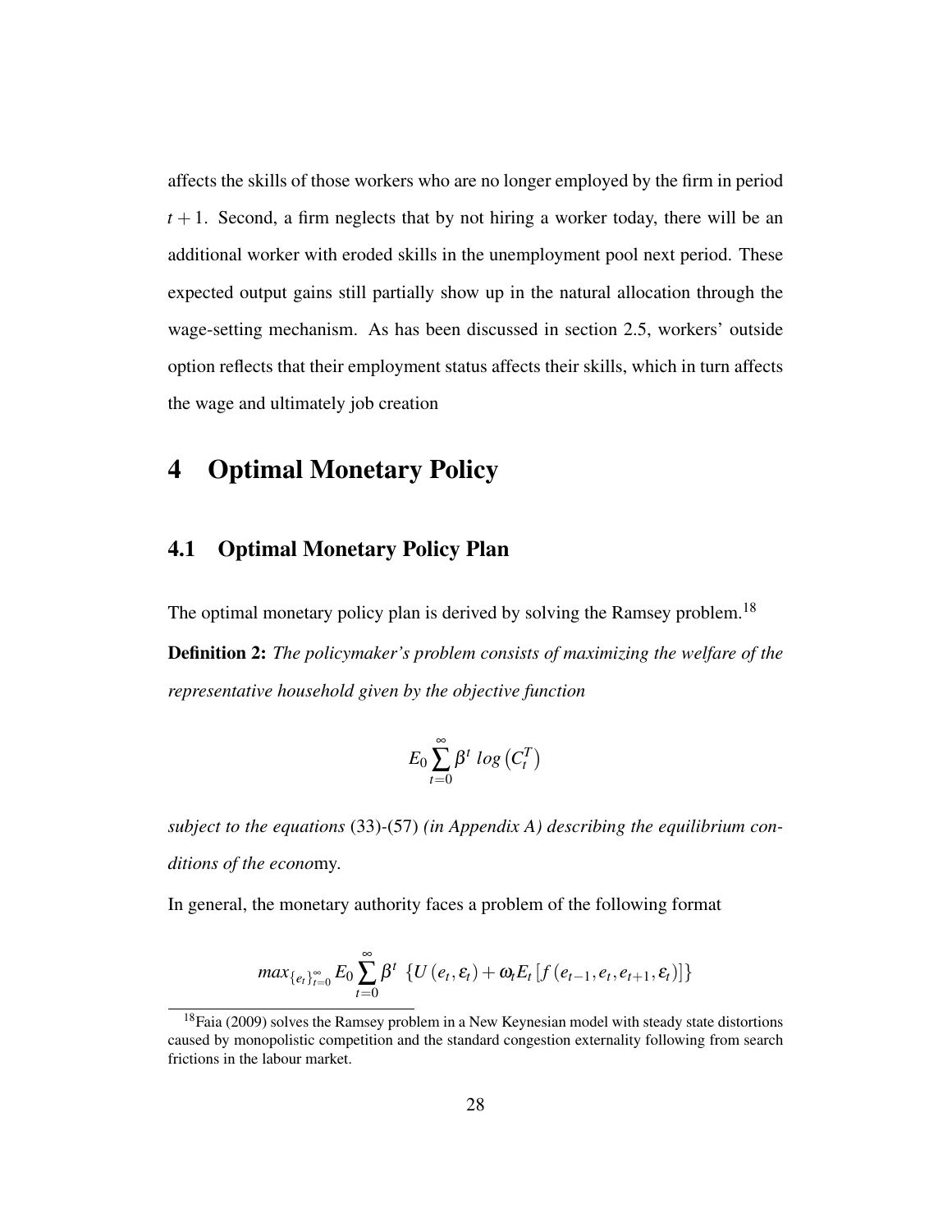affects the skills of those workers who are no longer employed by the firm in period $t+1$. Second, a firm neglects that by not hiring a worker today, there will be an additional worker with eroded skills in the unemployment pool next period. These expected output gains still partially show up in the natural allocation through the wage-setting mechanism. As has been discussed in section 2.5, workers' outside option reflects that their employment status affects their skills, which in turn affects the wage and ultimately job creation

# 4 Optimal Monetary Policy

## 4.1 Optimal Monetary Policy Plan

The optimal monetary policy plan is derived by solving the Ramsey problem.[18]

**Definition 2:** *The policymaker's problem consists of maximizing the welfare of the representative household given by the objective function*

$$E_0 \sum_{t=0}^{\infty} \beta^t \ log\left(C_t^T\right)$$

*subject to the equations* (33)-(57) *(in Appendix A) describing the equilibrium conditions of the econo*my.

In general, the monetary authority faces a problem of the following format

$$max_{\{e_t\}_{t=0}^{\infty}} E_0 \sum_{t=0}^{\infty} \beta^t \ \{U(e_t, \varepsilon_t) + \omega_t E_t [f(e_{t-1}, e_t, e_{t+1}, \varepsilon_t)]\}$$

[18] Faia (2009) solves the Ramsey problem in a New Keynesian model with steady state distortions caused by monopolistic competition and the standard congestion externality following from search frictions in the labour market.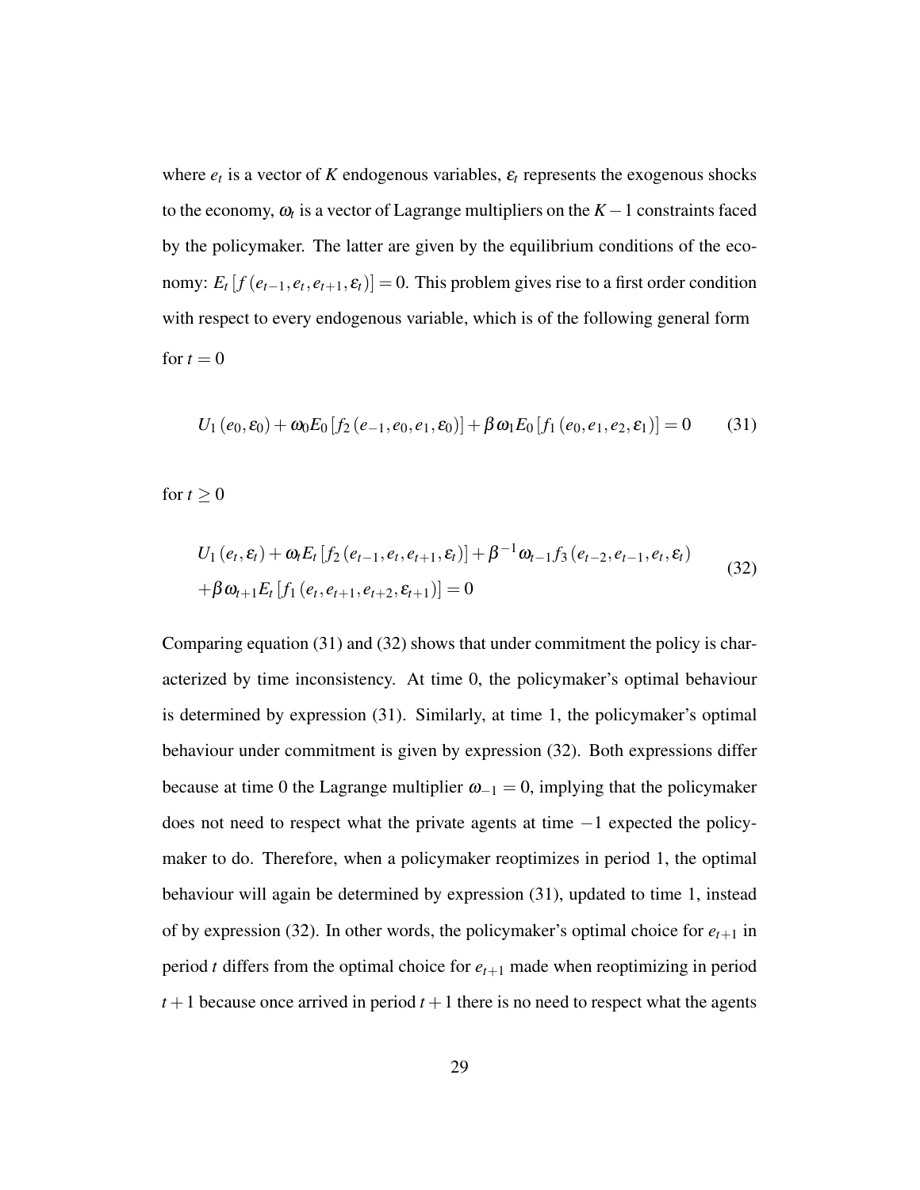where $e_t$ is a vector of $K$ endogenous variables, $\varepsilon_t$ represents the exogenous shocks to the economy, $\omega_t$ is a vector of Lagrange multipliers on the $K-1$ constraints faced by the policymaker. The latter are given by the equilibrium conditions of the economy: $E_t\left[f\left(e_{t-1}, e_t, e_{t+1}, \varepsilon_t\right)\right] = 0$. This problem gives rise to a first order condition with respect to every endogenous variable, which is of the following general form for $t = 0$

$$U_1\left(e_0, \varepsilon_0\right) + \omega_0 E_0\left[f_2\left(e_{-1}, e_0, e_1, \varepsilon_0\right)\right] + \beta \omega_1 E_0\left[f_1\left(e_0, e_1, e_2, \varepsilon_1\right)\right] = 0 \tag{31}$$

for $t \geq 0$

$$\begin{aligned} &U_1\left(e_t, \varepsilon_t\right) + \omega_t E_t\left[f_2\left(e_{t-1}, e_t, e_{t+1}, \varepsilon_t\right)\right] + \beta^{-1}\omega_{t-1} f_3\left(e_{t-2}, e_{t-1}, e_t, \varepsilon_t\right) \\ &+\beta \omega_{t+1} E_t\left[f_1\left(e_t, e_{t+1}, e_{t+2}, \varepsilon_{t+1}\right)\right] = 0 \end{aligned} \tag{32}$$

Comparing equation (31) and (32) shows that under commitment the policy is characterized by time inconsistency. At time 0, the policymaker's optimal behaviour is determined by expression (31). Similarly, at time 1, the policymaker's optimal behaviour under commitment is given by expression (32). Both expressions differ because at time 0 the Lagrange multiplier $\omega_{-1} = 0$, implying that the policymaker does not need to respect what the private agents at time $-1$ expected the policymaker to do. Therefore, when a policymaker reoptimizes in period 1, the optimal behaviour will again be determined by expression (31), updated to time 1, instead of by expression (32). In other words, the policymaker's optimal choice for $e_{t+1}$ in period $t$ differs from the optimal choice for $e_{t+1}$ made when reoptimizing in period $t+1$ because once arrived in period $t+1$ there is no need to respect what the agents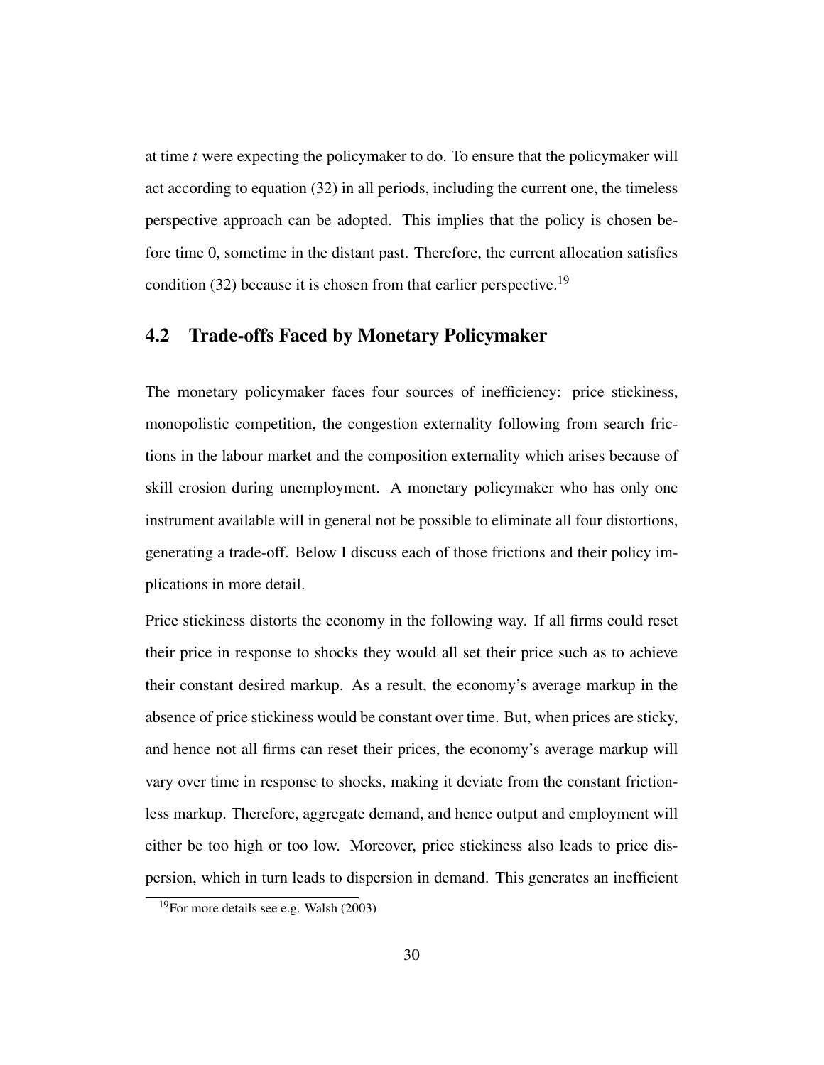at time $t$ were expecting the policymaker to do. To ensure that the policymaker will act according to equation (32) in all periods, including the current one, the timeless perspective approach can be adopted. This implies that the policy is chosen before time 0, sometime in the distant past. Therefore, the current allocation satisfies condition (32) because it is chosen from that earlier perspective.[19]

## 4.2 Trade-offs Faced by Monetary Policymaker

The monetary policymaker faces four sources of inefficiency: price stickiness, monopolistic competition, the congestion externality following from search frictions in the labour market and the composition externality which arises because of skill erosion during unemployment. A monetary policymaker who has only one instrument available will in general not be possible to eliminate all four distortions, generating a trade-off. Below I discuss each of those frictions and their policy implications in more detail.

Price stickiness distorts the economy in the following way. If all firms could reset their price in response to shocks they would all set their price such as to achieve their constant desired markup. As a result, the economy's average markup in the absence of price stickiness would be constant over time. But, when prices are sticky, and hence not all firms can reset their prices, the economy's average markup will vary over time in response to shocks, making it deviate from the constant frictionless markup. Therefore, aggregate demand, and hence output and employment will either be too high or too low. Moreover, price stickiness also leads to price dispersion, which in turn leads to dispersion in demand. This generates an inefficient

[19] For more details see e.g. Walsh (2003)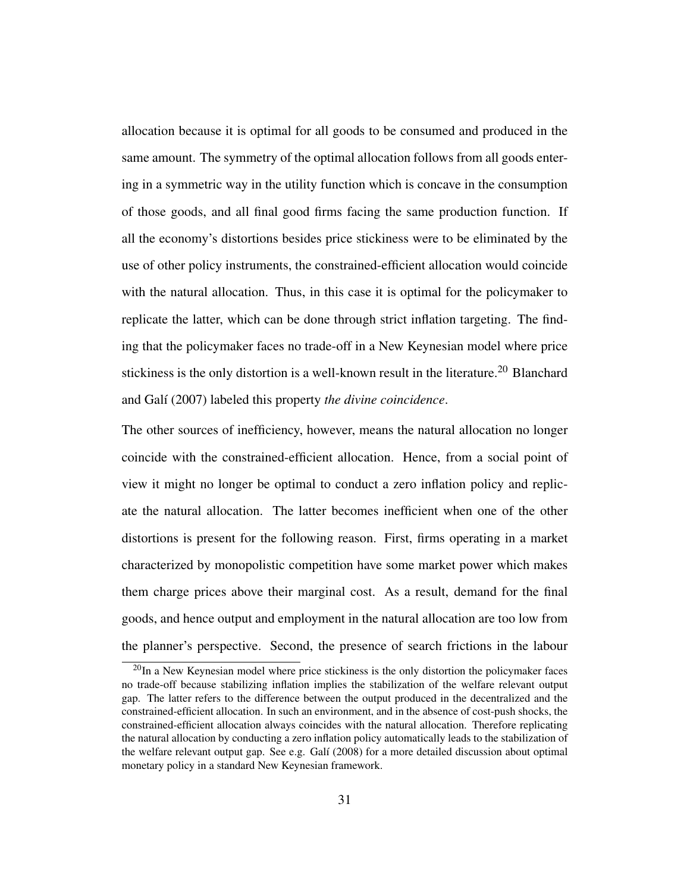allocation because it is optimal for all goods to be consumed and produced in the same amount. The symmetry of the optimal allocation follows from all goods entering in a symmetric way in the utility function which is concave in the consumption of those goods, and all final good firms facing the same production function. If all the economy's distortions besides price stickiness were to be eliminated by the use of other policy instruments, the constrained-efficient allocation would coincide with the natural allocation. Thus, in this case it is optimal for the policymaker to replicate the latter, which can be done through strict inflation targeting. The finding that the policymaker faces no trade-off in a New Keynesian model where price stickiness is the only distortion is a well-known result in the literature.[20] Blanchard and Galí (2007) labeled this property *the divine coincidence*.

The other sources of inefficiency, however, means the natural allocation no longer coincide with the constrained-efficient allocation. Hence, from a social point of view it might no longer be optimal to conduct a zero inflation policy and replicate the natural allocation. The latter becomes inefficient when one of the other distortions is present for the following reason. First, firms operating in a market characterized by monopolistic competition have some market power which makes them charge prices above their marginal cost. As a result, demand for the final goods, and hence output and employment in the natural allocation are too low from the planner's perspective. Second, the presence of search frictions in the labour

[20] In a New Keynesian model where price stickiness is the only distortion the policymaker faces no trade-off because stabilizing inflation implies the stabilization of the welfare relevant output gap. The latter refers to the difference between the output produced in the decentralized and the constrained-efficient allocation. In such an environment, and in the absence of cost-push shocks, the constrained-efficient allocation always coincides with the natural allocation. Therefore replicating the natural allocation by conducting a zero inflation policy automatically leads to the stabilization of the welfare relevant output gap. See e.g. Galí (2008) for a more detailed discussion about optimal monetary policy in a standard New Keynesian framework.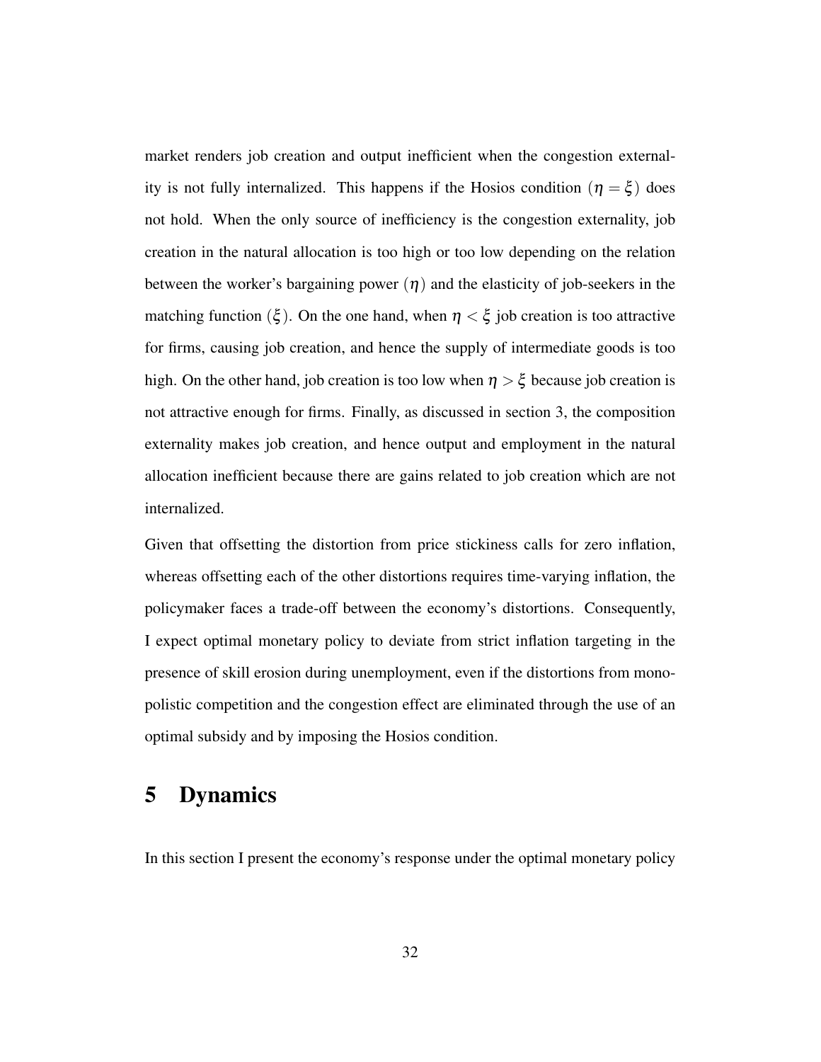market renders job creation and output inefficient when the congestion externality is not fully internalized. This happens if the Hosios condition ($\eta = \xi$) does not hold. When the only source of inefficiency is the congestion externality, job creation in the natural allocation is too high or too low depending on the relation between the worker's bargaining power ($\eta$) and the elasticity of job-seekers in the matching function ($\xi$). On the one hand, when $\eta < \xi$ job creation is too attractive for firms, causing job creation, and hence the supply of intermediate goods is too high. On the other hand, job creation is too low when $\eta > \xi$ because job creation is not attractive enough for firms. Finally, as discussed in section 3, the composition externality makes job creation, and hence output and employment in the natural allocation inefficient because there are gains related to job creation which are not internalized.

Given that offsetting the distortion from price stickiness calls for zero inflation, whereas offsetting each of the other distortions requires time-varying inflation, the policymaker faces a trade-off between the economy's distortions. Consequently, I expect optimal monetary policy to deviate from strict inflation targeting in the presence of skill erosion during unemployment, even if the distortions from monopolistic competition and the congestion effect are eliminated through the use of an optimal subsidy and by imposing the Hosios condition.

# 5 Dynamics

In this section I present the economy's response under the optimal monetary policy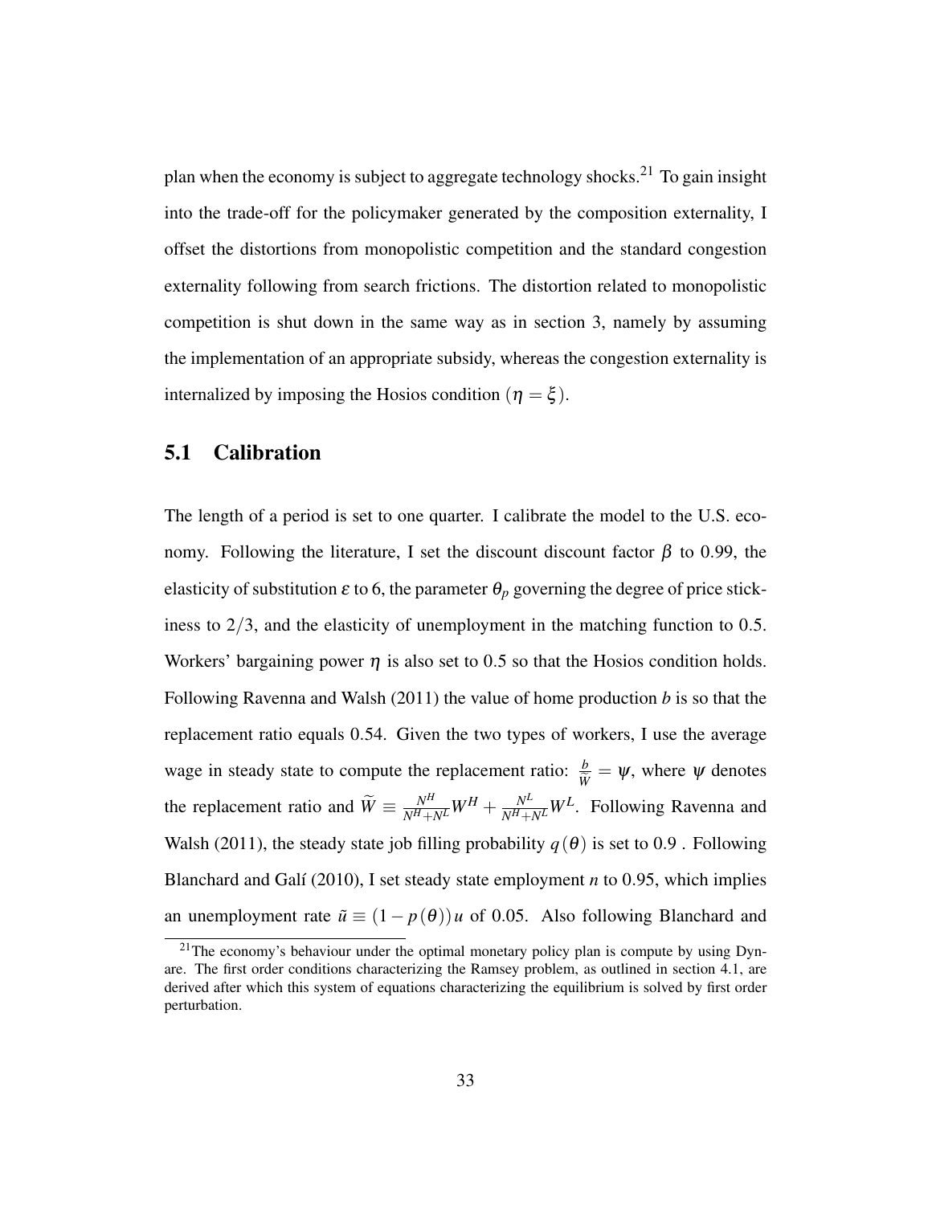plan when the economy is subject to aggregate technology shocks.[21] To gain insight into the trade-off for the policymaker generated by the composition externality, I offset the distortions from monopolistic competition and the standard congestion externality following from search frictions. The distortion related to monopolistic competition is shut down in the same way as in section 3, namely by assuming the implementation of an appropriate subsidy, whereas the congestion externality is internalized by imposing the Hosios condition ($\eta = \xi$).

## 5.1 Calibration

The length of a period is set to one quarter. I calibrate the model to the U.S. economy. Following the literature, I set the discount discount factor $\beta$ to 0.99, the elasticity of substitution $\varepsilon$ to 6, the parameter $\theta_p$ governing the degree of price stickiness to $2/3$, and the elasticity of unemployment in the matching function to 0.5. Workers' bargaining power $\eta$ is also set to 0.5 so that the Hosios condition holds. Following Ravenna and Walsh (2011) the value of home production $b$ is so that the replacement ratio equals 0.54. Given the two types of workers, I use the average wage in steady state to compute the replacement ratio: $\frac{b}{\widetilde{W}} = \psi$, where $\psi$ denotes the replacement ratio and $\widetilde{W} \equiv \frac{N^H}{N^H+N^L}W^H + \frac{N^L}{N^H+N^L}W^L$. Following Ravenna and Walsh (2011), the steady state job filling probability $q(\theta)$ is set to 0.9 . Following Blanchard and Galí (2010), I set steady state employment $n$ to 0.95, which implies an unemployment rate $\tilde{u} \equiv (1-p(\theta))u$ of 0.05. Also following Blanchard and

[21] The economy's behaviour under the optimal monetary policy plan is compute by using Dynare. The first order conditions characterizing the Ramsey problem, as outlined in section 4.1, are derived after which this system of equations characterizing the equilibrium is solved by first order perturbation.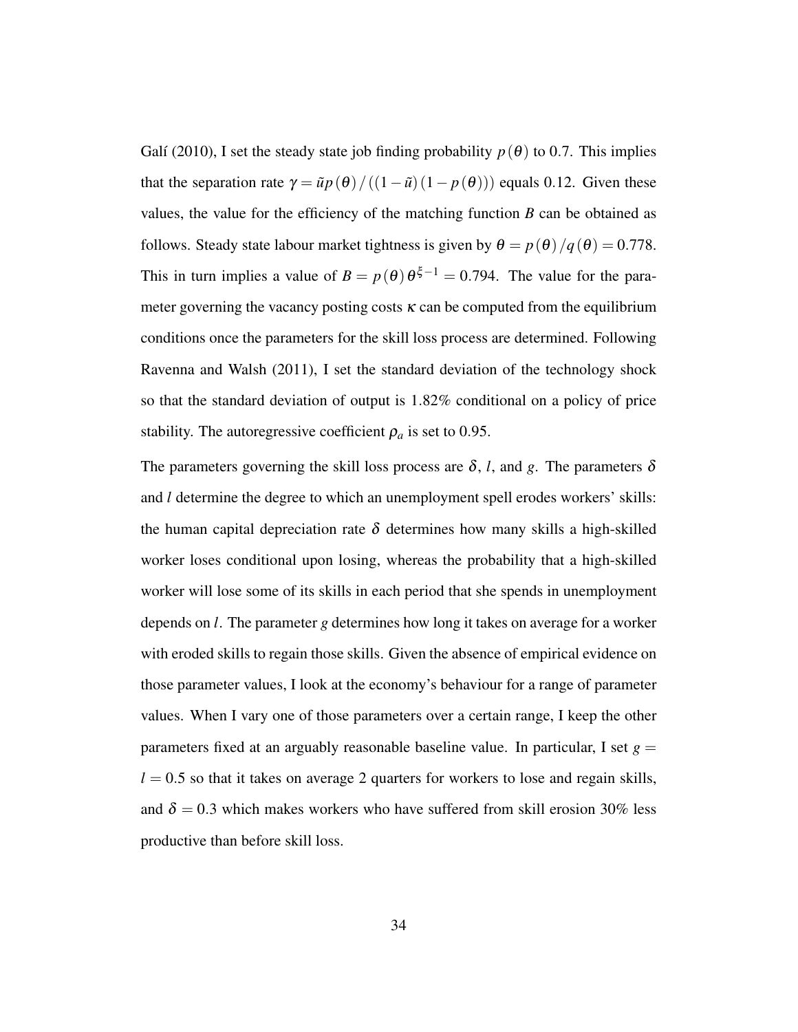Galí (2010), I set the steady state job finding probability $p(\theta)$ to 0.7. This implies that the separation rate $\gamma = \tilde{u}p(\theta)/((1-\tilde{u})(1-p(\theta)))$ equals 0.12. Given these values, the value for the efficiency of the matching function $B$ can be obtained as follows. Steady state labour market tightness is given by $\theta = p(\theta)/q(\theta) = 0.778$. This in turn implies a value of $B = p(\theta)\theta^{\xi-1} = 0.794$. The value for the parameter governing the vacancy posting costs $\kappa$ can be computed from the equilibrium conditions once the parameters for the skill loss process are determined. Following Ravenna and Walsh (2011), I set the standard deviation of the technology shock so that the standard deviation of output is 1.82% conditional on a policy of price stability. The autoregressive coefficient $\rho_a$ is set to 0.95.

The parameters governing the skill loss process are $\delta$, $l$, and $g$. The parameters $\delta$ and $l$ determine the degree to which an unemployment spell erodes workers' skills: the human capital depreciation rate $\delta$ determines how many skills a high-skilled worker loses conditional upon losing, whereas the probability that a high-skilled worker will lose some of its skills in each period that she spends in unemployment depends on $l$. The parameter $g$ determines how long it takes on average for a worker with eroded skills to regain those skills. Given the absence of empirical evidence on those parameter values, I look at the economy's behaviour for a range of parameter values. When I vary one of those parameters over a certain range, I keep the other parameters fixed at an arguably reasonable baseline value. In particular, I set $g = l = 0.5$ so that it takes on average 2 quarters for workers to lose and regain skills, and $\delta = 0.3$ which makes workers who have suffered from skill erosion 30% less productive than before skill loss.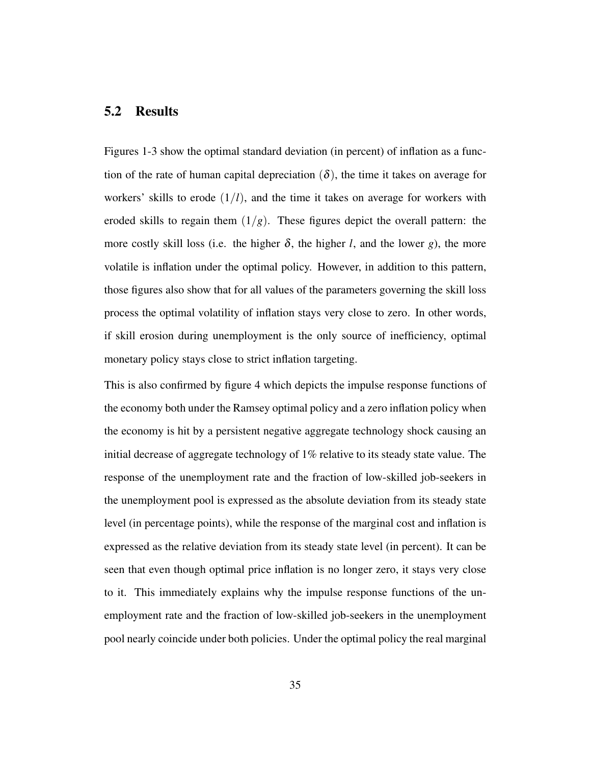## 5.2 Results

Figures 1-3 show the optimal standard deviation (in percent) of inflation as a function of the rate of human capital depreciation ($\delta$), the time it takes on average for workers' skills to erode ($1/l$), and the time it takes on average for workers with eroded skills to regain them ($1/g$). These figures depict the overall pattern: the more costly skill loss (i.e. the higher $\delta$, the higher $l$, and the lower $g$), the more volatile is inflation under the optimal policy. However, in addition to this pattern, those figures also show that for all values of the parameters governing the skill loss process the optimal volatility of inflation stays very close to zero. In other words, if skill erosion during unemployment is the only source of inefficiency, optimal monetary policy stays close to strict inflation targeting.

This is also confirmed by figure 4 which depicts the impulse response functions of the economy both under the Ramsey optimal policy and a zero inflation policy when the economy is hit by a persistent negative aggregate technology shock causing an initial decrease of aggregate technology of 1% relative to its steady state value. The response of the unemployment rate and the fraction of low-skilled job-seekers in the unemployment pool is expressed as the absolute deviation from its steady state level (in percentage points), while the response of the marginal cost and inflation is expressed as the relative deviation from its steady state level (in percent). It can be seen that even though optimal price inflation is no longer zero, it stays very close to it. This immediately explains why the impulse response functions of the unemployment rate and the fraction of low-skilled job-seekers in the unemployment pool nearly coincide under both policies. Under the optimal policy the real marginal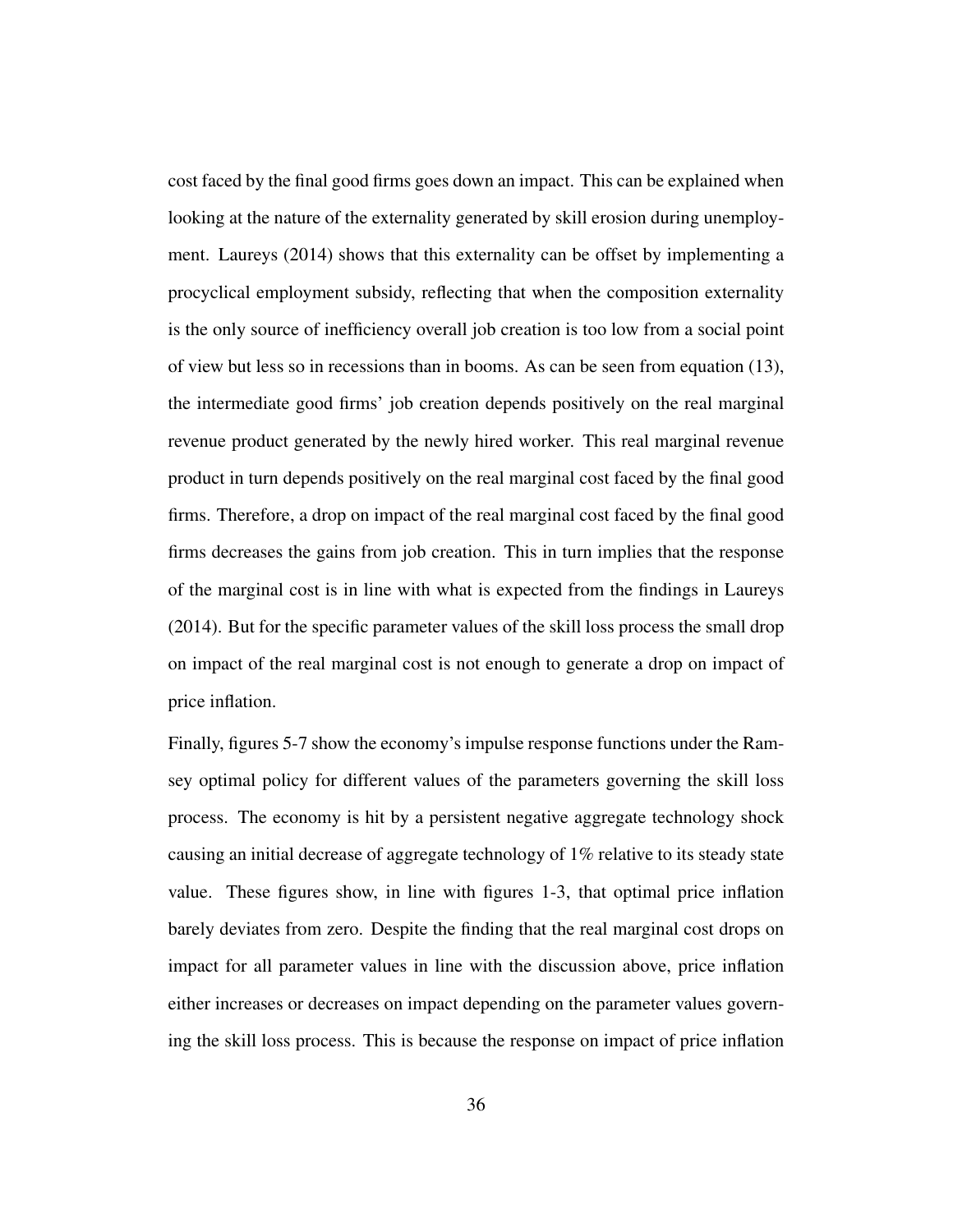cost faced by the final good firms goes down an impact. This can be explained when looking at the nature of the externality generated by skill erosion during unemployment. Laureys (2014) shows that this externality can be offset by implementing a procyclical employment subsidy, reflecting that when the composition externality is the only source of inefficiency overall job creation is too low from a social point of view but less so in recessions than in booms. As can be seen from equation (13), the intermediate good firms' job creation depends positively on the real marginal revenue product generated by the newly hired worker. This real marginal revenue product in turn depends positively on the real marginal cost faced by the final good firms. Therefore, a drop on impact of the real marginal cost faced by the final good firms decreases the gains from job creation. This in turn implies that the response of the marginal cost is in line with what is expected from the findings in Laureys (2014). But for the specific parameter values of the skill loss process the small drop on impact of the real marginal cost is not enough to generate a drop on impact of price inflation.

Finally, figures 5-7 show the economy's impulse response functions under the Ramsey optimal policy for different values of the parameters governing the skill loss process. The economy is hit by a persistent negative aggregate technology shock causing an initial decrease of aggregate technology of 1% relative to its steady state value. These figures show, in line with figures 1-3, that optimal price inflation barely deviates from zero. Despite the finding that the real marginal cost drops on impact for all parameter values in line with the discussion above, price inflation either increases or decreases on impact depending on the parameter values governing the skill loss process. This is because the response on impact of price inflation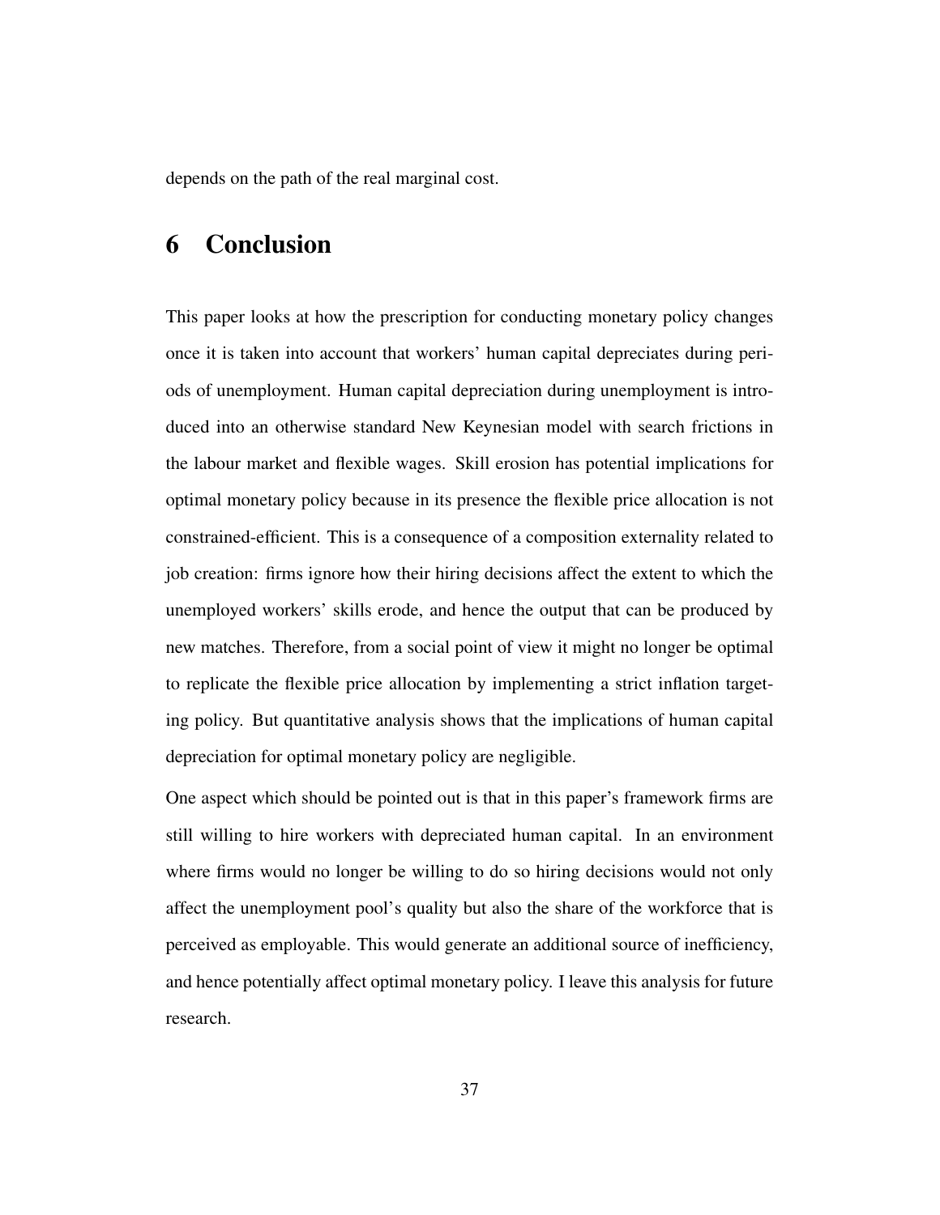depends on the path of the real marginal cost.

# 6 Conclusion

This paper looks at how the prescription for conducting monetary policy changes once it is taken into account that workers' human capital depreciates during periods of unemployment. Human capital depreciation during unemployment is introduced into an otherwise standard New Keynesian model with search frictions in the labour market and flexible wages. Skill erosion has potential implications for optimal monetary policy because in its presence the flexible price allocation is not constrained-efficient. This is a consequence of a composition externality related to job creation: firms ignore how their hiring decisions affect the extent to which the unemployed workers' skills erode, and hence the output that can be produced by new matches. Therefore, from a social point of view it might no longer be optimal to replicate the flexible price allocation by implementing a strict inflation targeting policy. But quantitative analysis shows that the implications of human capital depreciation for optimal monetary policy are negligible.

One aspect which should be pointed out is that in this paper's framework firms are still willing to hire workers with depreciated human capital. In an environment where firms would no longer be willing to do so hiring decisions would not only affect the unemployment pool's quality but also the share of the workforce that is perceived as employable. This would generate an additional source of inefficiency, and hence potentially affect optimal monetary policy. I leave this analysis for future research.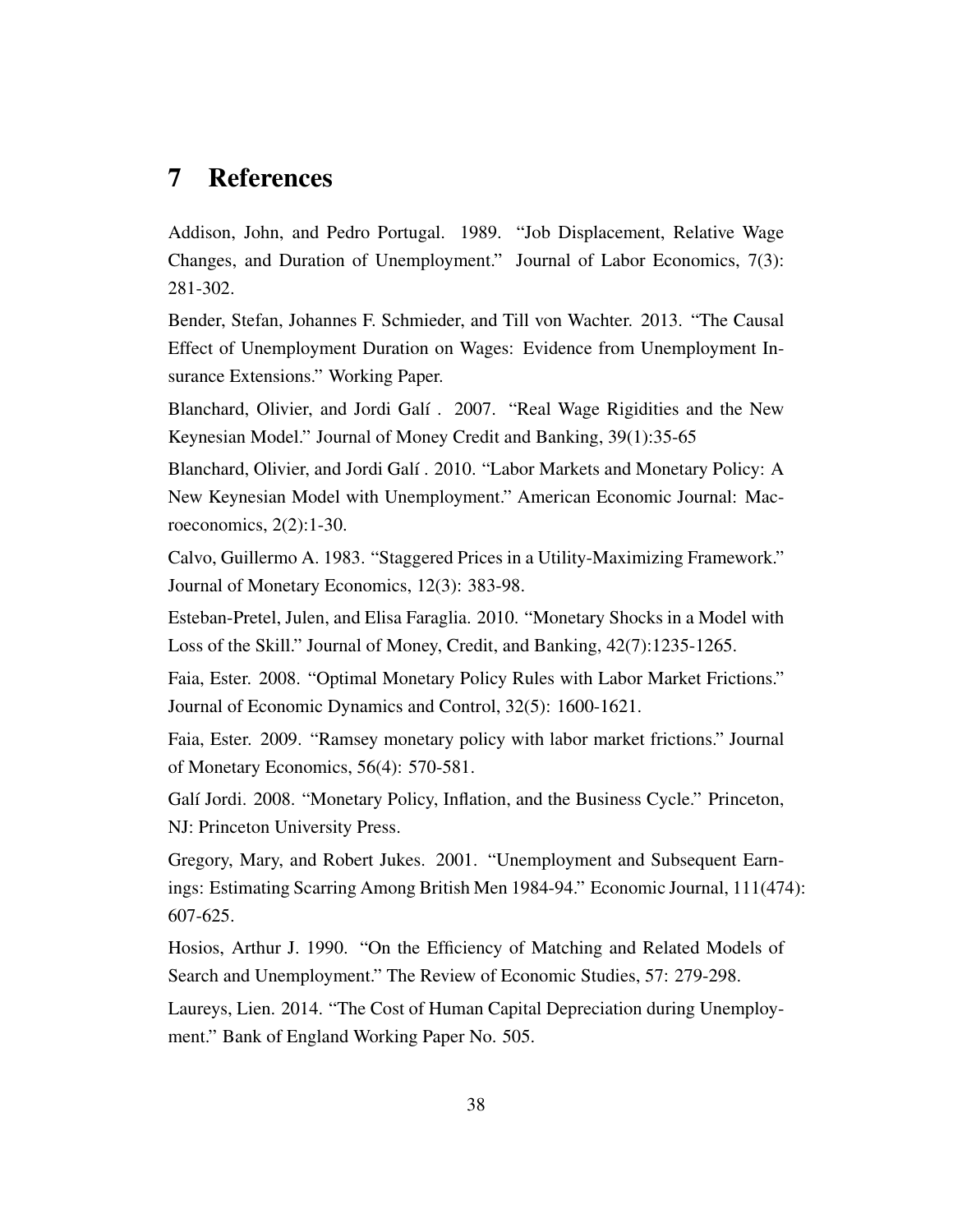# 7 References

Addison, John, and Pedro Portugal. 1989. "Job Displacement, Relative Wage Changes, and Duration of Unemployment." Journal of Labor Economics, 7(3): 281-302.

Bender, Stefan, Johannes F. Schmieder, and Till von Wachter. 2013. "The Causal Effect of Unemployment Duration on Wages: Evidence from Unemployment Insurance Extensions." Working Paper.

Blanchard, Olivier, and Jordi Galí . 2007. "Real Wage Rigidities and the New Keynesian Model." Journal of Money Credit and Banking, 39(1):35-65

Blanchard, Olivier, and Jordi Galí . 2010. "Labor Markets and Monetary Policy: A New Keynesian Model with Unemployment." American Economic Journal: Macroeconomics, 2(2):1-30.

Calvo, Guillermo A. 1983. "Staggered Prices in a Utility-Maximizing Framework." Journal of Monetary Economics, 12(3): 383-98.

Esteban-Pretel, Julen, and Elisa Faraglia. 2010. "Monetary Shocks in a Model with Loss of the Skill." Journal of Money, Credit, and Banking, 42(7):1235-1265.

Faia, Ester. 2008. "Optimal Monetary Policy Rules with Labor Market Frictions." Journal of Economic Dynamics and Control, 32(5): 1600-1621.

Faia, Ester. 2009. "Ramsey monetary policy with labor market frictions." Journal of Monetary Economics, 56(4): 570-581.

Galí Jordi. 2008. "Monetary Policy, Inflation, and the Business Cycle." Princeton, NJ: Princeton University Press.

Gregory, Mary, and Robert Jukes. 2001. "Unemployment and Subsequent Earnings: Estimating Scarring Among British Men 1984-94." Economic Journal, 111(474): 607-625.

Hosios, Arthur J. 1990. "On the Efficiency of Matching and Related Models of Search and Unemployment." The Review of Economic Studies, 57: 279-298.

Laureys, Lien. 2014. "The Cost of Human Capital Depreciation during Unemployment." Bank of England Working Paper No. 505.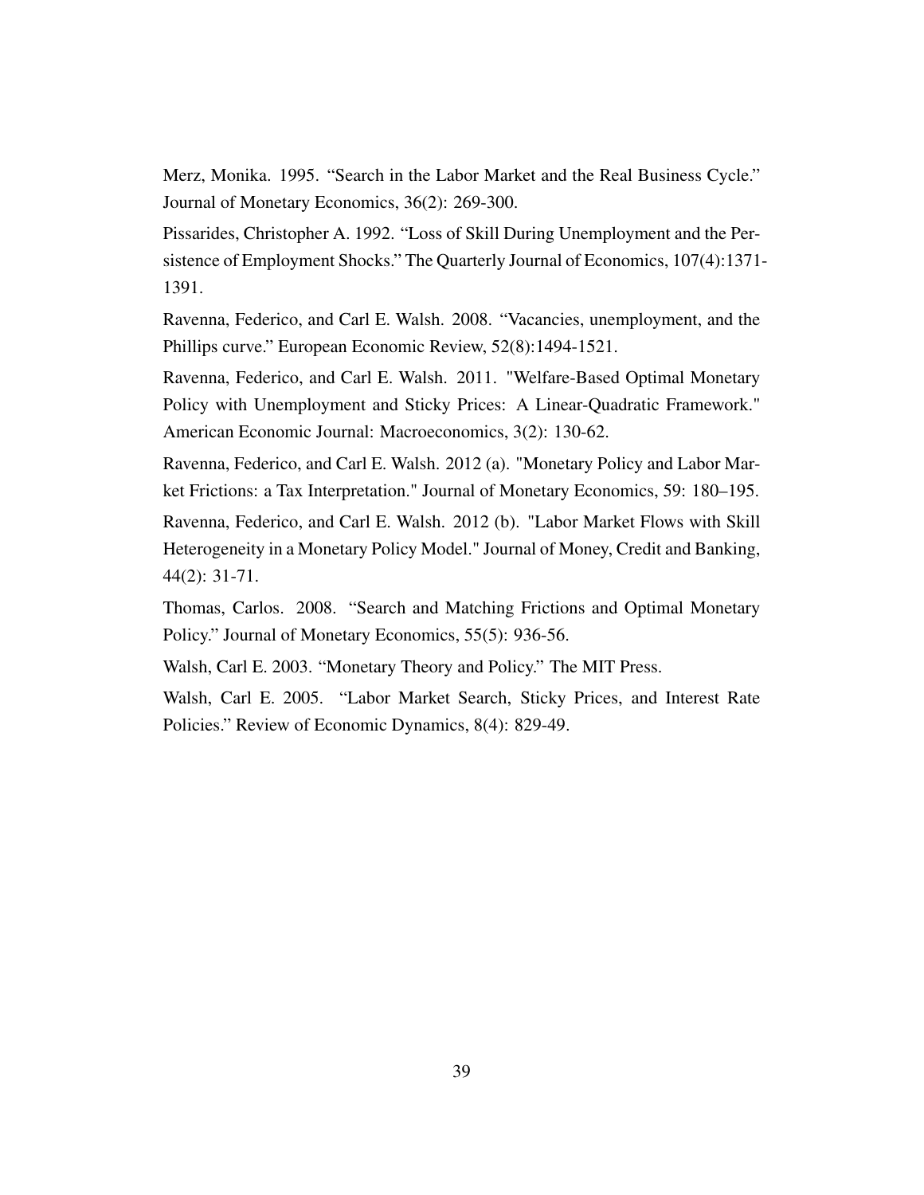Merz, Monika. 1995. “Search in the Labor Market and the Real Business Cycle.” Journal of Monetary Economics, 36(2): 269-300.

Pissarides, Christopher A. 1992. “Loss of Skill During Unemployment and the Persistence of Employment Shocks.” The Quarterly Journal of Economics, 107(4):1371-1391.

Ravenna, Federico, and Carl E. Walsh. 2008. “Vacancies, unemployment, and the Phillips curve.” European Economic Review, 52(8):1494-1521.

Ravenna, Federico, and Carl E. Walsh. 2011. "Welfare-Based Optimal Monetary Policy with Unemployment and Sticky Prices: A Linear-Quadratic Framework." American Economic Journal: Macroeconomics, 3(2): 130-62.

Ravenna, Federico, and Carl E. Walsh. 2012 (a). "Monetary Policy and Labor Market Frictions: a Tax Interpretation." Journal of Monetary Economics, 59: 180–195.

Ravenna, Federico, and Carl E. Walsh. 2012 (b). "Labor Market Flows with Skill Heterogeneity in a Monetary Policy Model." Journal of Money, Credit and Banking, 44(2): 31-71.

Thomas, Carlos. 2008. “Search and Matching Frictions and Optimal Monetary Policy.” Journal of Monetary Economics, 55(5): 936-56.

Walsh, Carl E. 2003. “Monetary Theory and Policy.” The MIT Press.

Walsh, Carl E. 2005. “Labor Market Search, Sticky Prices, and Interest Rate Policies.” Review of Economic Dynamics, 8(4): 829-49.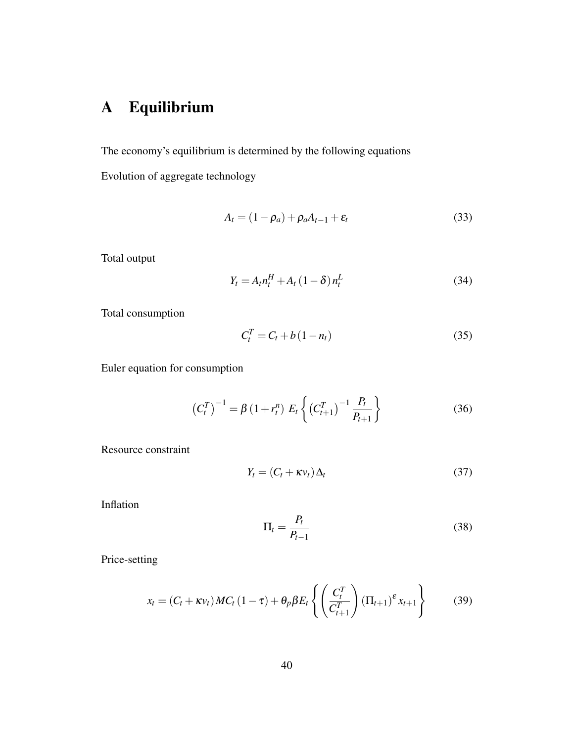# A Equilibrium

The economy's equilibrium is determined by the following equations

Evolution of aggregate technology

$$A_t = (1-\rho_a) + \rho_a A_{t-1} + \varepsilon_t \tag{33}$$

Total output

$$Y_t = A_t n_t^H + A_t (1-\delta) n_t^L \tag{34}$$

Total consumption

$$C_t^T = C_t + b(1-n_t) \tag{35}$$

Euler equation for consumption

$$\left(C_t^T\right)^{-1} = \beta \left(1+r_t^n\right) E_t \left\{ \left(C_{t+1}^T\right)^{-1} \frac{P_t}{P_{t+1}} \right\} \tag{36}$$

Resource constraint

$$Y_t = (C_t + \kappa v_t) \Delta_t \tag{37}$$

Inflation

$$\Pi_t = \frac{P_t}{P_{t-1}} \tag{38}$$

Price-setting

$$x_t = (C_t + \kappa v_t) MC_t (1-\tau) + \theta_p \beta E_t \left\{ \left( \frac{C_t^T}{C_{t+1}^T} \right) (\Pi_{t+1})^{\varepsilon} x_{t+1} \right\} \tag{39}$$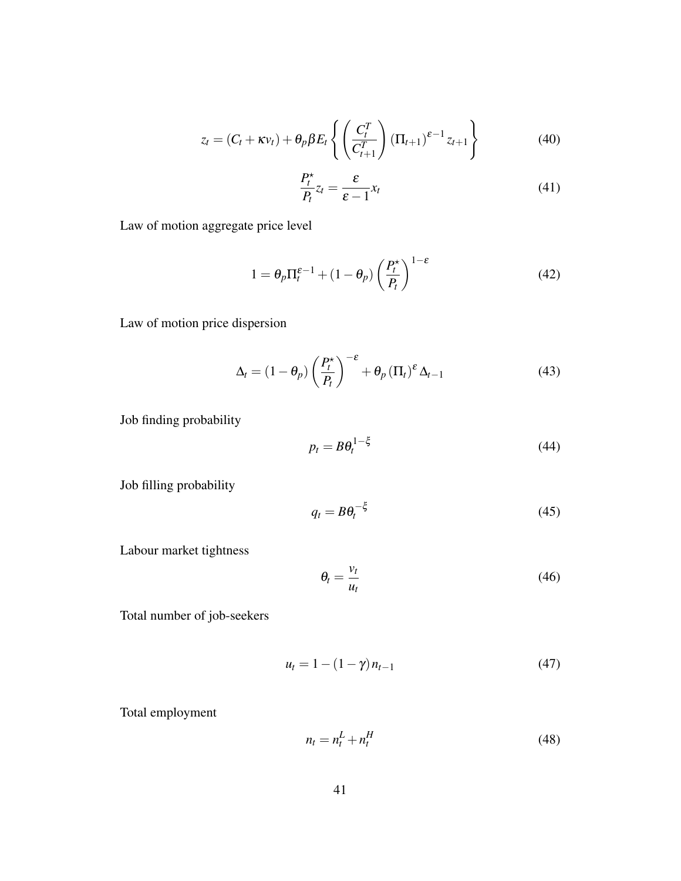$$z_t = (C_t + \kappa v_t) + \theta_p \beta E_t \left\{ \left( \frac{C_t^T}{C_{t+1}^T} \right) (\Pi_{t+1})^{\varepsilon - 1} z_{t+1} \right\} \tag{40}$$

$$\frac{P_t^\star}{P_t} z_t = \frac{\varepsilon}{\varepsilon - 1} x_t \tag{41}$$

Law of motion aggregate price level

$$1 = \theta_p \Pi_t^{\varepsilon - 1} + (1 - \theta_p) \left( \frac{P_t^\star}{P_t} \right)^{1 - \varepsilon} \tag{42}$$

Law of motion price dispersion

$$\Delta_t = (1 - \theta_p) \left( \frac{P_t^\star}{P_t} \right)^{-\varepsilon} + \theta_p (\Pi_t)^\varepsilon \Delta_{t-1} \tag{43}$$

Job finding probability

$$p_t = B \theta_t^{1 - \xi} \tag{44}$$

Job filling probability

$$q_t = B \theta_t^{-\xi} \tag{45}$$

Labour market tightness

$$\theta_t = \frac{v_t}{u_t} \tag{46}$$

Total number of job-seekers

$$u_t = 1 - (1 - \gamma) n_{t-1} \tag{47}$$

Total employment

$$n_t = n_t^L + n_t^H \tag{48}$$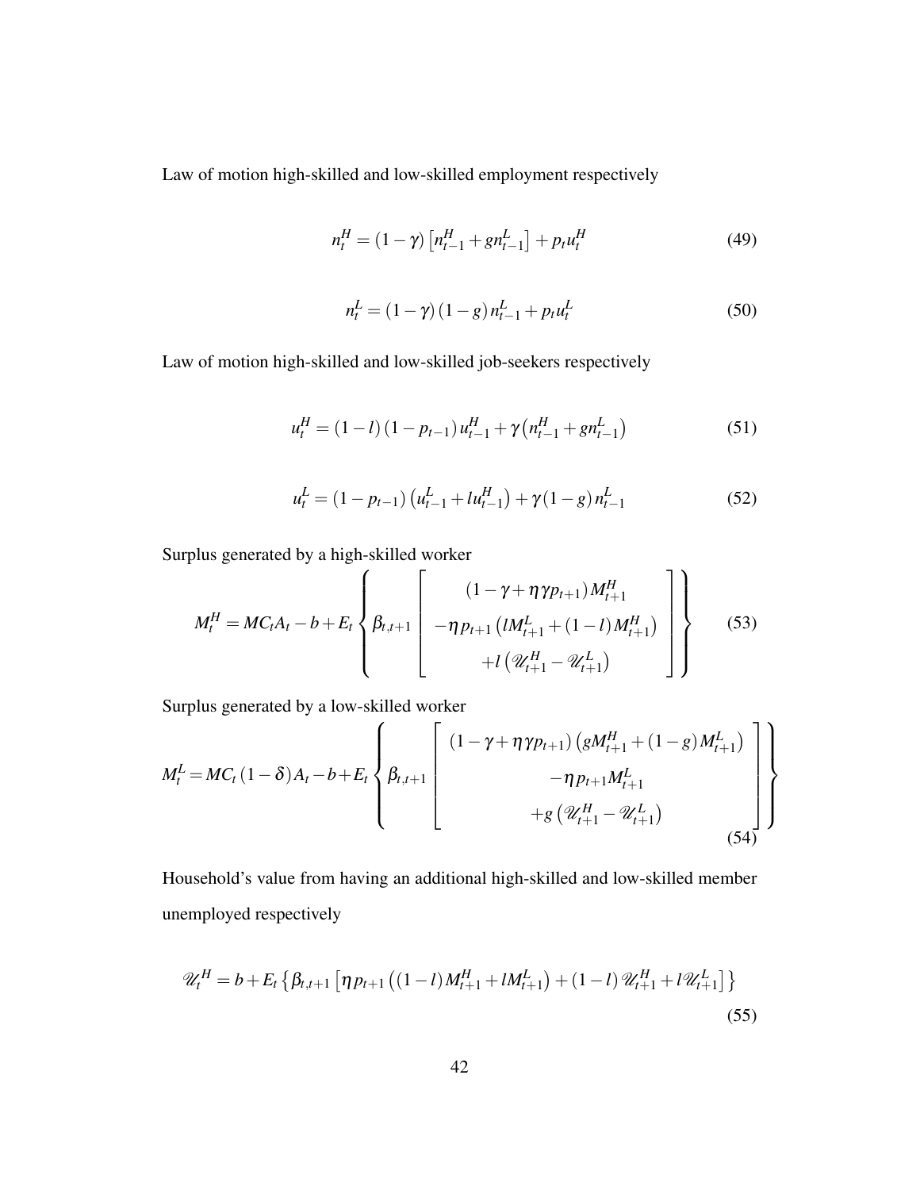Law of motion high-skilled and low-skilled employment respectively

$$n_t^H = (1-\gamma)\left[n_{t-1}^H + g n_{t-1}^L\right] + p_t u_t^H \tag{49}$$

$$n_t^L = (1-\gamma)(1-g)\, n_{t-1}^L + p_t u_t^L \tag{50}$$

Law of motion high-skilled and low-skilled job-seekers respectively

$$u_t^H = (1-l)(1-p_{t-1})\, u_{t-1}^H + \gamma\left(n_{t-1}^H + g n_{t-1}^L\right) \tag{51}$$

$$u_t^L = (1-p_{t-1})\left(u_{t-1}^L + l u_{t-1}^H\right) + \gamma (1-g)\, n_{t-1}^L \tag{52}$$

Surplus generated by a high-skilled worker

$$M_t^H = MC_t A_t - b + E_t \left\{ \beta_{t,t+1} \left[ \begin{array}{c} (1-\gamma+\eta\gamma p_{t+1}) M_{t+1}^H \\ -\eta p_{t+1}\left(l M_{t+1}^L + (1-l) M_{t+1}^H\right) \\ + l\left(\mathscr{U}_{t+1}^H - \mathscr{U}_{t+1}^L\right) \end{array} \right] \right\} \tag{53}$$

Surplus generated by a low-skilled worker

$$M_t^L = MC_t (1-\delta) A_t - b + E_t \left\{ \beta_{t,t+1} \left[ \begin{array}{c} (1-\gamma+\eta\gamma p_{t+1})\left(g M_{t+1}^H + (1-g) M_{t+1}^L\right) \\ -\eta p_{t+1} M_{t+1}^L \\ + g\left(\mathscr{U}_{t+1}^H - \mathscr{U}_{t+1}^L\right) \end{array} \right] \right\} \tag{54}$$

Household's value from having an additional high-skilled and low-skilled member unemployed respectively

$$\mathscr{U}_t^H = b + E_t\left\{\beta_{t,t+1}\left[\eta p_{t+1}\left((1-l) M_{t+1}^H + l M_{t+1}^L\right) + (1-l)\,\mathscr{U}_{t+1}^H + l\,\mathscr{U}_{t+1}^L\right]\right\} \tag{55}$$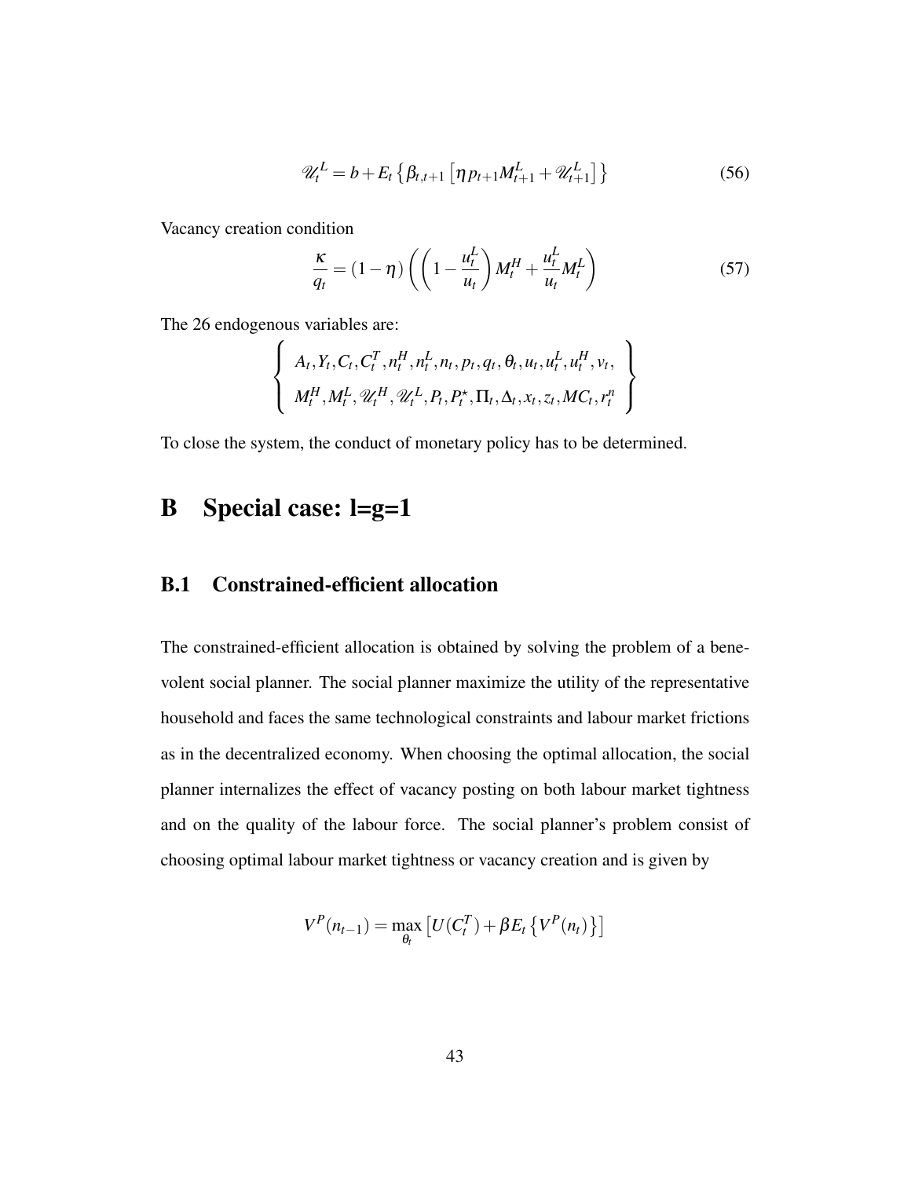$$\mathscr{U}_t^L = b + E_t\left\{\beta_{t,t+1}\left[\eta p_{t+1} M_{t+1}^L + \mathscr{U}_{t+1}^L\right]\right\} \tag{56}$$

Vacancy creation condition

$$\frac{\kappa}{q_t} = (1-\eta)\left(\left(1 - \frac{u_t^L}{u_t}\right)M_t^H + \frac{u_t^L}{u_t}M_t^L\right) \tag{57}$$

The 26 endogenous variables are:

$$\left\{\begin{array}{c} A_t, Y_t, C_t, C_t^T, n_t^H, n_t^L, n_t, p_t, q_t, \theta_t, u_t, u_t^L, u_t^H, v_t, \\ M_t^H, M_t^L, \mathscr{U}_t^H, \mathscr{U}_t^L, P_t, P_t^\star, \Pi_t, \Delta_t, x_t, z_t, MC_t, r_t^n \end{array}\right\}$$

To close the system, the conduct of monetary policy has to be determined.

# B Special case: l=g=1

## B.1 Constrained-efficient allocation

The constrained-efficient allocation is obtained by solving the problem of a benevolent social planner. The social planner maximize the utility of the representative household and faces the same technological constraints and labour market frictions as in the decentralized economy. When choosing the optimal allocation, the social planner internalizes the effect of vacancy posting on both labour market tightness and on the quality of the labour force. The social planner's problem consist of choosing optimal labour market tightness or vacancy creation and is given by

$$V^P(n_{t-1}) = \max_{\theta_t}\left[U(C_t^T) + \beta E_t\left\{V^P(n_t)\right\}\right]$$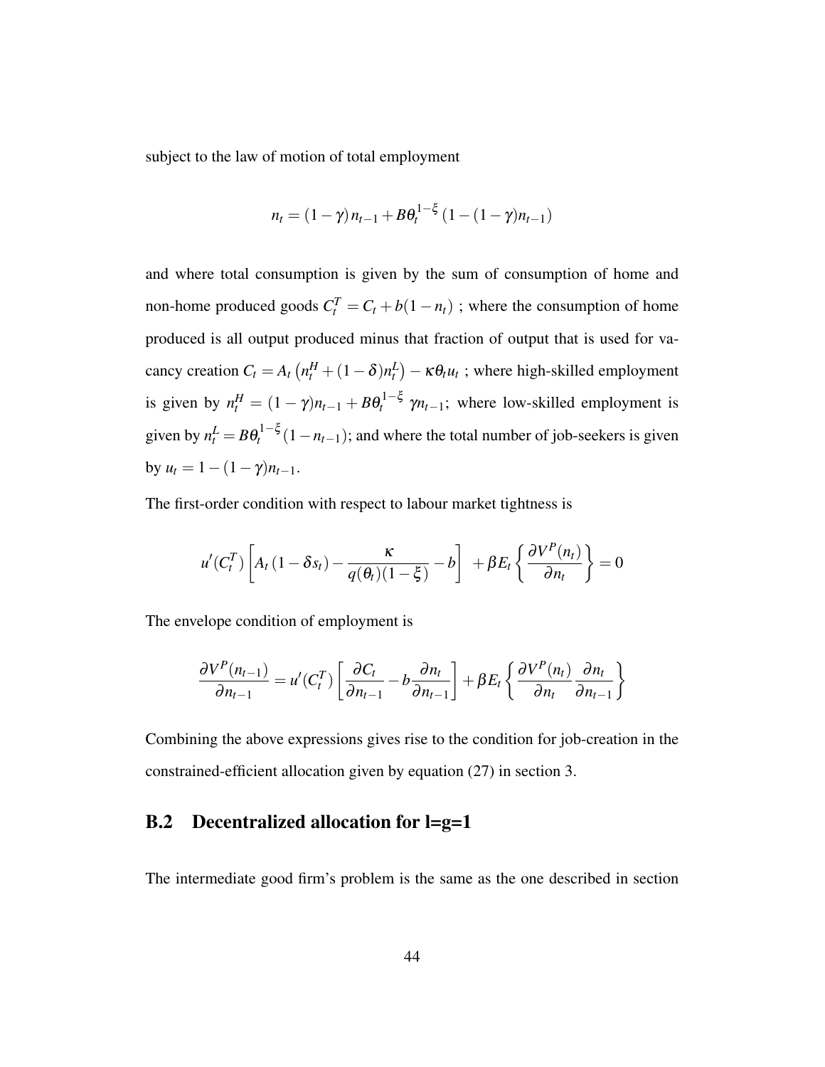subject to the law of motion of total employment

$$n_t = (1-\gamma)\, n_{t-1} + B\theta_t^{1-\xi}\,(1-(1-\gamma)n_{t-1})$$

and where total consumption is given by the sum of consumption of home and non-home produced goods $C_t^T = C_t + b(1-n_t)$ ; where the consumption of home produced is all output produced minus that fraction of output that is used for vacancy creation $C_t = A_t\left(n_t^H + (1-\delta)n_t^L\right) - \kappa\theta_t u_t$ ; where high-skilled employment is given by $n_t^H = (1-\gamma)n_{t-1} + B\theta_t^{1-\xi}\ \gamma n_{t-1}$; where low-skilled employment is given by $n_t^L = B\theta_t^{1-\xi}(1-n_{t-1})$; and where the total number of job-seekers is given by $u_t = 1-(1-\gamma)n_{t-1}$.

The first-order condition with respect to labour market tightness is

$$u'(C_t^T)\left[A_t\,(1-\delta s_t) - \frac{\kappa}{q(\theta_t)(1-\xi)} - b\right] \ + \beta E_t\left\{\frac{\partial V^P(n_t)}{\partial n_t}\right\} = 0$$

The envelope condition of employment is

$$\frac{\partial V^P(n_{t-1})}{\partial n_{t-1}} = u'(C_t^T)\left[\frac{\partial C_t}{\partial n_{t-1}} - b\frac{\partial n_t}{\partial n_{t-1}}\right] + \beta E_t\left\{\frac{\partial V^P(n_t)}{\partial n_t}\frac{\partial n_t}{\partial n_{t-1}}\right\}$$

Combining the above expressions gives rise to the condition for job-creation in the constrained-efficient allocation given by equation (27) in section 3.

## B.2 Decentralized allocation for l=g=1

The intermediate good firm's problem is the same as the one described in section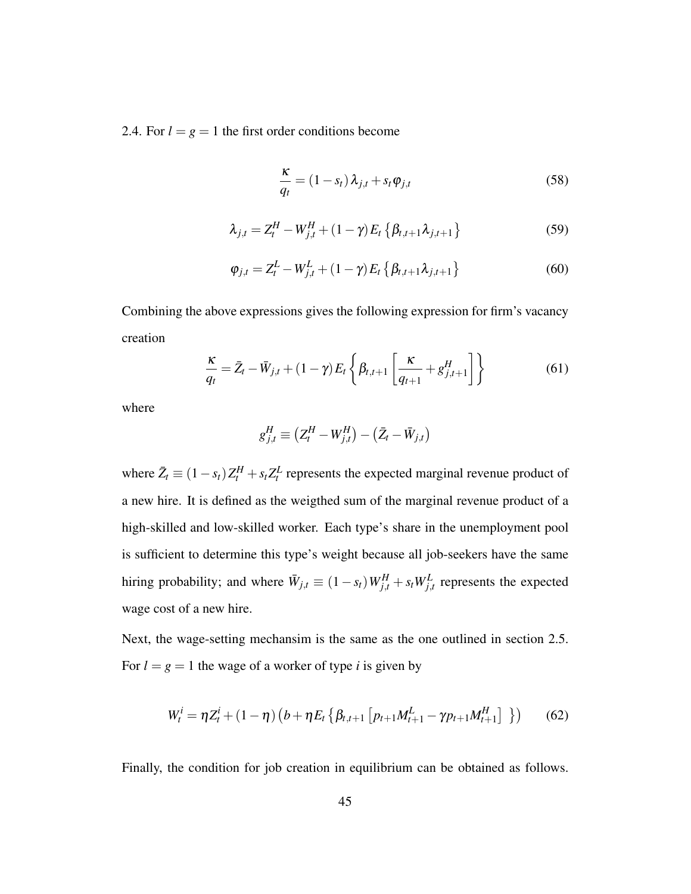2.4. For $l = g = 1$ the first order conditions become

$$\frac{\kappa}{q_t} = (1 - s_t)\lambda_{j,t} + s_t \varphi_{j,t} \tag{58}$$

$$\lambda_{j,t} = Z_t^H - W_{j,t}^H + (1-\gamma) E_t \left\{ \beta_{t,t+1} \lambda_{j,t+1} \right\} \tag{59}$$

$$\varphi_{j,t} = Z_t^L - W_{j,t}^L + (1-\gamma) E_t \left\{ \beta_{t,t+1} \lambda_{j,t+1} \right\} \tag{60}$$

Combining the above expressions gives the following expression for firm's vacancy creation

$$\frac{\kappa}{q_t} = \bar{Z}_t - \bar{W}_{j,t} + (1-\gamma) E_t \left\{ \beta_{t,t+1} \left[ \frac{\kappa}{q_{t+1}} + g_{j,t+1}^H \right] \right\} \tag{61}$$

where

$$g_{j,t}^H \equiv \left( Z_t^H - W_{j,t}^H \right) - \left( \bar{Z}_t - \bar{W}_{j,t} \right)$$

where $\bar{Z}_t \equiv (1 - s_t) Z_t^H + s_t Z_t^L$ represents the expected marginal revenue product of a new hire. It is defined as the weigthed sum of the marginal revenue product of a high-skilled and low-skilled worker. Each type's share in the unemployment pool is sufficient to determine this type's weight because all job-seekers have the same hiring probability; and where $\bar{W}_{j,t} \equiv (1 - s_t) W_{j,t}^H + s_t W_{j,t}^L$ represents the expected wage cost of a new hire.

Next, the wage-setting mechansim is the same as the one outlined in section 2.5. For $l = g = 1$ the wage of a worker of type $i$ is given by

$$W_t^i = \eta Z_t^i + (1-\eta) \left( b + \eta E_t \left\{ \beta_{t,t+1} \left[ p_{t+1} M_{t+1}^L - \gamma p_{t+1} M_{t+1}^H \right] \right\} \right) \tag{62}$$

Finally, the condition for job creation in equilibrium can be obtained as follows.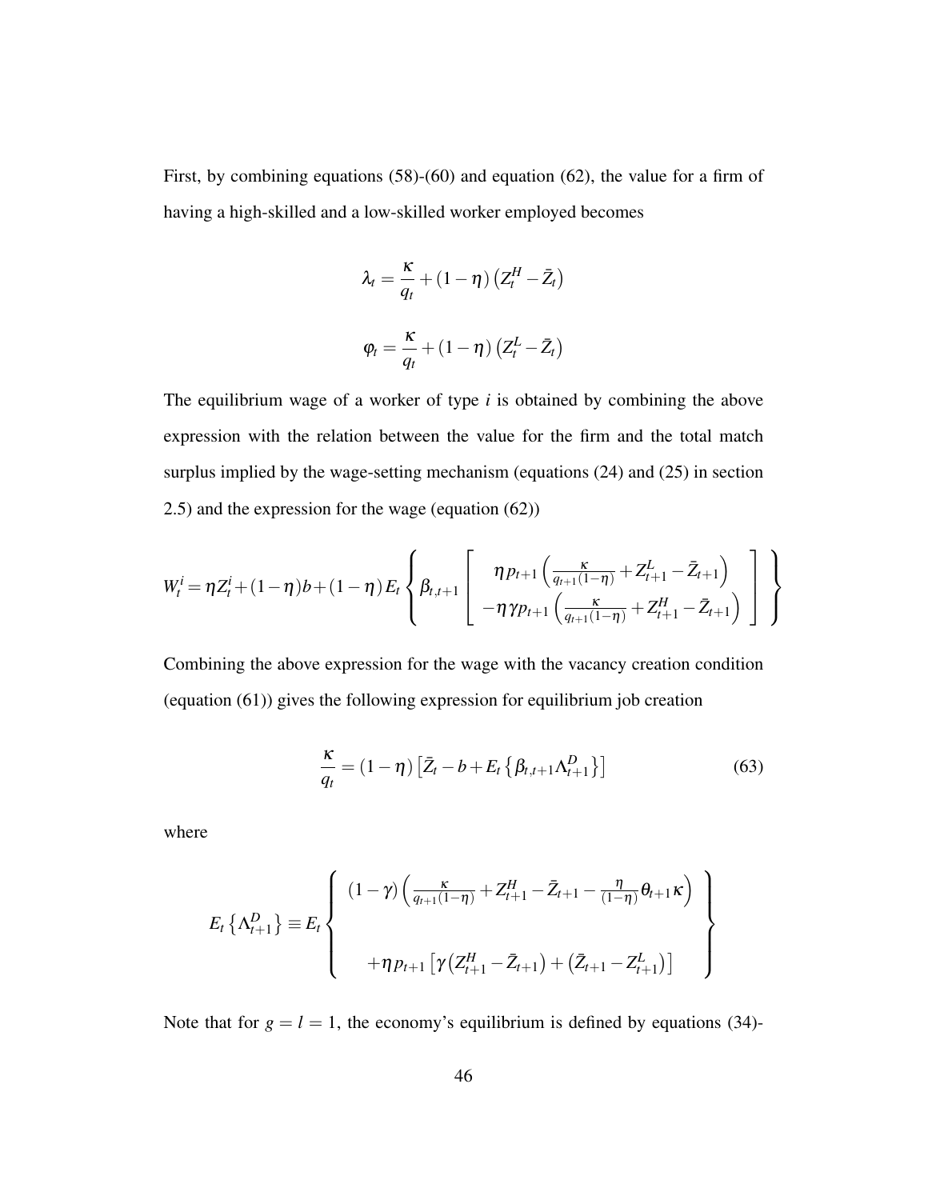First, by combining equations (58)-(60) and equation (62), the value for a firm of having a high-skilled and a low-skilled worker employed becomes

$$\lambda_t = \frac{\kappa}{q_t} + (1-\eta)\left(Z_t^H - \bar{Z}_t\right)$$

$$\varphi_t = \frac{\kappa}{q_t} + (1-\eta)\left(Z_t^L - \bar{Z}_t\right)$$

The equilibrium wage of a worker of type $i$ is obtained by combining the above expression with the relation between the value for the firm and the total match surplus implied by the wage-setting mechanism (equations (24) and (25) in section 2.5) and the expression for the wage (equation (62))

$$W_t^i = \eta Z_t^i + (1-\eta)b + (1-\eta)E_t\left\{\beta_{t,t+1}\left[\begin{array}{c} \eta p_{t+1}\left(\frac{\kappa}{q_{t+1}(1-\eta)} + Z_{t+1}^L - \bar{Z}_{t+1}\right) \\ -\eta\gamma p_{t+1}\left(\frac{\kappa}{q_{t+1}(1-\eta)} + Z_{t+1}^H - \bar{Z}_{t+1}\right) \end{array}\right]\right\}$$

Combining the above expression for the wage with the vacancy creation condition (equation (61)) gives the following expression for equilibrium job creation

$$\frac{\kappa}{q_t} = (1-\eta)\left[\bar{Z}_t - b + E_t\left\{\beta_{t,t+1}\Lambda_{t+1}^D\right\}\right] \tag{63}$$

where

$$E_t\left\{\Lambda_{t+1}^D\right\} \equiv E_t\left\{\begin{array}{c} (1-\gamma)\left(\frac{\kappa}{q_{t+1}(1-\eta)} + Z_{t+1}^H - \bar{Z}_{t+1} - \frac{\eta}{(1-\eta)}\theta_{t+1}\kappa\right) \\ \\ +\eta p_{t+1}\left[\gamma\left(Z_{t+1}^H - \bar{Z}_{t+1}\right) + \left(\bar{Z}_{t+1} - Z_{t+1}^L\right)\right] \end{array}\right\}$$

Note that for $g = l = 1$, the economy's equilibrium is defined by equations (34)-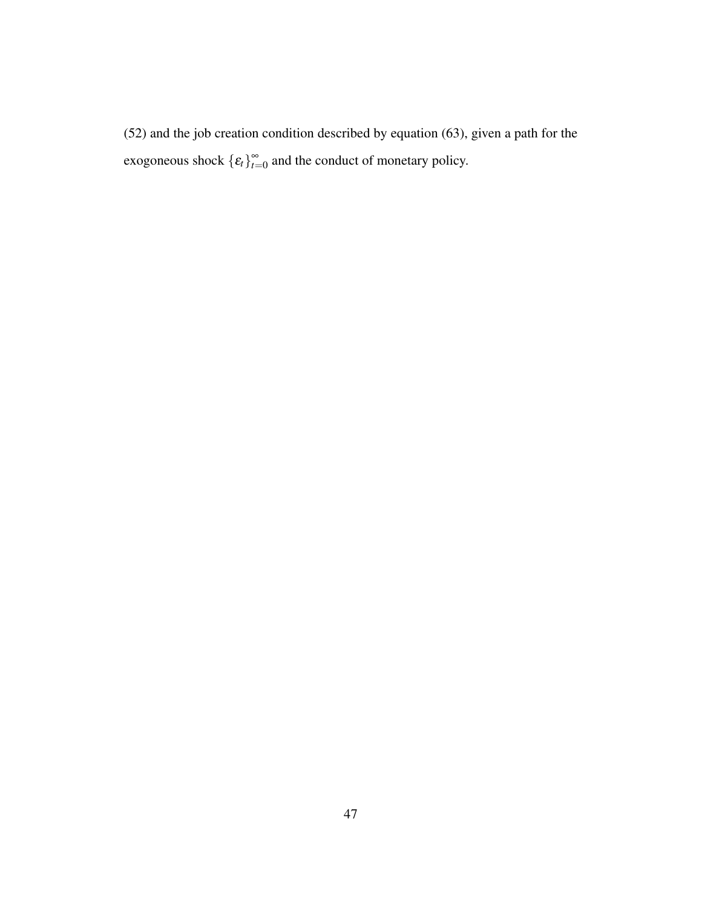(52) and the job creation condition described by equation (63), given a path for the exogoneous shock $\{\varepsilon_t\}_{t=0}^{\infty}$ and the conduct of monetary policy.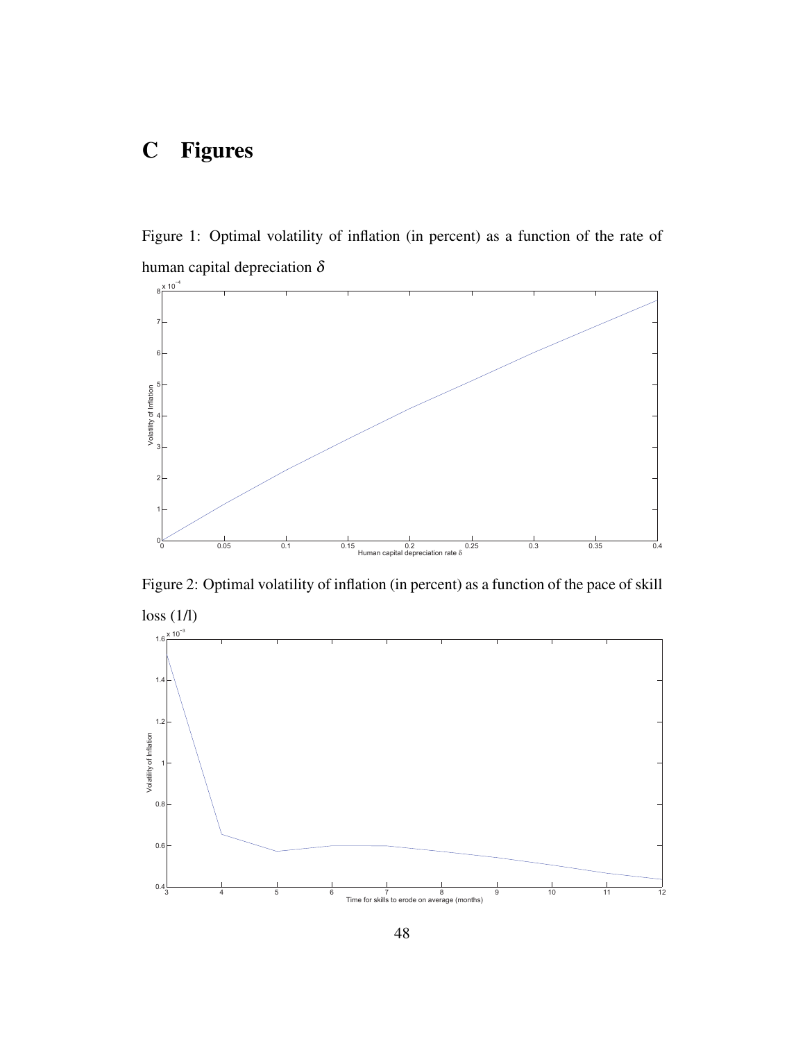# C Figures

Figure 1: Optimal volatility of inflation (in percent) as a function of the rate of human capital depreciation $\delta$

Figure 2: Optimal volatility of inflation (in percent) as a function of the pace of skill loss (1/l)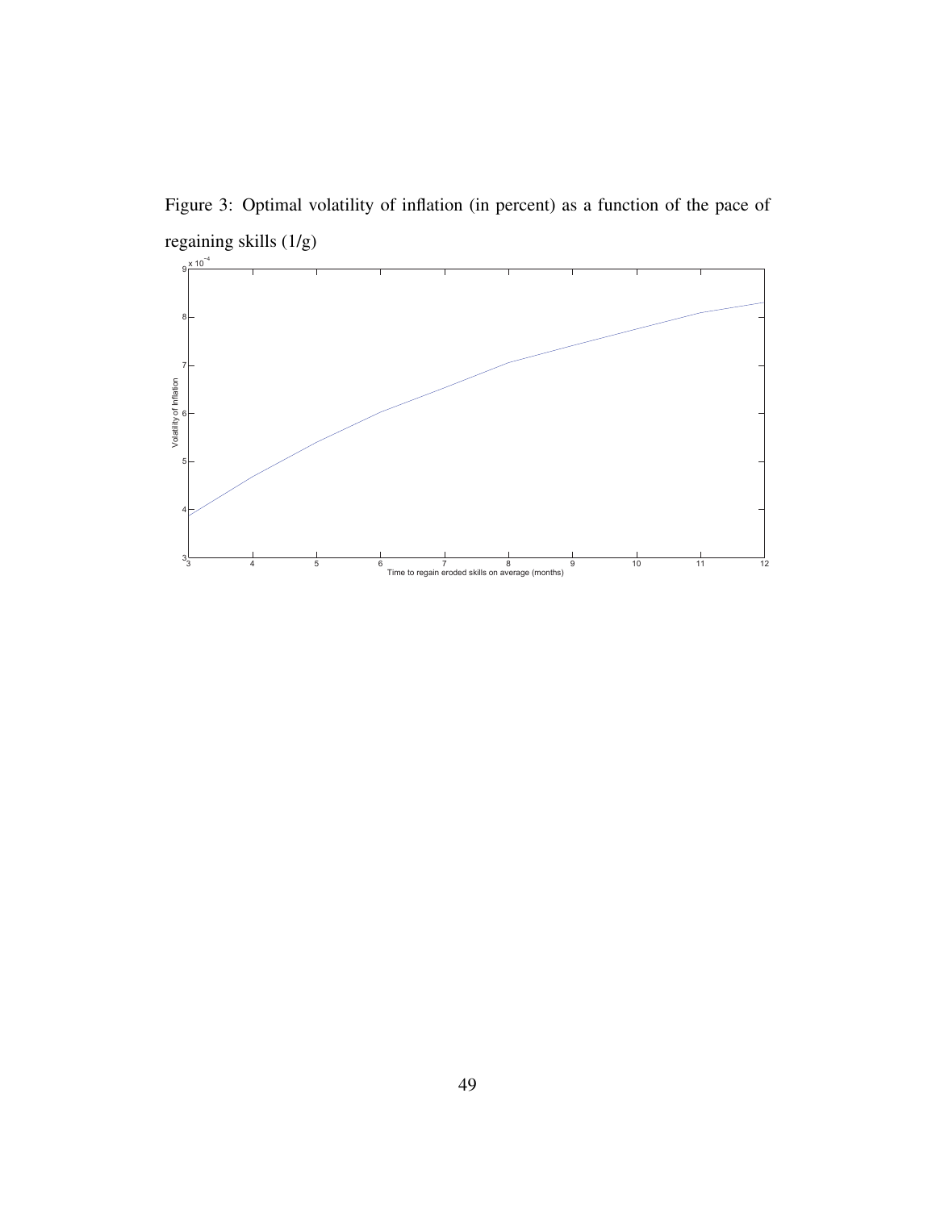Figure 3: Optimal volatility of inflation (in percent) as a function of the pace of regaining skills (1/g)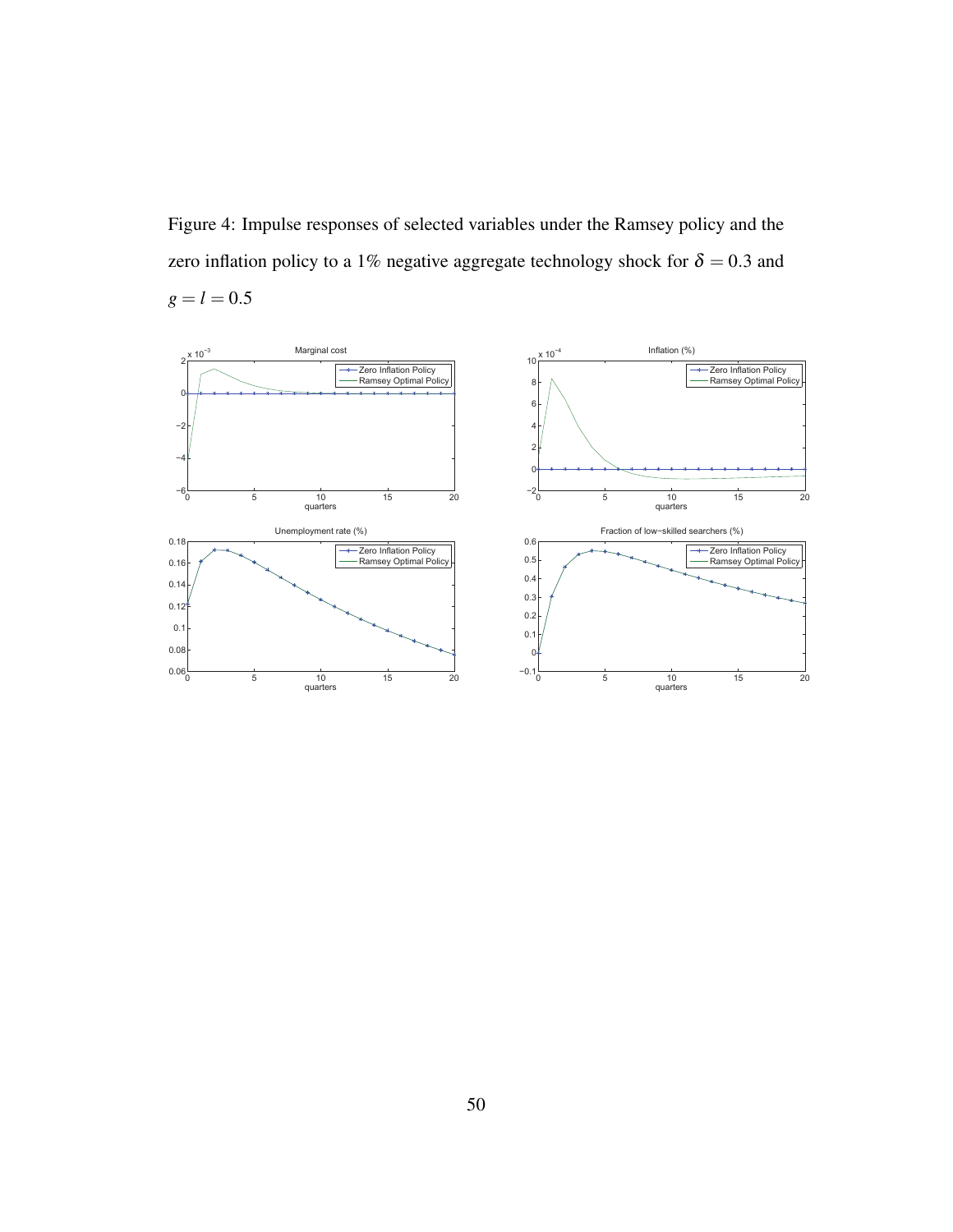Figure 4: Impulse responses of selected variables under the Ramsey policy and the zero inflation policy to a 1% negative aggregate technology shock for $\delta = 0.3$ and $g = l = 0.5$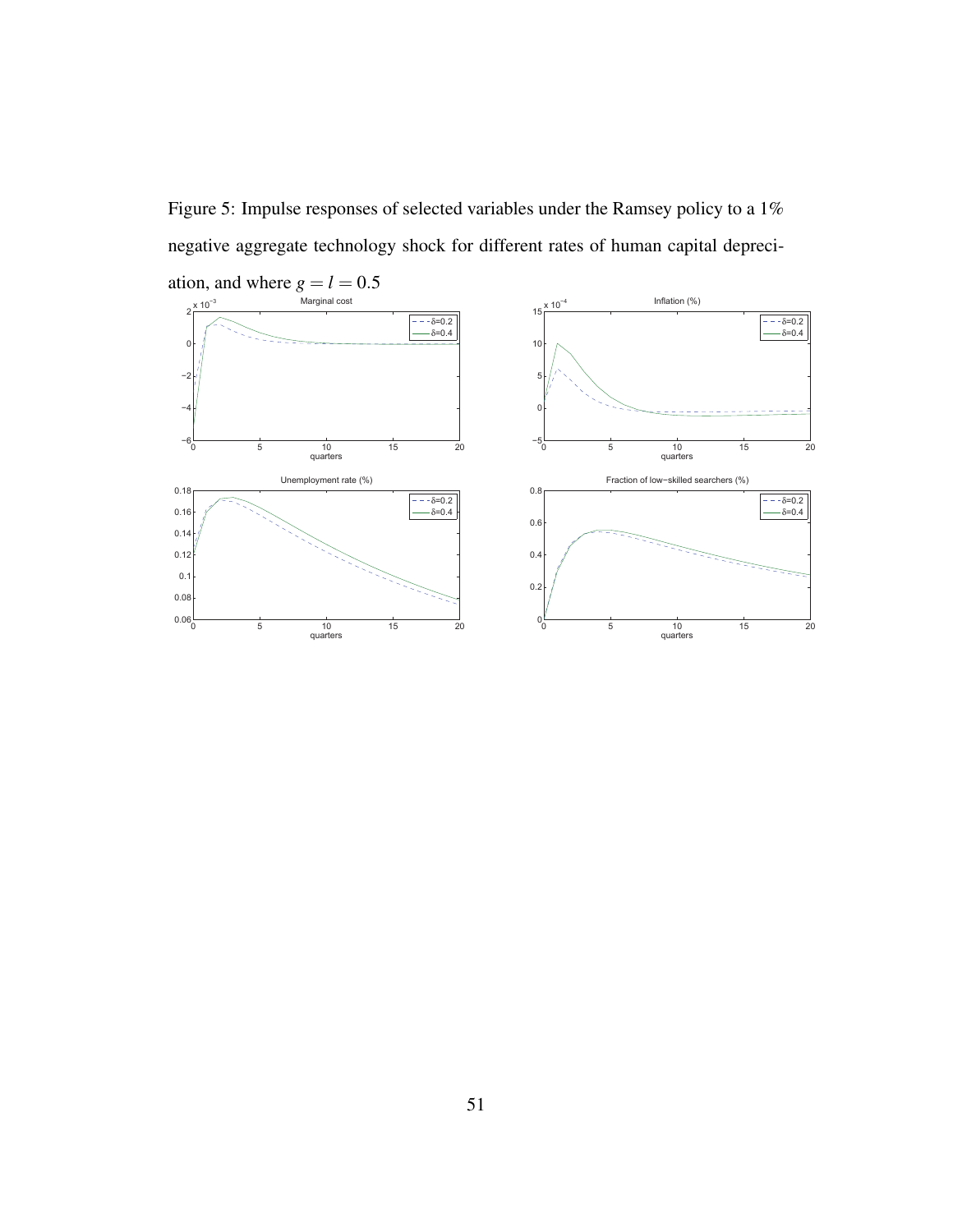Figure 5: Impulse responses of selected variables under the Ramsey policy to a 1% negative aggregate technology shock for different rates of human capital depreciation, and where $g = l = 0.5$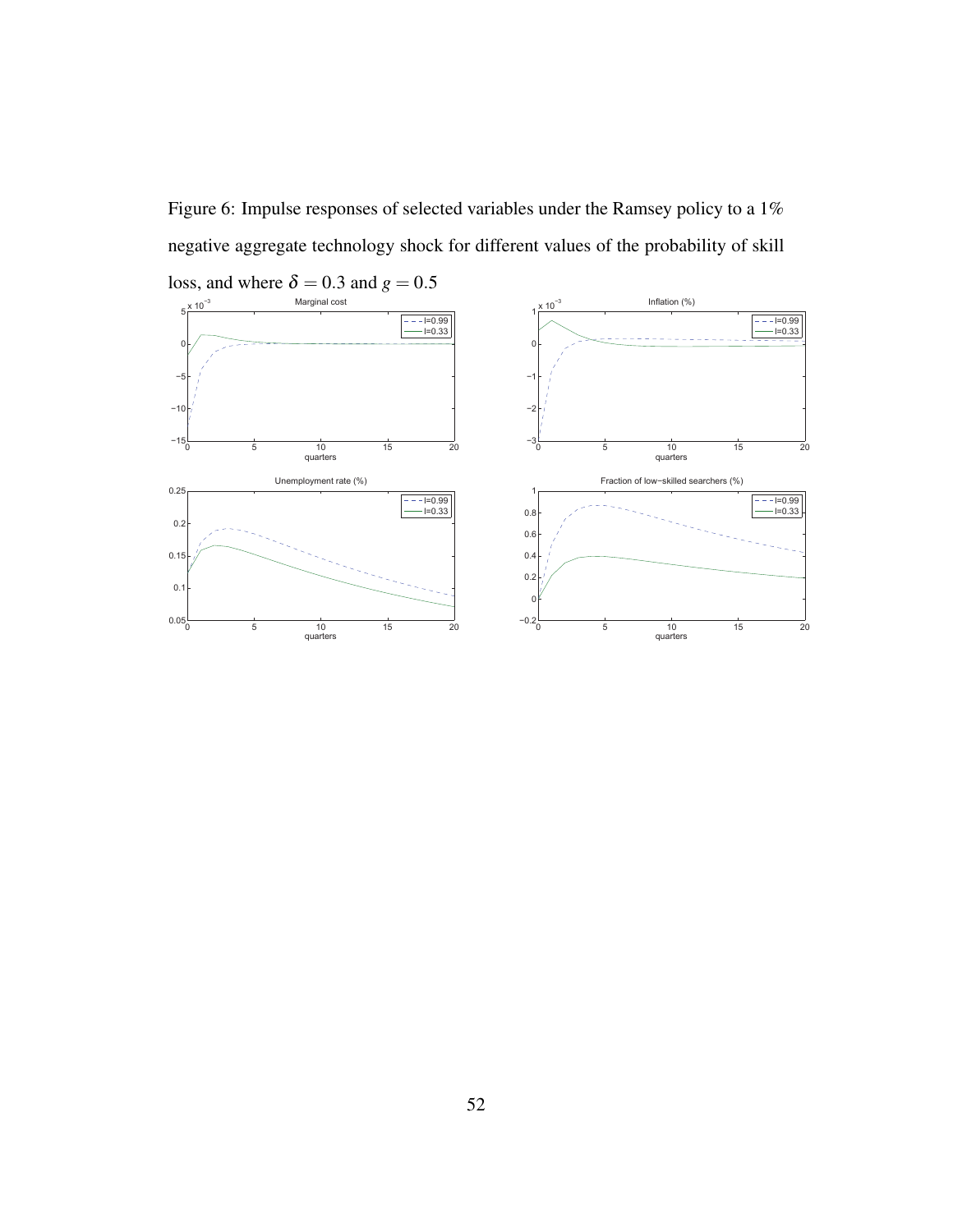Figure 6: Impulse responses of selected variables under the Ramsey policy to a 1% negative aggregate technology shock for different values of the probability of skill loss, and where $\delta = 0.3$ and $g = 0.5$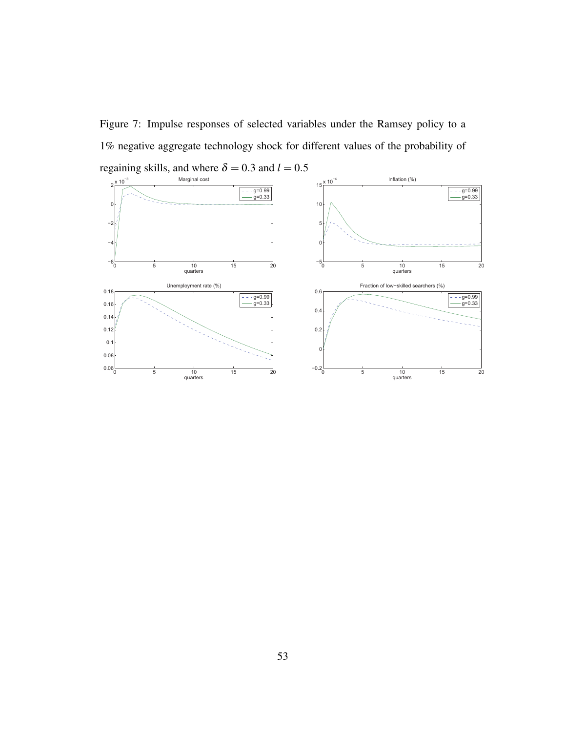Figure 7: Impulse responses of selected variables under the Ramsey policy to a 1% negative aggregate technology shock for different values of the probability of regaining skills, and where $\delta = 0.3$ and $l = 0.5$

Marginal cost

x $10^{-3}$

2
0
−2
−4
−6

0 5 10 15 20

quarters

- - - g=0.99
—— g=0.33

Inflation (%)

x $10^{-4}$

15
10
5
0
−5

0 5 10 15 20

quarters

- - - g=0.99
—— g=0.33

Unemployment rate (%)

0.18
0.16
0.14
0.12
0.1
0.08
0.06

0 5 10 15 20

quarters

- - - g=0.99
—— g=0.33

Fraction of low−skilled searchers (%)

0.6
0.4
0.2
0
−0.2

0 5 10 15 20

quarters

- - - g=0.99
—— g=0.33